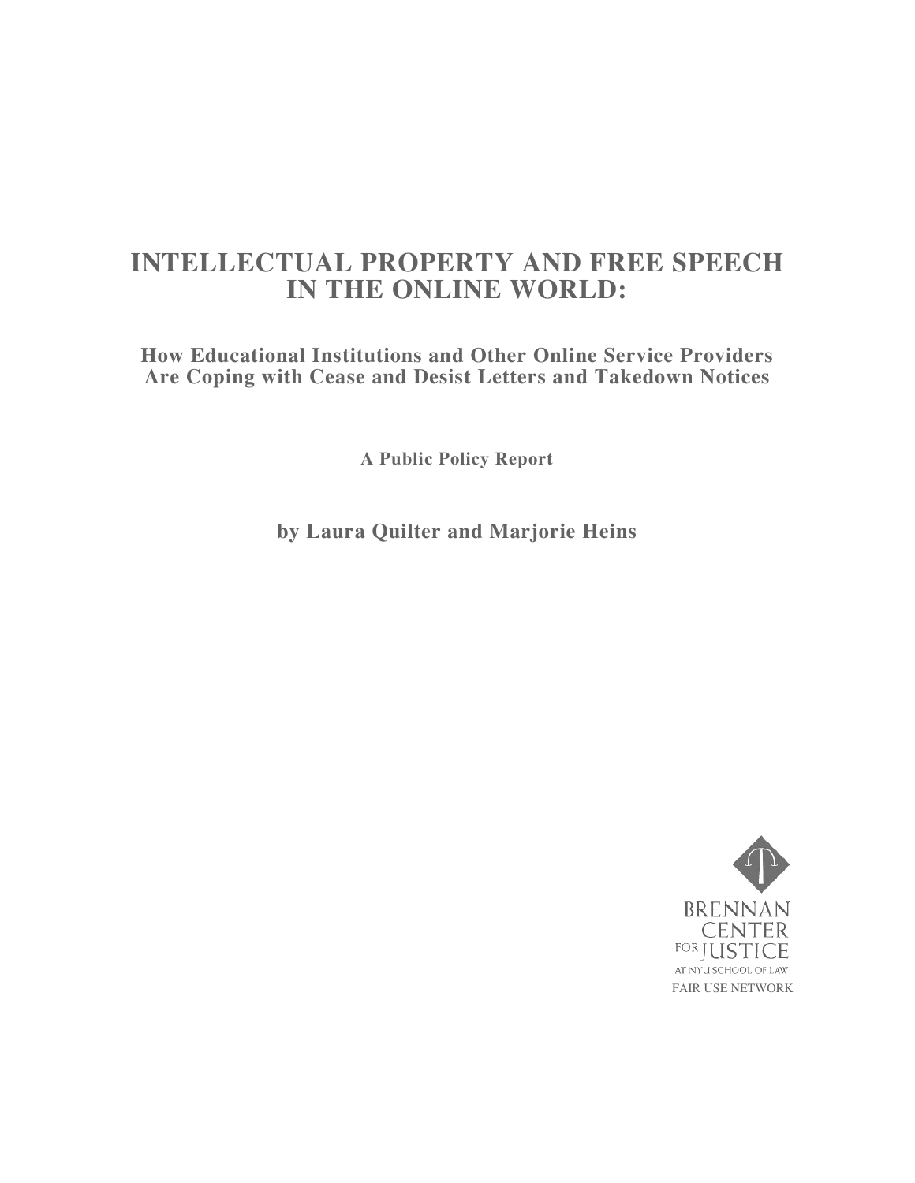# INTELLECTUAL PROPERTY AND FREE SPEECH IN THE ONLINE WORLD:

## How Educational Institutions and Other Online Service Providers Are Coping with Cease and Desist Letters and Takedown Notices

**A Public Policy Report**

**by Laura Quilter and Marjorie Heins**

BRENNAN CENTER FOR JUSTICE AT NYU SCHOOL OF LAW

FAIR USE NETWORK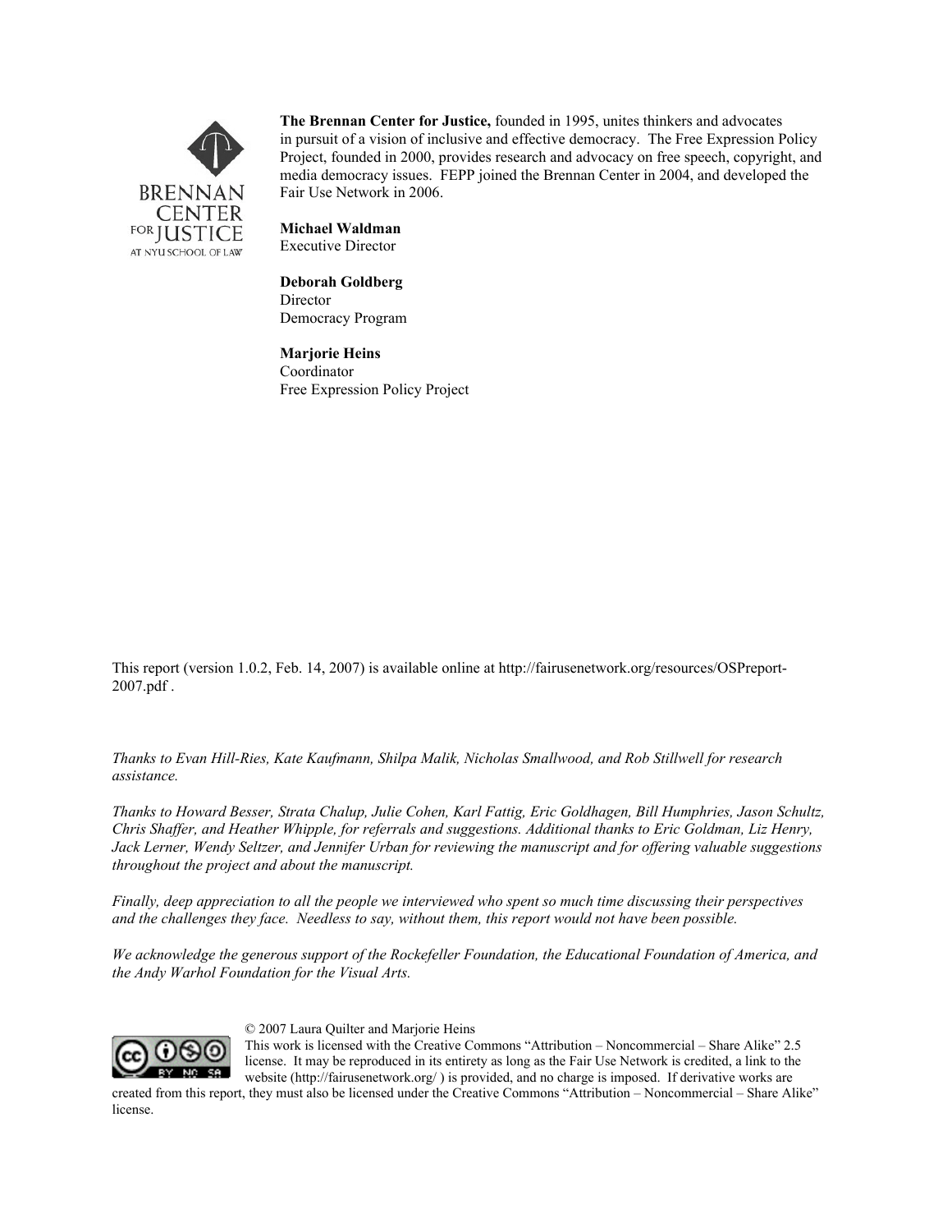**The Brennan Center for Justice,** founded in 1995, unites thinkers and advocates in pursuit of a vision of inclusive and effective democracy. The Free Expression Policy Project, founded in 2000, provides research and advocacy on free speech, copyright, and media democracy issues. FEPP joined the Brennan Center in 2004, and developed the Fair Use Network in 2006.

**Michael Waldman**
Executive Director

**Deborah Goldberg**
Director
Democracy Program

**Marjorie Heins**
Coordinator
Free Expression Policy Project

This report (version 1.0.2, Feb. 14, 2007) is available online at http://fairusenetwork.org/resources/OSPreport-2007.pdf .

*Thanks to Evan Hill-Ries, Kate Kaufmann, Shilpa Malik, Nicholas Smallwood, and Rob Stillwell for research assistance.*

*Thanks to Howard Besser, Strata Chalup, Julie Cohen, Karl Fattig, Eric Goldhagen, Bill Humphries, Jason Schultz, Chris Shaffer, and Heather Whipple, for referrals and suggestions. Additional thanks to Eric Goldman, Liz Henry, Jack Lerner, Wendy Seltzer, and Jennifer Urban for reviewing the manuscript and for offering valuable suggestions throughout the project and about the manuscript.*

*Finally, deep appreciation to all the people we interviewed who spent so much time discussing their perspectives and the challenges they face. Needless to say, without them, this report would not have been possible.*

*We acknowledge the generous support of the Rockefeller Foundation, the Educational Foundation of America, and the Andy Warhol Foundation for the Visual Arts.*

© 2007 Laura Quilter and Marjorie Heins
This work is licensed with the Creative Commons "Attribution – Noncommercial – Share Alike" 2.5 license. It may be reproduced in its entirety as long as the Fair Use Network is credited, a link to the website (http://fairusenetwork.org/ ) is provided, and no charge is imposed. If derivative works are created from this report, they must also be licensed under the Creative Commons "Attribution – Noncommercial – Share Alike" license.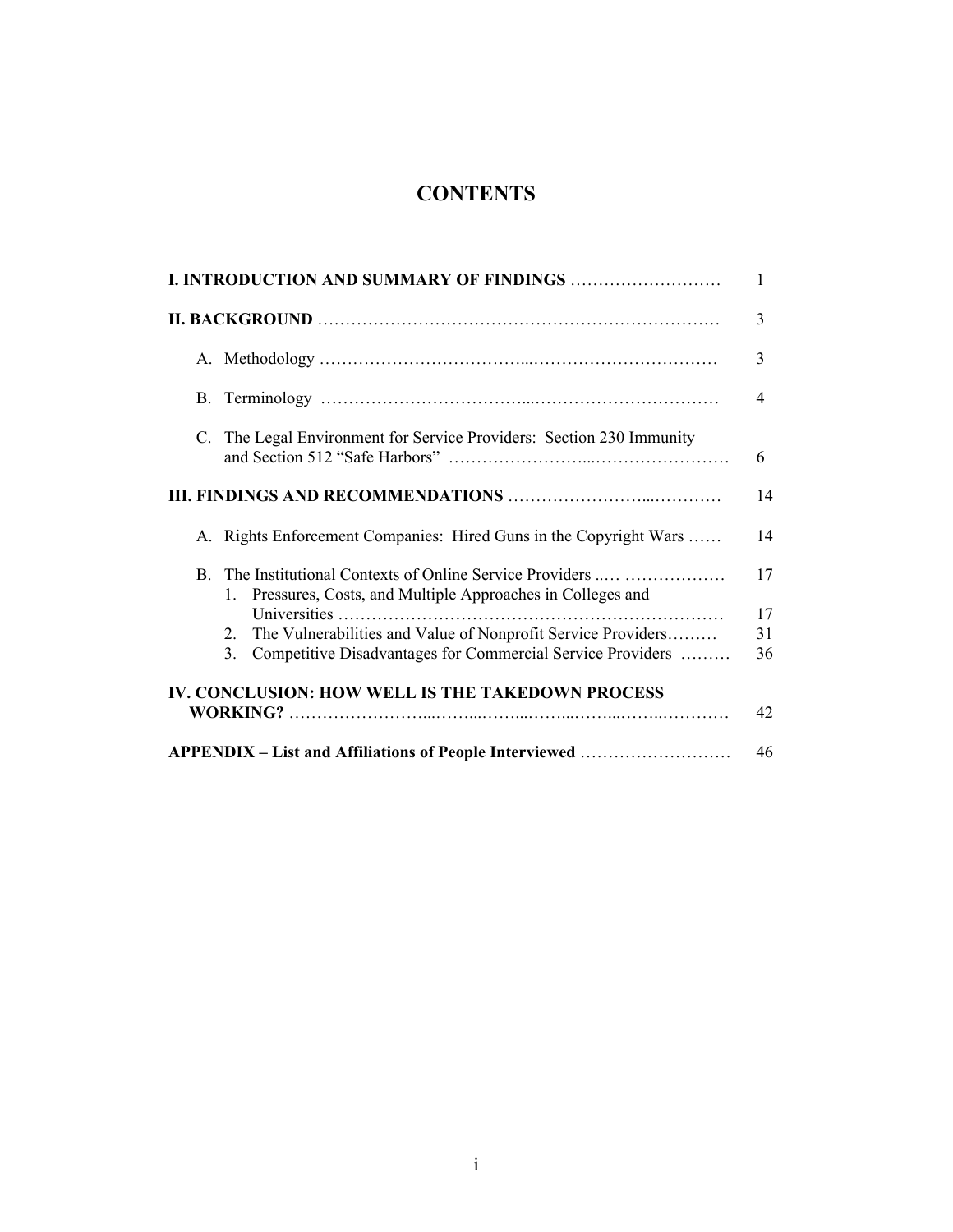# CONTENTS

| | |
|---|---|
| **I. INTRODUCTION AND SUMMARY OF FINDINGS** | 1 |
| **II. BACKGROUND** | 3 |
| A. Methodology | 3 |
| B. Terminology | 4 |
| C. The Legal Environment for Service Providers: Section 230 Immunity and Section 512 "Safe Harbors" | 6 |
| **III. FINDINGS AND RECOMMENDATIONS** | 14 |
| A. Rights Enforcement Companies: Hired Guns in the Copyright Wars | 14 |
| B. The Institutional Contexts of Online Service Providers | 17 |
| 1. Pressures, Costs, and Multiple Approaches in Colleges and Universities | 17 |
| 2. The Vulnerabilities and Value of Nonprofit Service Providers | 31 |
| 3. Competitive Disadvantages for Commercial Service Providers | 36 |
| **IV. CONCLUSION: HOW WELL IS THE TAKEDOWN PROCESS WORKING?** | 42 |
| **APPENDIX – List and Affiliations of People Interviewed** | 46 |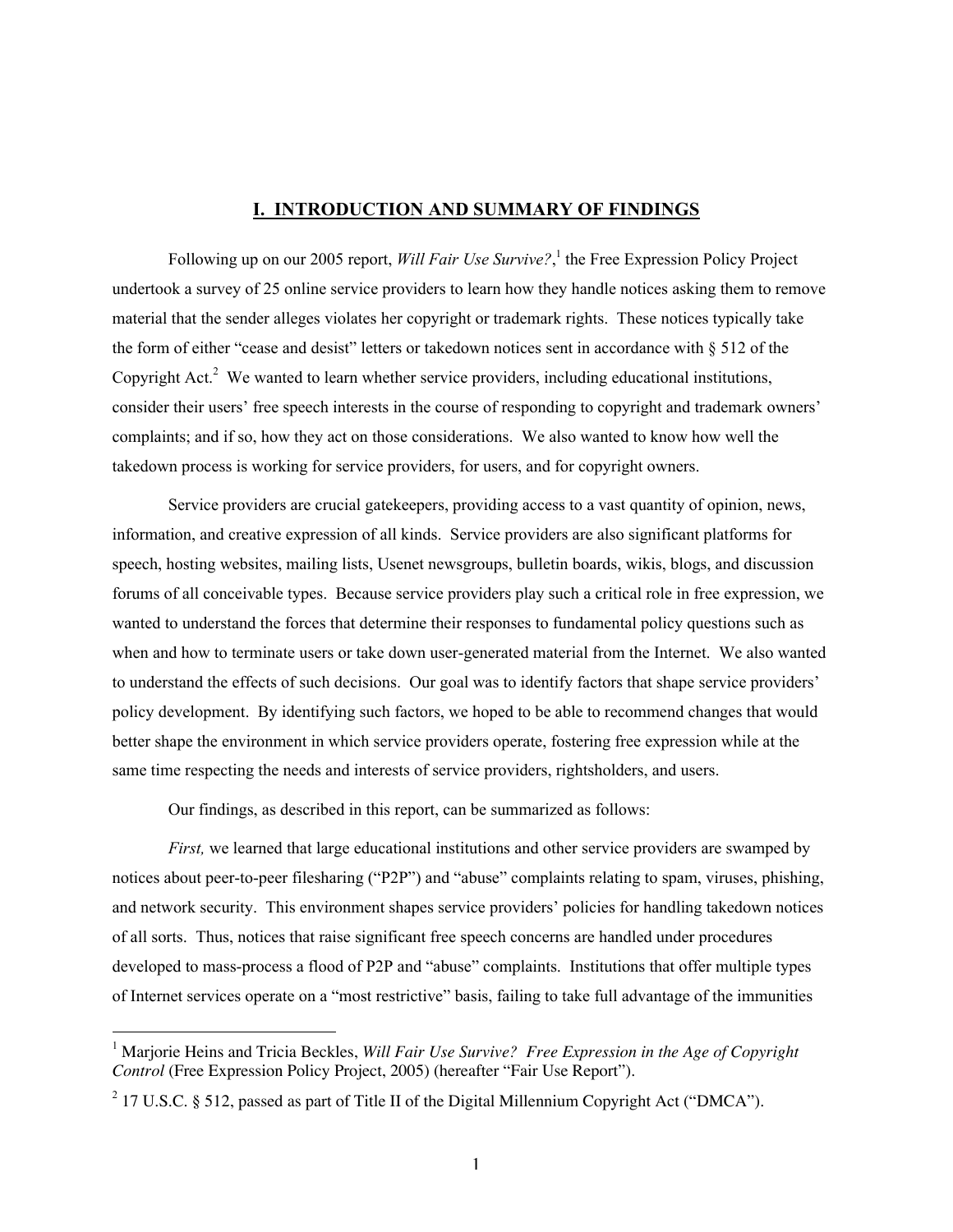## I. INTRODUCTION AND SUMMARY OF FINDINGS

Following up on our 2005 report, *Will Fair Use Survive?*,[1] the Free Expression Policy Project undertook a survey of 25 online service providers to learn how they handle notices asking them to remove material that the sender alleges violates her copyright or trademark rights. These notices typically take the form of either "cease and desist" letters or takedown notices sent in accordance with § 512 of the Copyright Act.[2] We wanted to learn whether service providers, including educational institutions, consider their users' free speech interests in the course of responding to copyright and trademark owners' complaints; and if so, how they act on those considerations. We also wanted to know how well the takedown process is working for service providers, for users, and for copyright owners.

Service providers are crucial gatekeepers, providing access to a vast quantity of opinion, news, information, and creative expression of all kinds. Service providers are also significant platforms for speech, hosting websites, mailing lists, Usenet newsgroups, bulletin boards, wikis, blogs, and discussion forums of all conceivable types. Because service providers play such a critical role in free expression, we wanted to understand the forces that determine their responses to fundamental policy questions such as when and how to terminate users or take down user-generated material from the Internet. We also wanted to understand the effects of such decisions. Our goal was to identify factors that shape service providers' policy development. By identifying such factors, we hoped to be able to recommend changes that would better shape the environment in which service providers operate, fostering free expression while at the same time respecting the needs and interests of service providers, rightsholders, and users.

Our findings, as described in this report, can be summarized as follows:

*First,* we learned that large educational institutions and other service providers are swamped by notices about peer-to-peer filesharing ("P2P") and "abuse" complaints relating to spam, viruses, phishing, and network security. This environment shapes service providers' policies for handling takedown notices of all sorts. Thus, notices that raise significant free speech concerns are handled under procedures developed to mass-process a flood of P2P and "abuse" complaints. Institutions that offer multiple types of Internet services operate on a "most restrictive" basis, failing to take full advantage of the immunities

---

[1] Marjorie Heins and Tricia Beckles, *Will Fair Use Survive? Free Expression in the Age of Copyright Control* (Free Expression Policy Project, 2005) (hereafter "Fair Use Report").

[2] 17 U.S.C. § 512, passed as part of Title II of the Digital Millennium Copyright Act ("DMCA").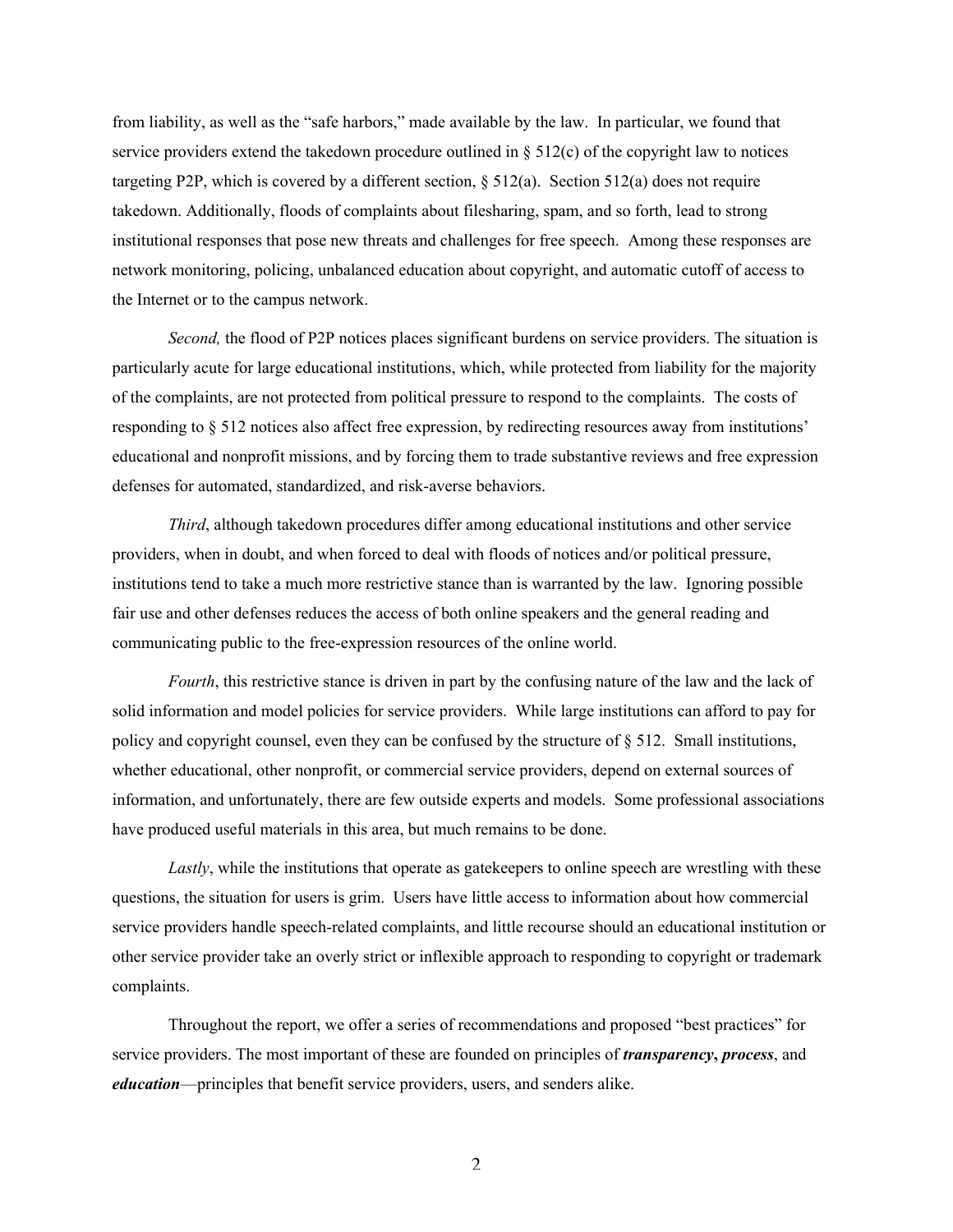from liability, as well as the "safe harbors," made available by the law. In particular, we found that service providers extend the takedown procedure outlined in § 512(c) of the copyright law to notices targeting P2P, which is covered by a different section, § 512(a). Section 512(a) does not require takedown. Additionally, floods of complaints about filesharing, spam, and so forth, lead to strong institutional responses that pose new threats and challenges for free speech. Among these responses are network monitoring, policing, unbalanced education about copyright, and automatic cutoff of access to the Internet or to the campus network.

*Second,* the flood of P2P notices places significant burdens on service providers. The situation is particularly acute for large educational institutions, which, while protected from liability for the majority of the complaints, are not protected from political pressure to respond to the complaints. The costs of responding to § 512 notices also affect free expression, by redirecting resources away from institutions' educational and nonprofit missions, and by forcing them to trade substantive reviews and free expression defenses for automated, standardized, and risk-averse behaviors.

*Third*, although takedown procedures differ among educational institutions and other service providers, when in doubt, and when forced to deal with floods of notices and/or political pressure, institutions tend to take a much more restrictive stance than is warranted by the law. Ignoring possible fair use and other defenses reduces the access of both online speakers and the general reading and communicating public to the free-expression resources of the online world.

*Fourth*, this restrictive stance is driven in part by the confusing nature of the law and the lack of solid information and model policies for service providers. While large institutions can afford to pay for policy and copyright counsel, even they can be confused by the structure of § 512. Small institutions, whether educational, other nonprofit, or commercial service providers, depend on external sources of information, and unfortunately, there are few outside experts and models. Some professional associations have produced useful materials in this area, but much remains to be done.

*Lastly*, while the institutions that operate as gatekeepers to online speech are wrestling with these questions, the situation for users is grim. Users have little access to information about how commercial service providers handle speech-related complaints, and little recourse should an educational institution or other service provider take an overly strict or inflexible approach to responding to copyright or trademark complaints.

Throughout the report, we offer a series of recommendations and proposed "best practices" for service providers. The most important of these are founded on principles of ***transparency***, ***process***, and ***education***—principles that benefit service providers, users, and senders alike.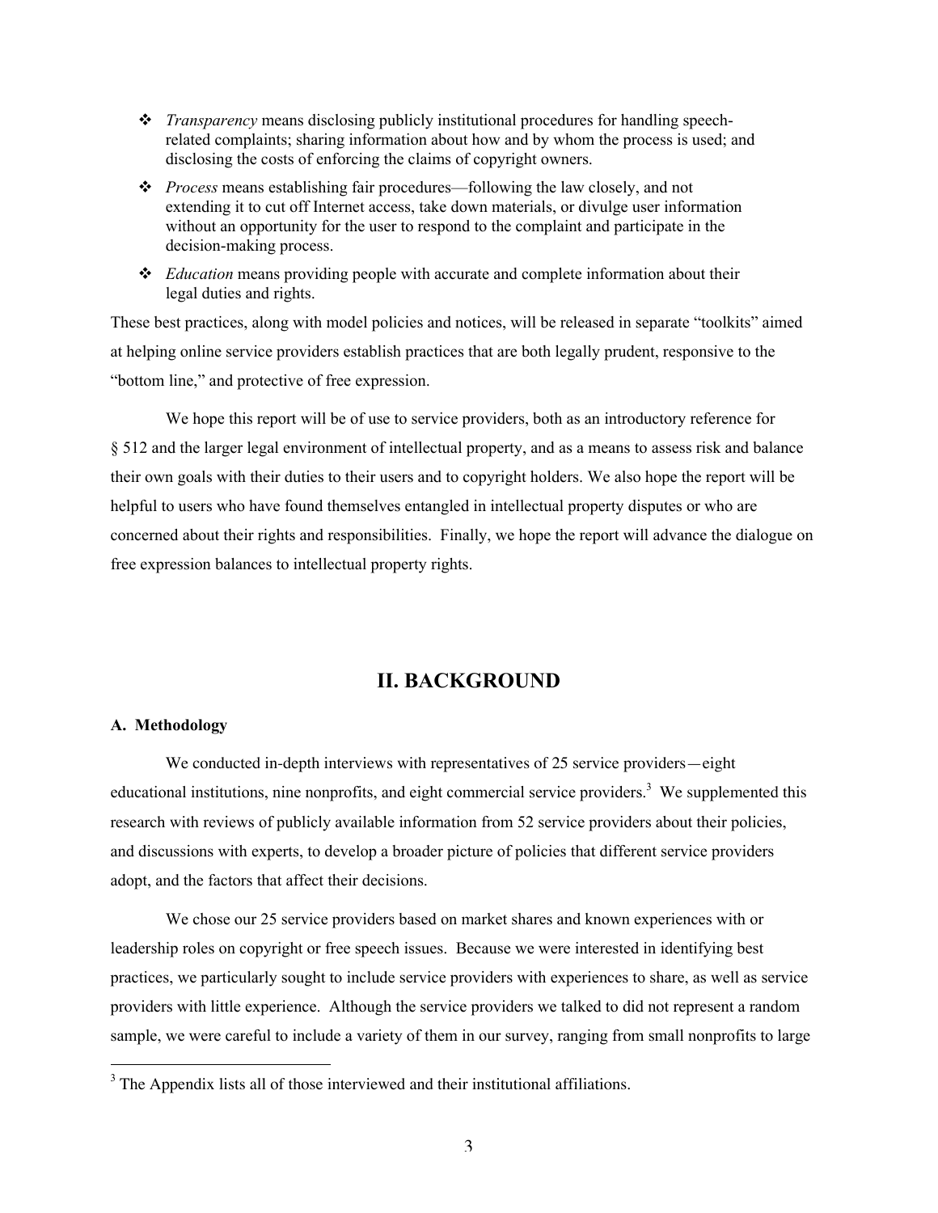- *Transparency* means disclosing publicly institutional procedures for handling speech-related complaints; sharing information about how and by whom the process is used; and disclosing the costs of enforcing the claims of copyright owners.
- *Process* means establishing fair procedures—following the law closely, and not extending it to cut off Internet access, take down materials, or divulge user information without an opportunity for the user to respond to the complaint and participate in the decision-making process.
- *Education* means providing people with accurate and complete information about their legal duties and rights.

These best practices, along with model policies and notices, will be released in separate "toolkits" aimed at helping online service providers establish practices that are both legally prudent, responsive to the "bottom line," and protective of free expression.

We hope this report will be of use to service providers, both as an introductory reference for § 512 and the larger legal environment of intellectual property, and as a means to assess risk and balance their own goals with their duties to their users and to copyright holders. We also hope the report will be helpful to users who have found themselves entangled in intellectual property disputes or who are concerned about their rights and responsibilities. Finally, we hope the report will advance the dialogue on free expression balances to intellectual property rights.

## II. BACKGROUND

### A. Methodology

We conducted in-depth interviews with representatives of 25 service providers—eight educational institutions, nine nonprofits, and eight commercial service providers.[3] We supplemented this research with reviews of publicly available information from 52 service providers about their policies, and discussions with experts, to develop a broader picture of policies that different service providers adopt, and the factors that affect their decisions.

We chose our 25 service providers based on market shares and known experiences with or leadership roles on copyright or free speech issues. Because we were interested in identifying best practices, we particularly sought to include service providers with experiences to share, as well as service providers with little experience. Although the service providers we talked to did not represent a random sample, we were careful to include a variety of them in our survey, ranging from small nonprofits to large

[3] The Appendix lists all of those interviewed and their institutional affiliations.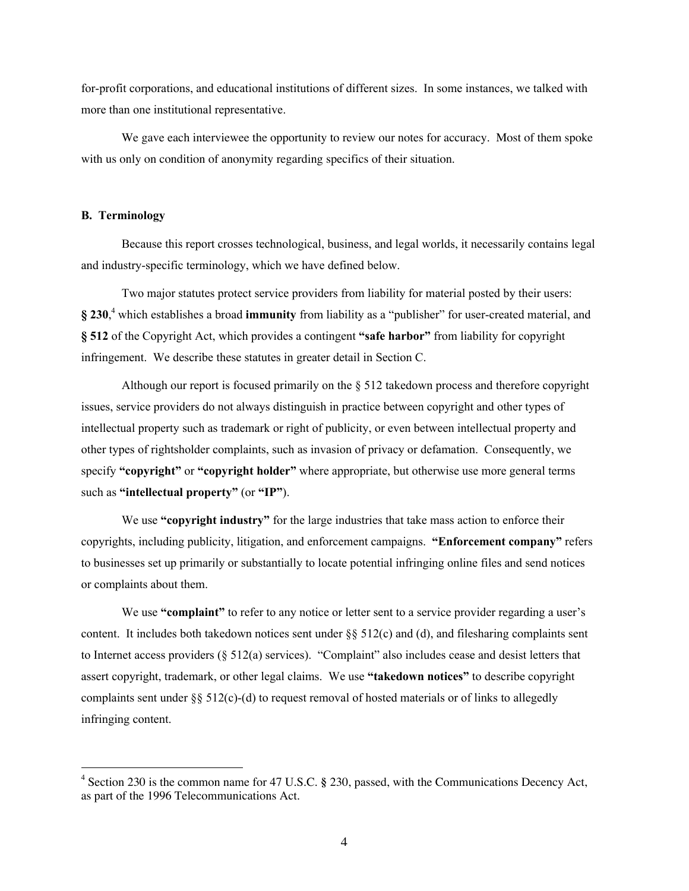for-profit corporations, and educational institutions of different sizes. In some instances, we talked with more than one institutional representative.

We gave each interviewee the opportunity to review our notes for accuracy. Most of them spoke with us only on condition of anonymity regarding specifics of their situation.

### B. Terminology

Because this report crosses technological, business, and legal worlds, it necessarily contains legal and industry-specific terminology, which we have defined below.

Two major statutes protect service providers from liability for material posted by their users: **§ 230**,[4] which establishes a broad **immunity** from liability as a "publisher" for user-created material, and **§ 512** of the Copyright Act, which provides a contingent **"safe harbor"** from liability for copyright infringement. We describe these statutes in greater detail in Section C.

Although our report is focused primarily on the § 512 takedown process and therefore copyright issues, service providers do not always distinguish in practice between copyright and other types of intellectual property such as trademark or right of publicity, or even between intellectual property and other types of rightsholder complaints, such as invasion of privacy or defamation. Consequently, we specify **"copyright"** or **"copyright holder"** where appropriate, but otherwise use more general terms such as **"intellectual property"** (or **"IP"**).

We use **"copyright industry"** for the large industries that take mass action to enforce their copyrights, including publicity, litigation, and enforcement campaigns. **"Enforcement company"** refers to businesses set up primarily or substantially to locate potential infringing online files and send notices or complaints about them.

We use **"complaint"** to refer to any notice or letter sent to a service provider regarding a user's content. It includes both takedown notices sent under §§ 512(c) and (d), and filesharing complaints sent to Internet access providers (§ 512(a) services). "Complaint" also includes cease and desist letters that assert copyright, trademark, or other legal claims. We use **"takedown notices"** to describe copyright complaints sent under §§ 512(c)-(d) to request removal of hosted materials or of links to allegedly infringing content.

[4] Section 230 is the common name for 47 U.S.C. § 230, passed, with the Communications Decency Act, as part of the 1996 Telecommunications Act.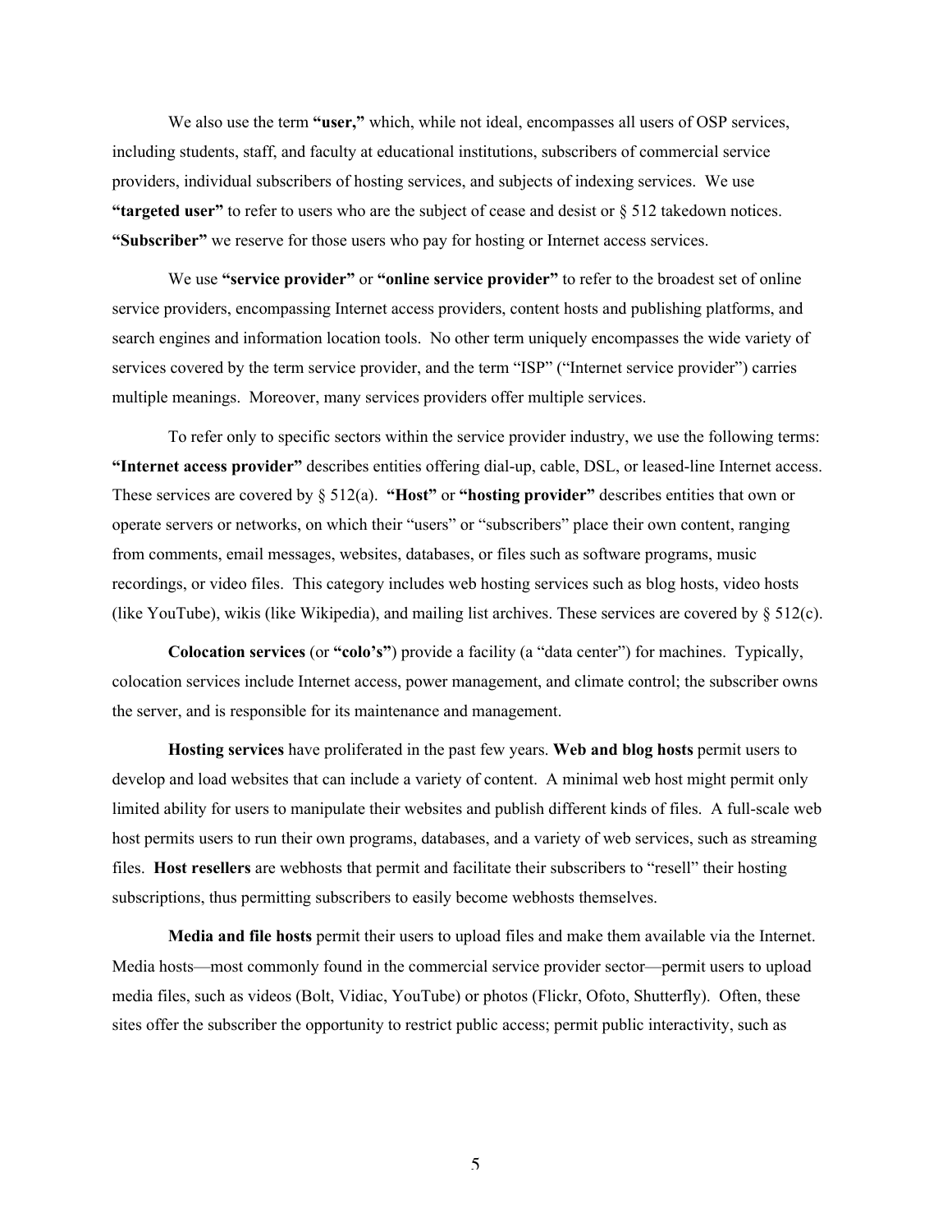We also use the term **"user,"** which, while not ideal, encompasses all users of OSP services, including students, staff, and faculty at educational institutions, subscribers of commercial service providers, individual subscribers of hosting services, and subjects of indexing services. We use **"targeted user"** to refer to users who are the subject of cease and desist or § 512 takedown notices. **"Subscriber"** we reserve for those users who pay for hosting or Internet access services.

We use **"service provider"** or **"online service provider"** to refer to the broadest set of online service providers, encompassing Internet access providers, content hosts and publishing platforms, and search engines and information location tools. No other term uniquely encompasses the wide variety of services covered by the term service provider, and the term "ISP" ("Internet service provider") carries multiple meanings. Moreover, many services providers offer multiple services.

To refer only to specific sectors within the service provider industry, we use the following terms: **"Internet access provider"** describes entities offering dial-up, cable, DSL, or leased-line Internet access. These services are covered by § 512(a). **"Host"** or **"hosting provider"** describes entities that own or operate servers or networks, on which their "users" or "subscribers" place their own content, ranging from comments, email messages, websites, databases, or files such as software programs, music recordings, or video files. This category includes web hosting services such as blog hosts, video hosts (like YouTube), wikis (like Wikipedia), and mailing list archives. These services are covered by § 512(c).

**Colocation services** (or **"colo's"**) provide a facility (a "data center") for machines. Typically, colocation services include Internet access, power management, and climate control; the subscriber owns the server, and is responsible for its maintenance and management.

**Hosting services** have proliferated in the past few years. **Web and blog hosts** permit users to develop and load websites that can include a variety of content. A minimal web host might permit only limited ability for users to manipulate their websites and publish different kinds of files. A full-scale web host permits users to run their own programs, databases, and a variety of web services, such as streaming files. **Host resellers** are webhosts that permit and facilitate their subscribers to "resell" their hosting subscriptions, thus permitting subscribers to easily become webhosts themselves.

**Media and file hosts** permit their users to upload files and make them available via the Internet. Media hosts—most commonly found in the commercial service provider sector—permit users to upload media files, such as videos (Bolt, Vidiac, YouTube) or photos (Flickr, Ofoto, Shutterfly). Often, these sites offer the subscriber the opportunity to restrict public access; permit public interactivity, such as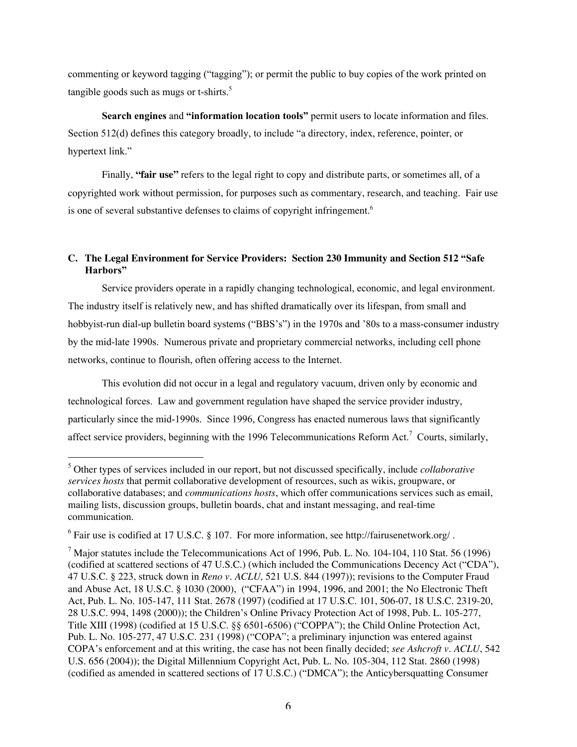commenting or keyword tagging ("tagging"); or permit the public to buy copies of the work printed on tangible goods such as mugs or t-shirts.[5]

**Search engines** and **"information location tools"** permit users to locate information and files. Section 512(d) defines this category broadly, to include "a directory, index, reference, pointer, or hypertext link."

Finally, **"fair use"** refers to the legal right to copy and distribute parts, or sometimes all, of a copyrighted work without permission, for purposes such as commentary, research, and teaching. Fair use is one of several substantive defenses to claims of copyright infringement.[6]

### C. The Legal Environment for Service Providers: Section 230 Immunity and Section 512 "Safe Harbors"

Service providers operate in a rapidly changing technological, economic, and legal environment. The industry itself is relatively new, and has shifted dramatically over its lifespan, from small and hobbyist-run dial-up bulletin board systems ("BBS's") in the 1970s and '80s to a mass-consumer industry by the mid-late 1990s. Numerous private and proprietary commercial networks, including cell phone networks, continue to flourish, often offering access to the Internet.

This evolution did not occur in a legal and regulatory vacuum, driven only by economic and technological forces. Law and government regulation have shaped the service provider industry, particularly since the mid-1990s. Since 1996, Congress has enacted numerous laws that significantly affect service providers, beginning with the 1996 Telecommunications Reform Act.[7] Courts, similarly,

---

[5] Other types of services included in our report, but not discussed specifically, include *collaborative services hosts* that permit collaborative development of resources, such as wikis, groupware, or collaborative databases; and *communications hosts*, which offer communications services such as email, mailing lists, discussion groups, bulletin boards, chat and instant messaging, and real-time communication.

[6] Fair use is codified at 17 U.S.C. § 107. For more information, see http://fairusenetwork.org/ .

[7] Major statutes include the Telecommunications Act of 1996, Pub. L. No. 104-104, 110 Stat. 56 (1996) (codified at scattered sections of 47 U.S.C.) (which included the Communications Decency Act ("CDA"), 47 U.S.C. § 223, struck down in *Reno v. ACLU,* 521 U.S. 844 (1997)); revisions to the Computer Fraud and Abuse Act, 18 U.S.C. § 1030 (2000), ("CFAA") in 1994, 1996, and 2001; the No Electronic Theft Act, Pub. L. No. 105-147, 111 Stat. 2678 (1997) (codified at 17 U.S.C. 101, 506-07, 18 U.S.C. 2319-20, 28 U.S.C. 994, 1498 (2000)); the Children's Online Privacy Protection Act of 1998, Pub. L. 105-277, Title XIII (1998) (codified at 15 U.S.C. §§ 6501-6506) ("COPPA"); the Child Online Protection Act, Pub. L. No. 105-277, 47 U.S.C. 231 (1998) ("COPA"; a preliminary injunction was entered against COPA's enforcement and at this writing, the case has not been finally decided; *see Ashcroft v. ACLU*, 542 U.S. 656 (2004)); the Digital Millennium Copyright Act, Pub. L. No. 105-304, 112 Stat. 2860 (1998) (codified as amended in scattered sections of 17 U.S.C.) ("DMCA"); the Anticybersquatting Consumer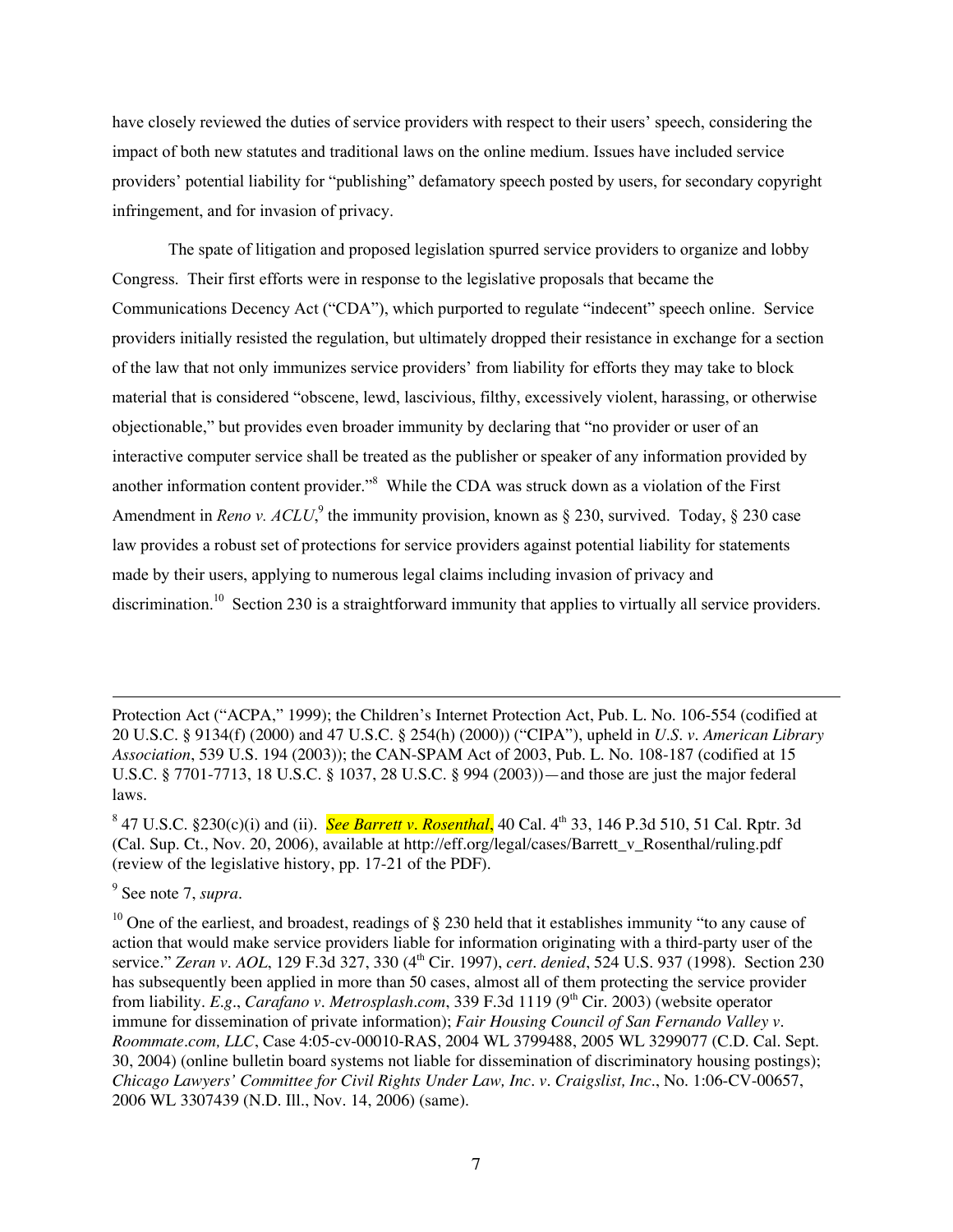have closely reviewed the duties of service providers with respect to their users' speech, considering the impact of both new statutes and traditional laws on the online medium. Issues have included service providers' potential liability for "publishing" defamatory speech posted by users, for secondary copyright infringement, and for invasion of privacy.

The spate of litigation and proposed legislation spurred service providers to organize and lobby Congress. Their first efforts were in response to the legislative proposals that became the Communications Decency Act ("CDA"), which purported to regulate "indecent" speech online. Service providers initially resisted the regulation, but ultimately dropped their resistance in exchange for a section of the law that not only immunizes service providers' from liability for efforts they may take to block material that is considered "obscene, lewd, lascivious, filthy, excessively violent, harassing, or otherwise objectionable," but provides even broader immunity by declaring that "no provider or user of an interactive computer service shall be treated as the publisher or speaker of any information provided by another information content provider."[8] While the CDA was struck down as a violation of the First Amendment in *Reno v. ACLU*,[9] the immunity provision, known as § 230, survived. Today, § 230 case law provides a robust set of protections for service providers against potential liability for statements made by their users, applying to numerous legal claims including invasion of privacy and discrimination.[10] Section 230 is a straightforward immunity that applies to virtually all service providers.

---

Protection Act ("ACPA," 1999); the Children's Internet Protection Act, Pub. L. No. 106-554 (codified at 20 U.S.C. § 9134(f) (2000) and 47 U.S.C. § 254(h) (2000)) ("CIPA"), upheld in *U.S. v. American Library Association*, 539 U.S. 194 (2003)); the CAN-SPAM Act of 2003, Pub. L. No. 108-187 (codified at 15 U.S.C. § 7701-7713, 18 U.S.C. § 1037, 28 U.S.C. § 994 (2003))—and those are just the major federal laws.

[8] 47 U.S.C. §230(c)(i) and (ii). *See Barrett v. Rosenthal*, 40 Cal. 4th 33, 146 P.3d 510, 51 Cal. Rptr. 3d (Cal. Sup. Ct., Nov. 20, 2006), available at http://eff.org/legal/cases/Barrett_v_Rosenthal/ruling.pdf (review of the legislative history, pp. 17-21 of the PDF).

[9] See note 7, *supra*.

[10] One of the earliest, and broadest, readings of § 230 held that it establishes immunity "to any cause of action that would make service providers liable for information originating with a third-party user of the service." *Zeran v. AOL*, 129 F.3d 327, 330 (4th Cir. 1997), *cert. denied*, 524 U.S. 937 (1998). Section 230 has subsequently been applied in more than 50 cases, almost all of them protecting the service provider from liability. *E.g.*, *Carafano v. Metrosplash.com*, 339 F.3d 1119 (9th Cir. 2003) (website operator immune for dissemination of private information); *Fair Housing Council of San Fernando Valley v. Roommate.com, LLC*, Case 4:05-cv-00010-RAS, 2004 WL 3799488, 2005 WL 3299077 (C.D. Cal. Sept. 30, 2004) (online bulletin board systems not liable for dissemination of discriminatory housing postings); *Chicago Lawyers' Committee for Civil Rights Under Law, Inc. v. Craigslist, Inc.*, No. 1:06-CV-00657, 2006 WL 3307439 (N.D. Ill., Nov. 14, 2006) (same).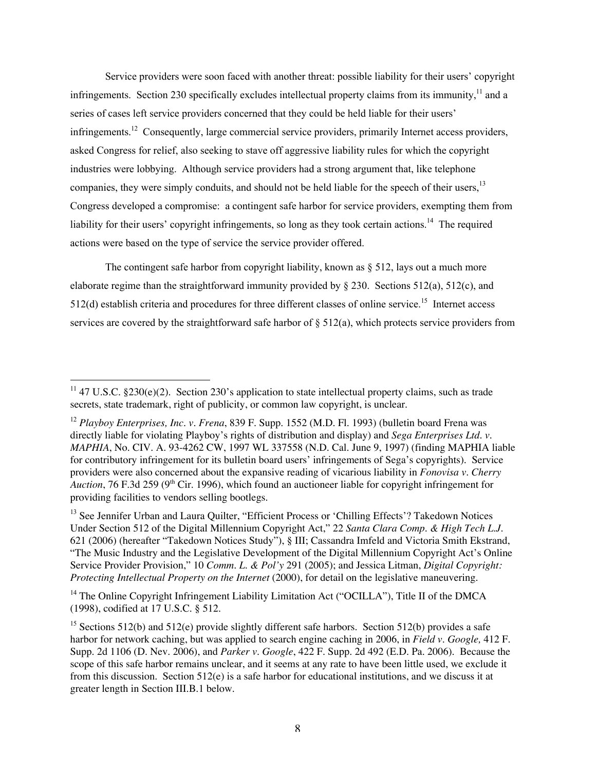Service providers were soon faced with another threat: possible liability for their users' copyright infringements. Section 230 specifically excludes intellectual property claims from its immunity,[11] and a series of cases left service providers concerned that they could be held liable for their users' infringements.[12] Consequently, large commercial service providers, primarily Internet access providers, asked Congress for relief, also seeking to stave off aggressive liability rules for which the copyright industries were lobbying. Although service providers had a strong argument that, like telephone companies, they were simply conduits, and should not be held liable for the speech of their users,[13] Congress developed a compromise: a contingent safe harbor for service providers, exempting them from liability for their users' copyright infringements, so long as they took certain actions.[14] The required actions were based on the type of service the service provider offered.

The contingent safe harbor from copyright liability, known as § 512, lays out a much more elaborate regime than the straightforward immunity provided by § 230. Sections 512(a), 512(c), and 512(d) establish criteria and procedures for three different classes of online service.[15] Internet access services are covered by the straightforward safe harbor of § 512(a), which protects service providers from

---

[11] 47 U.S.C. §230(e)(2). Section 230's application to state intellectual property claims, such as trade secrets, state trademark, right of publicity, or common law copyright, is unclear.

[12] *Playboy Enterprises, Inc. v. Frena*, 839 F. Supp. 1552 (M.D. Fl. 1993) (bulletin board Frena was directly liable for violating Playboy's rights of distribution and display) and *Sega Enterprises Ltd. v. MAPHIA*, No. CIV. A. 93-4262 CW, 1997 WL 337558 (N.D. Cal. June 9, 1997) (finding MAPHIA liable for contributory infringement for its bulletin board users' infringements of Sega's copyrights). Service providers were also concerned about the expansive reading of vicarious liability in *Fonovisa v. Cherry Auction*, 76 F.3d 259 (9th Cir. 1996), which found an auctioneer liable for copyright infringement for providing facilities to vendors selling bootlegs.

[13] See Jennifer Urban and Laura Quilter, "Efficient Process or 'Chilling Effects'? Takedown Notices Under Section 512 of the Digital Millennium Copyright Act," 22 *Santa Clara Comp. & High Tech L.J.* 621 (2006) (hereafter "Takedown Notices Study"), § III; Cassandra Imfeld and Victoria Smith Ekstrand, "The Music Industry and the Legislative Development of the Digital Millennium Copyright Act's Online Service Provider Provision," 10 *Comm. L. & Pol'y* 291 (2005); and Jessica Litman, *Digital Copyright: Protecting Intellectual Property on the Internet* (2000), for detail on the legislative maneuvering.

[14] The Online Copyright Infringement Liability Limitation Act ("OCILLA"), Title II of the DMCA (1998), codified at 17 U.S.C. § 512.

[15] Sections 512(b) and 512(e) provide slightly different safe harbors. Section 512(b) provides a safe harbor for network caching, but was applied to search engine caching in 2006, in *Field v. Google,* 412 F. Supp. 2d 1106 (D. Nev. 2006), and *Parker v. Google*, 422 F. Supp. 2d 492 (E.D. Pa. 2006). Because the scope of this safe harbor remains unclear, and it seems at any rate to have been little used, we exclude it from this discussion. Section 512(e) is a safe harbor for educational institutions, and we discuss it at greater length in Section III.B.1 below.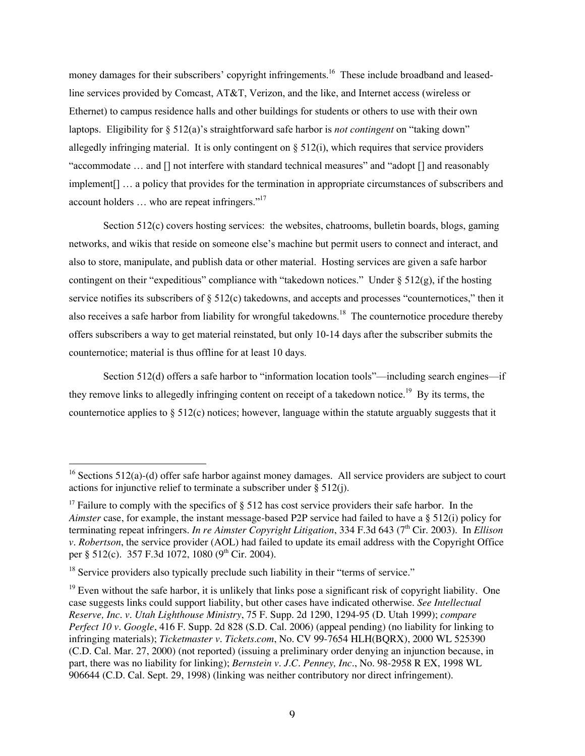money damages for their subscribers' copyright infringements.[16] These include broadband and leased-line services provided by Comcast, AT&T, Verizon, and the like, and Internet access (wireless or Ethernet) to campus residence halls and other buildings for students or others to use with their own laptops. Eligibility for § 512(a)'s straightforward safe harbor is *not contingent* on "taking down" allegedly infringing material. It is only contingent on § 512(i), which requires that service providers "accommodate … and [] not interfere with standard technical measures" and "adopt [] and reasonably implement[] … a policy that provides for the termination in appropriate circumstances of subscribers and account holders … who are repeat infringers."[17]

Section 512(c) covers hosting services: the websites, chatrooms, bulletin boards, blogs, gaming networks, and wikis that reside on someone else's machine but permit users to connect and interact, and also to store, manipulate, and publish data or other material. Hosting services are given a safe harbor contingent on their "expeditious" compliance with "takedown notices." Under § 512(g), if the hosting service notifies its subscribers of § 512(c) takedowns, and accepts and processes "counternotices," then it also receives a safe harbor from liability for wrongful takedowns.[18] The counternotice procedure thereby offers subscribers a way to get material reinstated, but only 10-14 days after the subscriber submits the counternotice; material is thus offline for at least 10 days.

Section 512(d) offers a safe harbor to "information location tools"—including search engines—if they remove links to allegedly infringing content on receipt of a takedown notice.[19] By its terms, the counternotice applies to § 512(c) notices; however, language within the statute arguably suggests that it

---

[16] Sections 512(a)-(d) offer safe harbor against money damages. All service providers are subject to court actions for injunctive relief to terminate a subscriber under § 512(j).

[17] Failure to comply with the specifics of § 512 has cost service providers their safe harbor. In the *Aimster* case, for example, the instant message-based P2P service had failed to have a § 512(i) policy for terminating repeat infringers. *In re Aimster Copyright Litigation*, 334 F.3d 643 (7th Cir. 2003). In *Ellison v. Robertson*, the service provider (AOL) had failed to update its email address with the Copyright Office per § 512(c). 357 F.3d 1072, 1080 (9th Cir. 2004).

[18] Service providers also typically preclude such liability in their "terms of service."

[19] Even without the safe harbor, it is unlikely that links pose a significant risk of copyright liability. One case suggests links could support liability, but other cases have indicated otherwise. *See Intellectual Reserve, Inc. v. Utah Lighthouse Ministry*, 75 F. Supp. 2d 1290, 1294-95 (D. Utah 1999); *compare Perfect 10 v. Google*, 416 F. Supp. 2d 828 (S.D. Cal. 2006) (appeal pending) (no liability for linking to infringing materials); *Ticketmaster v. Tickets.com*, No. CV 99-7654 HLH(BQRX), 2000 WL 525390 (C.D. Cal. Mar. 27, 2000) (not reported) (issuing a preliminary order denying an injunction because, in part, there was no liability for linking); *Bernstein v. J.C. Penney, Inc.*, No. 98-2958 R EX, 1998 WL 906644 (C.D. Cal. Sept. 29, 1998) (linking was neither contributory nor direct infringement).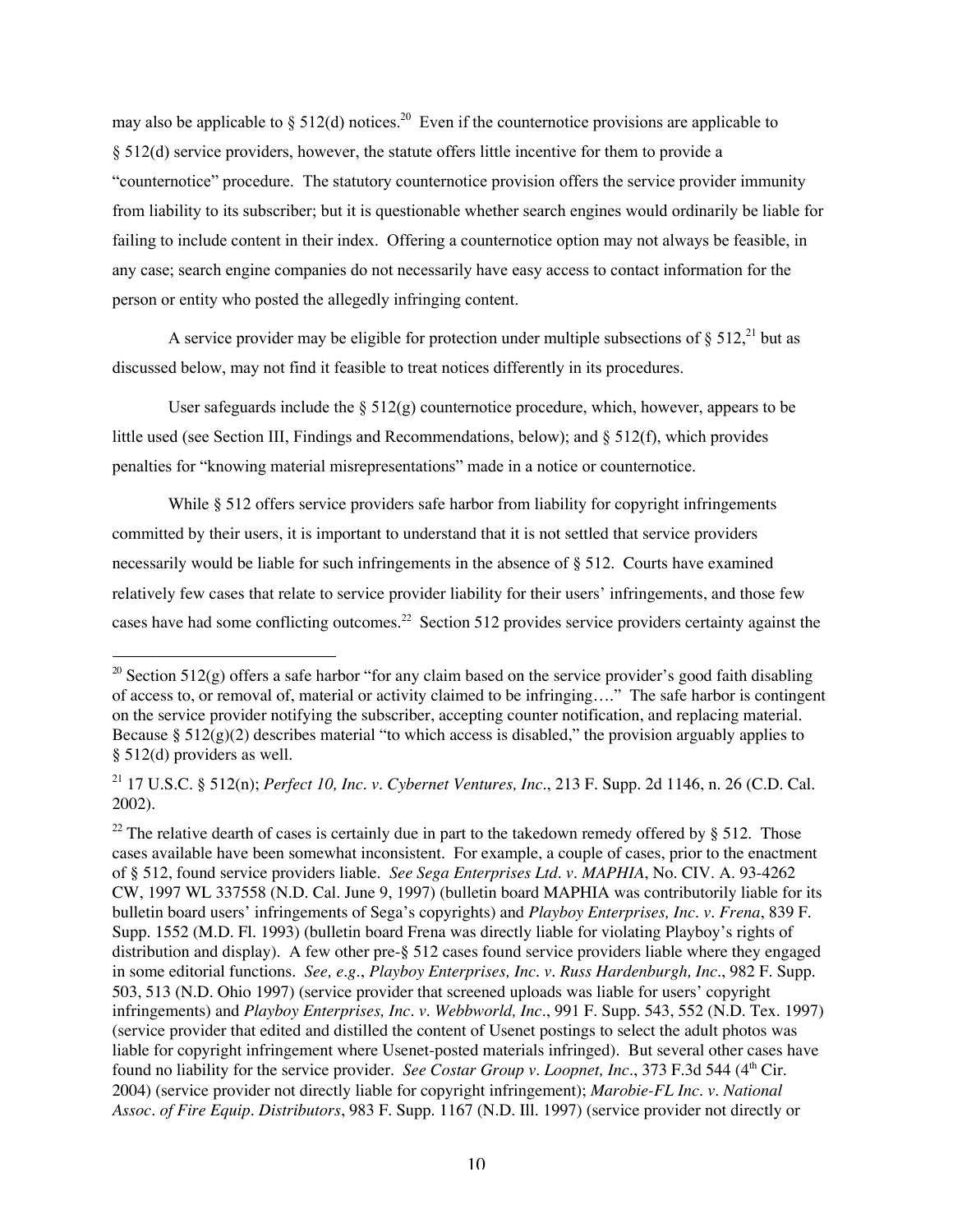may also be applicable to § 512(d) notices.[20] Even if the counternotice provisions are applicable to § 512(d) service providers, however, the statute offers little incentive for them to provide a "counternotice" procedure. The statutory counternotice provision offers the service provider immunity from liability to its subscriber; but it is questionable whether search engines would ordinarily be liable for failing to include content in their index. Offering a counternotice option may not always be feasible, in any case; search engine companies do not necessarily have easy access to contact information for the person or entity who posted the allegedly infringing content.

A service provider may be eligible for protection under multiple subsections of § 512,[21] but as discussed below, may not find it feasible to treat notices differently in its procedures.

User safeguards include the § 512(g) counternotice procedure, which, however, appears to be little used (see Section III, Findings and Recommendations, below); and § 512(f), which provides penalties for "knowing material misrepresentations" made in a notice or counternotice.

While § 512 offers service providers safe harbor from liability for copyright infringements committed by their users, it is important to understand that it is not settled that service providers necessarily would be liable for such infringements in the absence of § 512. Courts have examined relatively few cases that relate to service provider liability for their users' infringements, and those few cases have had some conflicting outcomes.[22] Section 512 provides service providers certainty against the

---

[20] Section 512(g) offers a safe harbor "for any claim based on the service provider's good faith disabling of access to, or removal of, material or activity claimed to be infringing…." The safe harbor is contingent on the service provider notifying the subscriber, accepting counter notification, and replacing material. Because § 512(g)(2) describes material "to which access is disabled," the provision arguably applies to § 512(d) providers as well.

[21] 17 U.S.C. § 512(n); *Perfect 10, Inc. v. Cybernet Ventures, Inc.*, 213 F. Supp. 2d 1146, n. 26 (C.D. Cal. 2002).

[22] The relative dearth of cases is certainly due in part to the takedown remedy offered by § 512. Those cases available have been somewhat inconsistent. For example, a couple of cases, prior to the enactment of § 512, found service providers liable. *See Sega Enterprises Ltd. v. MAPHIA*, No. CIV. A. 93-4262 CW, 1997 WL 337558 (N.D. Cal. June 9, 1997) (bulletin board MAPHIA was contributorily liable for its bulletin board users' infringements of Sega's copyrights) and *Playboy Enterprises, Inc. v. Frena*, 839 F. Supp. 1552 (M.D. Fl. 1993) (bulletin board Frena was directly liable for violating Playboy's rights of distribution and display). A few other pre-§ 512 cases found service providers liable where they engaged in some editorial functions. *See, e.g., Playboy Enterprises, Inc. v. Russ Hardenburgh, Inc.*, 982 F. Supp. 503, 513 (N.D. Ohio 1997) (service provider that screened uploads was liable for users' copyright infringements) and *Playboy Enterprises, Inc. v. Webbworld, Inc.*, 991 F. Supp. 543, 552 (N.D. Tex. 1997) (service provider that edited and distilled the content of Usenet postings to select the adult photos was liable for copyright infringement where Usenet-posted materials infringed). But several other cases have found no liability for the service provider. *See Costar Group v. Loopnet, Inc.*, 373 F.3d 544 (4th Cir. 2004) (service provider not directly liable for copyright infringement); *Marobie-FL Inc. v. National Assoc. of Fire Equip. Distributors*, 983 F. Supp. 1167 (N.D. Ill. 1997) (service provider not directly or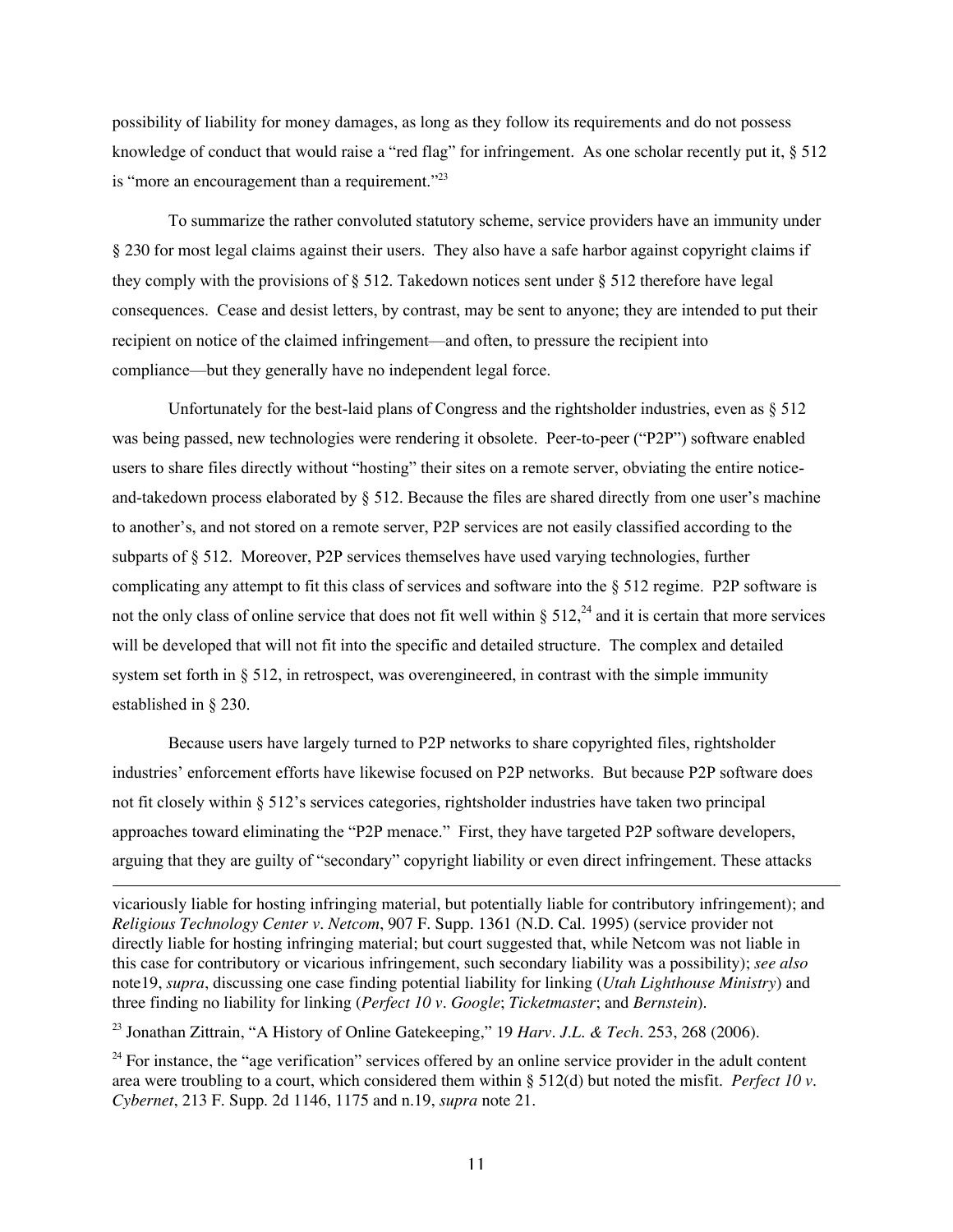possibility of liability for money damages, as long as they follow its requirements and do not possess knowledge of conduct that would raise a "red flag" for infringement. As one scholar recently put it, § 512 is "more an encouragement than a requirement."[23]

To summarize the rather convoluted statutory scheme, service providers have an immunity under § 230 for most legal claims against their users. They also have a safe harbor against copyright claims if they comply with the provisions of § 512. Takedown notices sent under § 512 therefore have legal consequences. Cease and desist letters, by contrast, may be sent to anyone; they are intended to put their recipient on notice of the claimed infringement—and often, to pressure the recipient into compliance—but they generally have no independent legal force.

Unfortunately for the best-laid plans of Congress and the rightsholder industries, even as § 512 was being passed, new technologies were rendering it obsolete. Peer-to-peer ("P2P") software enabled users to share files directly without "hosting" their sites on a remote server, obviating the entire notice-and-takedown process elaborated by § 512. Because the files are shared directly from one user's machine to another's, and not stored on a remote server, P2P services are not easily classified according to the subparts of § 512. Moreover, P2P services themselves have used varying technologies, further complicating any attempt to fit this class of services and software into the § 512 regime. P2P software is not the only class of online service that does not fit well within § 512,[24] and it is certain that more services will be developed that will not fit into the specific and detailed structure. The complex and detailed system set forth in § 512, in retrospect, was overengineered, in contrast with the simple immunity established in § 230.

Because users have largely turned to P2P networks to share copyrighted files, rightsholder industries' enforcement efforts have likewise focused on P2P networks. But because P2P software does not fit closely within § 512's services categories, rightsholder industries have taken two principal approaches toward eliminating the "P2P menace." First, they have targeted P2P software developers, arguing that they are guilty of "secondary" copyright liability or even direct infringement. These attacks

---

vicariously liable for hosting infringing material, but potentially liable for contributory infringement); and *Religious Technology Center v. Netcom*, 907 F. Supp. 1361 (N.D. Cal. 1995) (service provider not directly liable for hosting infringing material; but court suggested that, while Netcom was not liable in this case for contributory or vicarious infringement, such secondary liability was a possibility); *see also* note19, *supra*, discussing one case finding potential liability for linking (*Utah Lighthouse Ministry*) and three finding no liability for linking (*Perfect 10 v. Google*; *Ticketmaster*; and *Bernstein*).

[23] Jonathan Zittrain, "A History of Online Gatekeeping," 19 *Harv. J.L. & Tech.* 253, 268 (2006).

[24] For instance, the "age verification" services offered by an online service provider in the adult content area were troubling to a court, which considered them within § 512(d) but noted the misfit. *Perfect 10 v. Cybernet*, 213 F. Supp. 2d 1146, 1175 and n.19, *supra* note 21.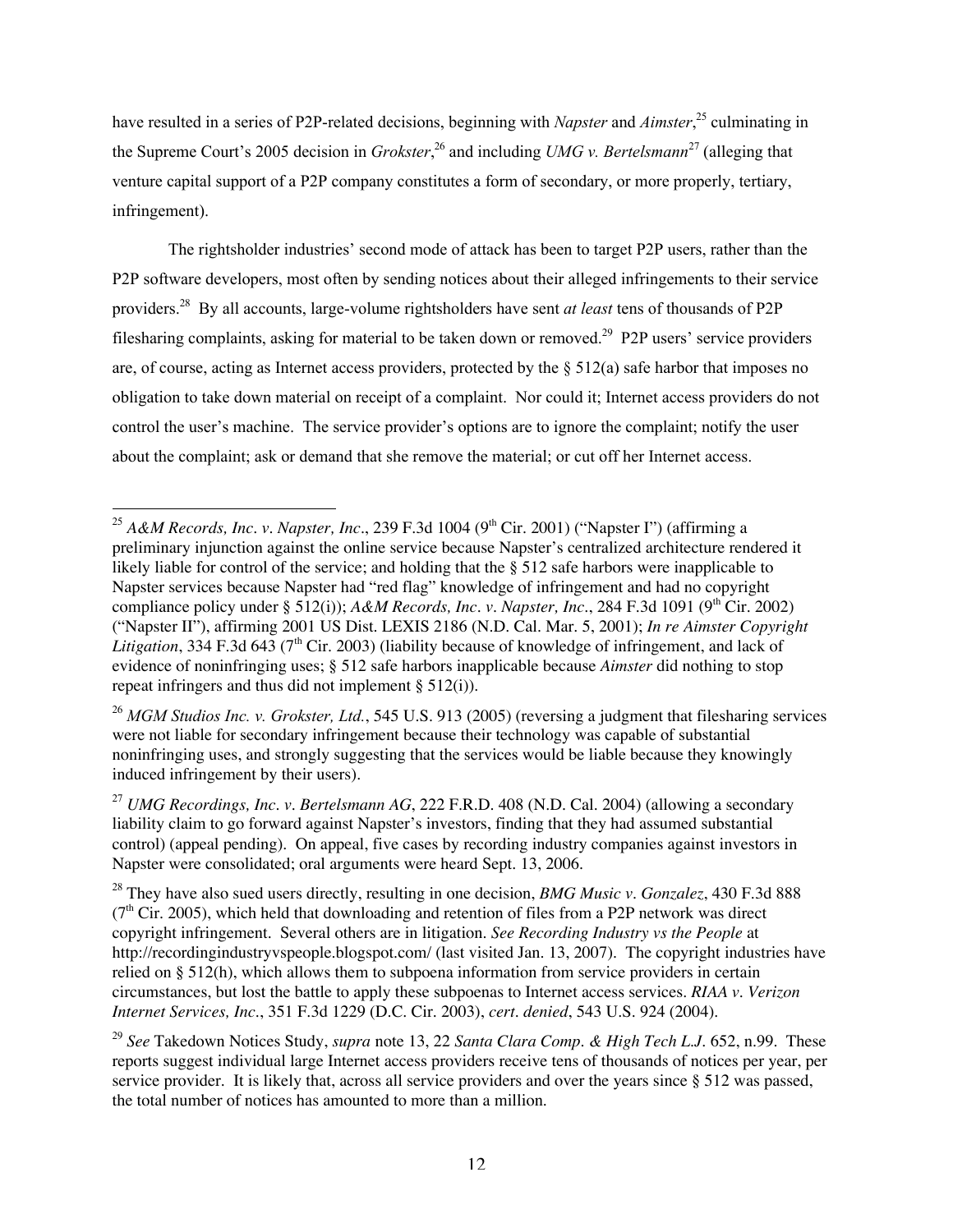have resulted in a series of P2P-related decisions, beginning with *Napster* and *Aimster*,[25] culminating in the Supreme Court's 2005 decision in *Grokster*,[26] and including *UMG v. Bertelsmann*[27] (alleging that venture capital support of a P2P company constitutes a form of secondary, or more properly, tertiary, infringement).

The rightsholder industries' second mode of attack has been to target P2P users, rather than the P2P software developers, most often by sending notices about their alleged infringements to their service providers.[28] By all accounts, large-volume rightsholders have sent *at least* tens of thousands of P2P filesharing complaints, asking for material to be taken down or removed.[29] P2P users' service providers are, of course, acting as Internet access providers, protected by the § 512(a) safe harbor that imposes no obligation to take down material on receipt of a complaint. Nor could it; Internet access providers do not control the user's machine. The service provider's options are to ignore the complaint; notify the user about the complaint; ask or demand that she remove the material; or cut off her Internet access.

---

[25] *A&M Records, Inc. v. Napster, Inc.*, 239 F.3d 1004 (9th Cir. 2001) ("Napster I") (affirming a preliminary injunction against the online service because Napster's centralized architecture rendered it likely liable for control of the service; and holding that the § 512 safe harbors were inapplicable to Napster services because Napster had "red flag" knowledge of infringement and had no copyright compliance policy under § 512(i)); *A&M Records, Inc. v. Napster, Inc.*, 284 F.3d 1091 (9th Cir. 2002) ("Napster II"), affirming 2001 US Dist. LEXIS 2186 (N.D. Cal. Mar. 5, 2001); *In re Aimster Copyright Litigation*, 334 F.3d 643 (7th Cir. 2003) (liability because of knowledge of infringement, and lack of evidence of noninfringing uses; § 512 safe harbors inapplicable because *Aimster* did nothing to stop repeat infringers and thus did not implement § 512(i)).

[26] *MGM Studios Inc. v. Grokster, Ltd.*, 545 U.S. 913 (2005) (reversing a judgment that filesharing services were not liable for secondary infringement because their technology was capable of substantial noninfringing uses, and strongly suggesting that the services would be liable because they knowingly induced infringement by their users).

[27] *UMG Recordings, Inc. v. Bertelsmann AG*, 222 F.R.D. 408 (N.D. Cal. 2004) (allowing a secondary liability claim to go forward against Napster's investors, finding that they had assumed substantial control) (appeal pending). On appeal, five cases by recording industry companies against investors in Napster were consolidated; oral arguments were heard Sept. 13, 2006.

[28] They have also sued users directly, resulting in one decision, *BMG Music v. Gonzalez*, 430 F.3d 888 (7th Cir. 2005), which held that downloading and retention of files from a P2P network was direct copyright infringement. Several others are in litigation. *See Recording Industry vs the People* at http://recordingindustryvspeople.blogspot.com/ (last visited Jan. 13, 2007). The copyright industries have relied on § 512(h), which allows them to subpoena information from service providers in certain circumstances, but lost the battle to apply these subpoenas to Internet access services. *RIAA v. Verizon Internet Services, Inc.*, 351 F.3d 1229 (D.C. Cir. 2003), *cert. denied*, 543 U.S. 924 (2004).

[29] *See* Takedown Notices Study, *supra* note 13, 22 *Santa Clara Comp. & High Tech L.J.* 652, n.99. These reports suggest individual large Internet access providers receive tens of thousands of notices per year, per service provider. It is likely that, across all service providers and over the years since § 512 was passed, the total number of notices has amounted to more than a million.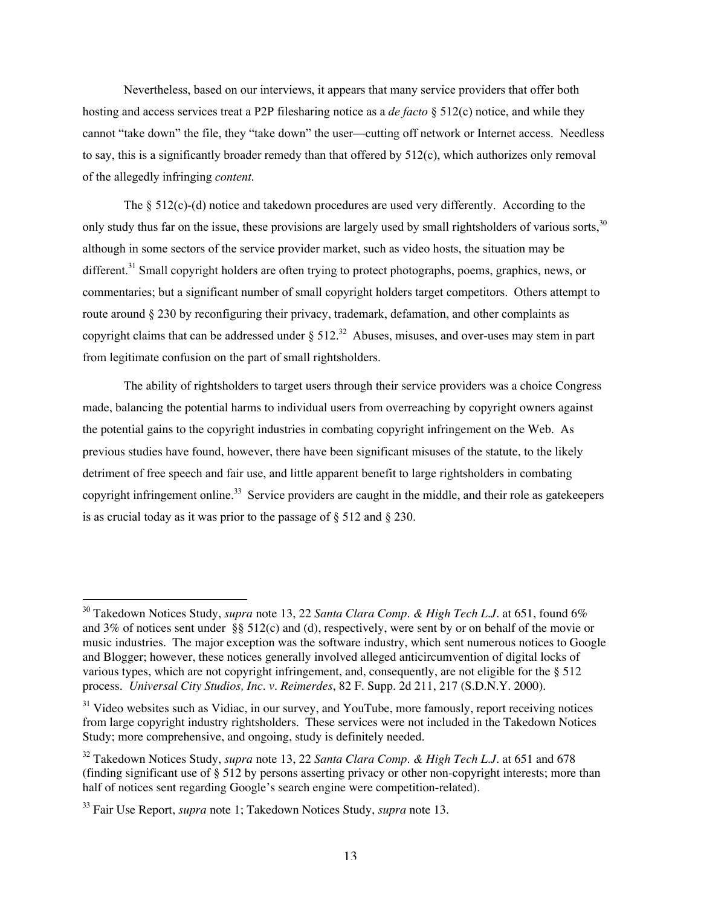Nevertheless, based on our interviews, it appears that many service providers that offer both hosting and access services treat a P2P filesharing notice as a *de facto* § 512(c) notice, and while they cannot "take down" the file, they "take down" the user—cutting off network or Internet access. Needless to say, this is a significantly broader remedy than that offered by 512(c), which authorizes only removal of the allegedly infringing *content*.

The § 512(c)-(d) notice and takedown procedures are used very differently. According to the only study thus far on the issue, these provisions are largely used by small rightsholders of various sorts,[30] although in some sectors of the service provider market, such as video hosts, the situation may be different.[31] Small copyright holders are often trying to protect photographs, poems, graphics, news, or commentaries; but a significant number of small copyright holders target competitors. Others attempt to route around § 230 by reconfiguring their privacy, trademark, defamation, and other complaints as copyright claims that can be addressed under § 512.[32] Abuses, misuses, and over-uses may stem in part from legitimate confusion on the part of small rightsholders.

The ability of rightsholders to target users through their service providers was a choice Congress made, balancing the potential harms to individual users from overreaching by copyright owners against the potential gains to the copyright industries in combating copyright infringement on the Web. As previous studies have found, however, there have been significant misuses of the statute, to the likely detriment of free speech and fair use, and little apparent benefit to large rightsholders in combating copyright infringement online.[33] Service providers are caught in the middle, and their role as gatekeepers is as crucial today as it was prior to the passage of § 512 and § 230.

---

[30] Takedown Notices Study, *supra* note 13, 22 *Santa Clara Comp. & High Tech L.J*. at 651, found 6% and 3% of notices sent under §§ 512(c) and (d), respectively, were sent by or on behalf of the movie or music industries. The major exception was the software industry, which sent numerous notices to Google and Blogger; however, these notices generally involved alleged anticircumvention of digital locks of various types, which are not copyright infringement, and, consequently, are not eligible for the § 512 process. *Universal City Studios, Inc. v. Reimerdes*, 82 F. Supp. 2d 211, 217 (S.D.N.Y. 2000).

[31] Video websites such as Vidiac, in our survey, and YouTube, more famously, report receiving notices from large copyright industry rightsholders. These services were not included in the Takedown Notices Study; more comprehensive, and ongoing, study is definitely needed.

[32] Takedown Notices Study, *supra* note 13, 22 *Santa Clara Comp. & High Tech L.J*. at 651 and 678 (finding significant use of § 512 by persons asserting privacy or other non-copyright interests; more than half of notices sent regarding Google's search engine were competition-related).

[33] Fair Use Report, *supra* note 1; Takedown Notices Study, *supra* note 13.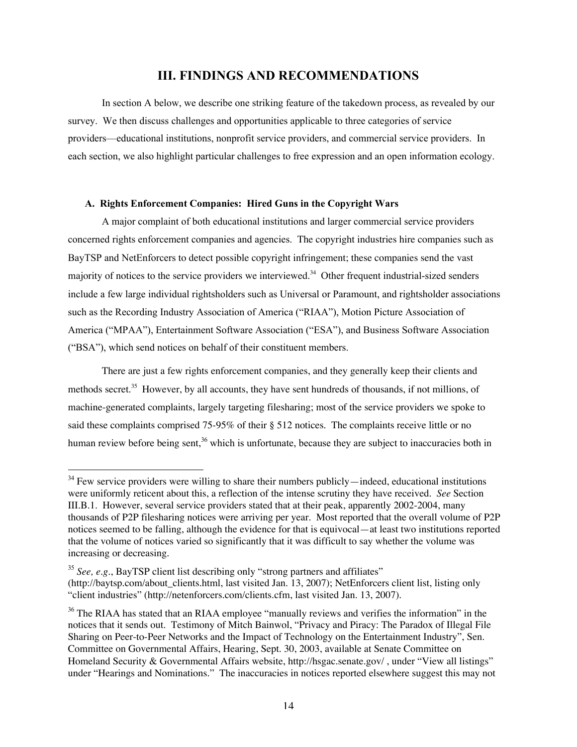# III. FINDINGS AND RECOMMENDATIONS

In section A below, we describe one striking feature of the takedown process, as revealed by our survey. We then discuss challenges and opportunities applicable to three categories of service providers—educational institutions, nonprofit service providers, and commercial service providers. In each section, we also highlight particular challenges to free expression and an open information ecology.

### A. Rights Enforcement Companies: Hired Guns in the Copyright Wars

A major complaint of both educational institutions and larger commercial service providers concerned rights enforcement companies and agencies. The copyright industries hire companies such as BayTSP and NetEnforcers to detect possible copyright infringement; these companies send the vast majority of notices to the service providers we interviewed.[34] Other frequent industrial-sized senders include a few large individual rightsholders such as Universal or Paramount, and rightsholder associations such as the Recording Industry Association of America ("RIAA"), Motion Picture Association of America ("MPAA"), Entertainment Software Association ("ESA"), and Business Software Association ("BSA"), which send notices on behalf of their constituent members.

There are just a few rights enforcement companies, and they generally keep their clients and methods secret.[35] However, by all accounts, they have sent hundreds of thousands, if not millions, of machine-generated complaints, largely targeting filesharing; most of the service providers we spoke to said these complaints comprised 75-95% of their § 512 notices. The complaints receive little or no human review before being sent,[36] which is unfortunate, because they are subject to inaccuracies both in

---

[34] Few service providers were willing to share their numbers publicly—indeed, educational institutions were uniformly reticent about this, a reflection of the intense scrutiny they have received. *See* Section III.B.1. However, several service providers stated that at their peak, apparently 2002-2004, many thousands of P2P filesharing notices were arriving per year. Most reported that the overall volume of P2P notices seemed to be falling, although the evidence for that is equivocal—at least two institutions reported that the volume of notices varied so significantly that it was difficult to say whether the volume was increasing or decreasing.

[35] *See, e.g.*, BayTSP client list describing only "strong partners and affiliates" (http://baytsp.com/about_clients.html, last visited Jan. 13, 2007); NetEnforcers client list, listing only "client industries" (http://netenforcers.com/clients.cfm, last visited Jan. 13, 2007).

[36] The RIAA has stated that an RIAA employee "manually reviews and verifies the information" in the notices that it sends out. Testimony of Mitch Bainwol, "Privacy and Piracy: The Paradox of Illegal File Sharing on Peer-to-Peer Networks and the Impact of Technology on the Entertainment Industry", Sen. Committee on Governmental Affairs, Hearing, Sept. 30, 2003, available at Senate Committee on Homeland Security & Governmental Affairs website, http://hsgac.senate.gov/ , under "View all listings" under "Hearings and Nominations." The inaccuracies in notices reported elsewhere suggest this may not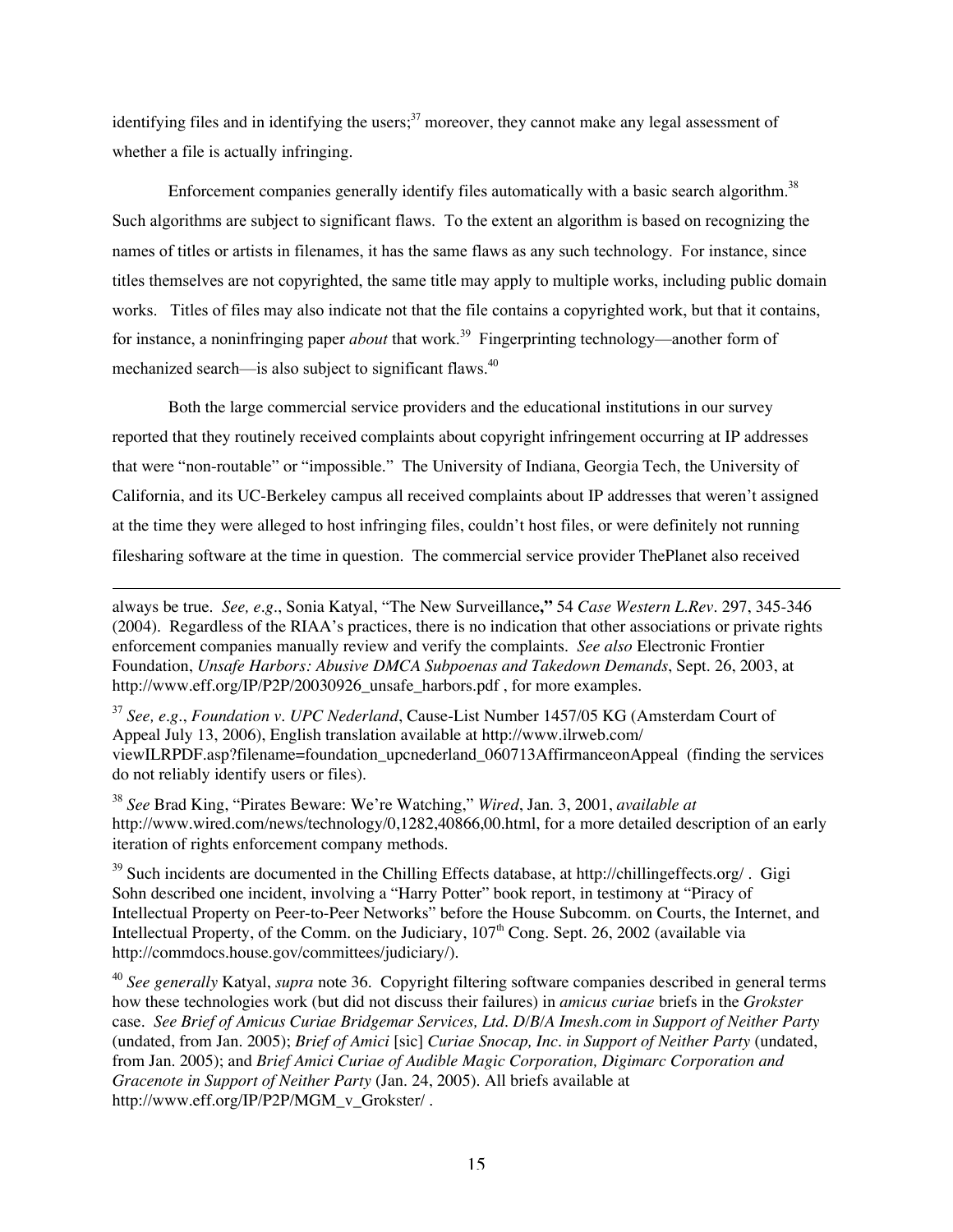identifying files and in identifying the users;[37] moreover, they cannot make any legal assessment of whether a file is actually infringing.

Enforcement companies generally identify files automatically with a basic search algorithm.[38] Such algorithms are subject to significant flaws. To the extent an algorithm is based on recognizing the names of titles or artists in filenames, it has the same flaws as any such technology. For instance, since titles themselves are not copyrighted, the same title may apply to multiple works, including public domain works. Titles of files may also indicate not that the file contains a copyrighted work, but that it contains, for instance, a noninfringing paper *about* that work.[39] Fingerprinting technology—another form of mechanized search—is also subject to significant flaws.[40]

Both the large commercial service providers and the educational institutions in our survey reported that they routinely received complaints about copyright infringement occurring at IP addresses that were "non-routable" or "impossible." The University of Indiana, Georgia Tech, the University of California, and its UC-Berkeley campus all received complaints about IP addresses that weren't assigned at the time they were alleged to host infringing files, couldn't host files, or were definitely not running filesharing software at the time in question. The commercial service provider ThePlanet also received

---

always be true. *See, e.g.*, Sonia Katyal, "The New Surveillance**,"** 54 *Case Western L.Rev*. 297, 345-346 (2004). Regardless of the RIAA's practices, there is no indication that other associations or private rights enforcement companies manually review and verify the complaints. *See also* Electronic Frontier Foundation, *Unsafe Harbors: Abusive DMCA Subpoenas and Takedown Demands*, Sept. 26, 2003, at http://www.eff.org/IP/P2P/20030926_unsafe_harbors.pdf , for more examples.

[37] *See, e.g.*, *Foundation v. UPC Nederland*, Cause-List Number 1457/05 KG (Amsterdam Court of Appeal July 13, 2006), English translation available at http://www.ilrweb.com/viewILRPDF.asp?filename=foundation_upcnederland_060713AffirmanceonAppeal (finding the services do not reliably identify users or files).

[38] *See* Brad King, "Pirates Beware: We're Watching," *Wired*, Jan. 3, 2001, *available at* http://www.wired.com/news/technology/0,1282,40866,00.html, for a more detailed description of an early iteration of rights enforcement company methods.

[39] Such incidents are documented in the Chilling Effects database, at http://chillingeffects.org/ . Gigi Sohn described one incident, involving a "Harry Potter" book report, in testimony at "Piracy of Intellectual Property on Peer-to-Peer Networks" before the House Subcomm. on Courts, the Internet, and Intellectual Property, of the Comm. on the Judiciary, 107th Cong. Sept. 26, 2002 (available via http://commdocs.house.gov/committees/judiciary/).

[40] *See generally* Katyal, *supra* note 36. Copyright filtering software companies described in general terms how these technologies work (but did not discuss their failures) in *amicus curiae* briefs in the *Grokster* case. *See Brief of Amicus Curiae Bridgemar Services, Ltd. D/B/A Imesh.com in Support of Neither Party* (undated, from Jan. 2005); *Brief of Amici* [sic] *Curiae Snocap, Inc. in Support of Neither Party* (undated, from Jan. 2005); and *Brief Amici Curiae of Audible Magic Corporation, Digimarc Corporation and Gracenote in Support of Neither Party* (Jan. 24, 2005). All briefs available at http://www.eff.org/IP/P2P/MGM_v_Grokster/ .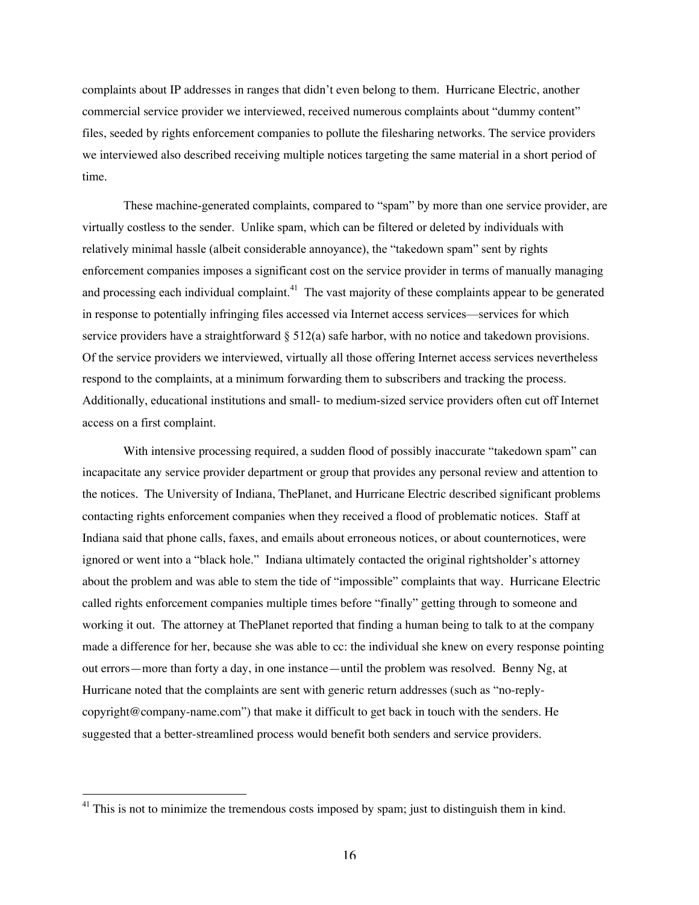complaints about IP addresses in ranges that didn't even belong to them. Hurricane Electric, another commercial service provider we interviewed, received numerous complaints about "dummy content" files, seeded by rights enforcement companies to pollute the filesharing networks. The service providers we interviewed also described receiving multiple notices targeting the same material in a short period of time.

These machine-generated complaints, compared to "spam" by more than one service provider, are virtually costless to the sender. Unlike spam, which can be filtered or deleted by individuals with relatively minimal hassle (albeit considerable annoyance), the "takedown spam" sent by rights enforcement companies imposes a significant cost on the service provider in terms of manually managing and processing each individual complaint.[41] The vast majority of these complaints appear to be generated in response to potentially infringing files accessed via Internet access services—services for which service providers have a straightforward § 512(a) safe harbor, with no notice and takedown provisions. Of the service providers we interviewed, virtually all those offering Internet access services nevertheless respond to the complaints, at a minimum forwarding them to subscribers and tracking the process. Additionally, educational institutions and small- to medium-sized service providers often cut off Internet access on a first complaint.

With intensive processing required, a sudden flood of possibly inaccurate "takedown spam" can incapacitate any service provider department or group that provides any personal review and attention to the notices. The University of Indiana, ThePlanet, and Hurricane Electric described significant problems contacting rights enforcement companies when they received a flood of problematic notices. Staff at Indiana said that phone calls, faxes, and emails about erroneous notices, or about counternotices, were ignored or went into a "black hole." Indiana ultimately contacted the original rightsholder's attorney about the problem and was able to stem the tide of "impossible" complaints that way. Hurricane Electric called rights enforcement companies multiple times before "finally" getting through to someone and working it out. The attorney at ThePlanet reported that finding a human being to talk to at the company made a difference for her, because she was able to cc: the individual she knew on every response pointing out errors—more than forty a day, in one instance—until the problem was resolved. Benny Ng, at Hurricane noted that the complaints are sent with generic return addresses (such as "no-reply-copyright@company-name.com") that make it difficult to get back in touch with the senders. He suggested that a better-streamlined process would benefit both senders and service providers.

[41] This is not to minimize the tremendous costs imposed by spam; just to distinguish them in kind.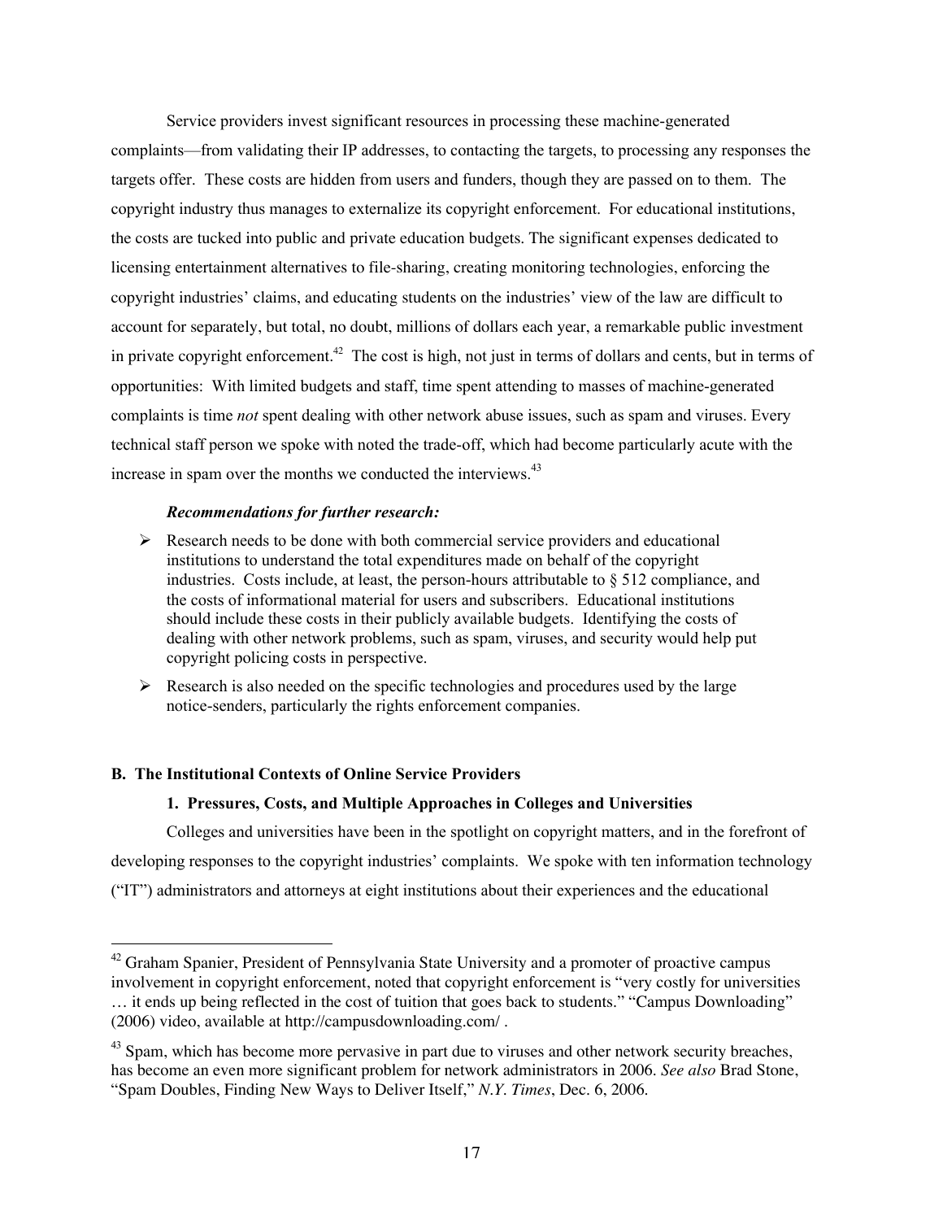Service providers invest significant resources in processing these machine-generated complaints—from validating their IP addresses, to contacting the targets, to processing any responses the targets offer. These costs are hidden from users and funders, though they are passed on to them. The copyright industry thus manages to externalize its copyright enforcement. For educational institutions, the costs are tucked into public and private education budgets. The significant expenses dedicated to licensing entertainment alternatives to file-sharing, creating monitoring technologies, enforcing the copyright industries' claims, and educating students on the industries' view of the law are difficult to account for separately, but total, no doubt, millions of dollars each year, a remarkable public investment in private copyright enforcement.[42] The cost is high, not just in terms of dollars and cents, but in terms of opportunities: With limited budgets and staff, time spent attending to masses of machine-generated complaints is time *not* spent dealing with other network abuse issues, such as spam and viruses. Every technical staff person we spoke with noted the trade-off, which had become particularly acute with the increase in spam over the months we conducted the interviews.[43]

***Recommendations for further research:***

- Research needs to be done with both commercial service providers and educational institutions to understand the total expenditures made on behalf of the copyright industries. Costs include, at least, the person-hours attributable to § 512 compliance, and the costs of informational material for users and subscribers. Educational institutions should include these costs in their publicly available budgets. Identifying the costs of dealing with other network problems, such as spam, viruses, and security would help put copyright policing costs in perspective.
- Research is also needed on the specific technologies and procedures used by the large notice-senders, particularly the rights enforcement companies.

### B. The Institutional Contexts of Online Service Providers

#### 1. Pressures, Costs, and Multiple Approaches in Colleges and Universities

Colleges and universities have been in the spotlight on copyright matters, and in the forefront of developing responses to the copyright industries' complaints. We spoke with ten information technology ("IT") administrators and attorneys at eight institutions about their experiences and the educational

---

[42] Graham Spanier, President of Pennsylvania State University and a promoter of proactive campus involvement in copyright enforcement, noted that copyright enforcement is "very costly for universities … it ends up being reflected in the cost of tuition that goes back to students." "Campus Downloading" (2006) video, available at http://campusdownloading.com/ .

[43] Spam, which has become more pervasive in part due to viruses and other network security breaches, has become an even more significant problem for network administrators in 2006. *See also* Brad Stone, "Spam Doubles, Finding New Ways to Deliver Itself," *N.Y. Times*, Dec. 6, 2006.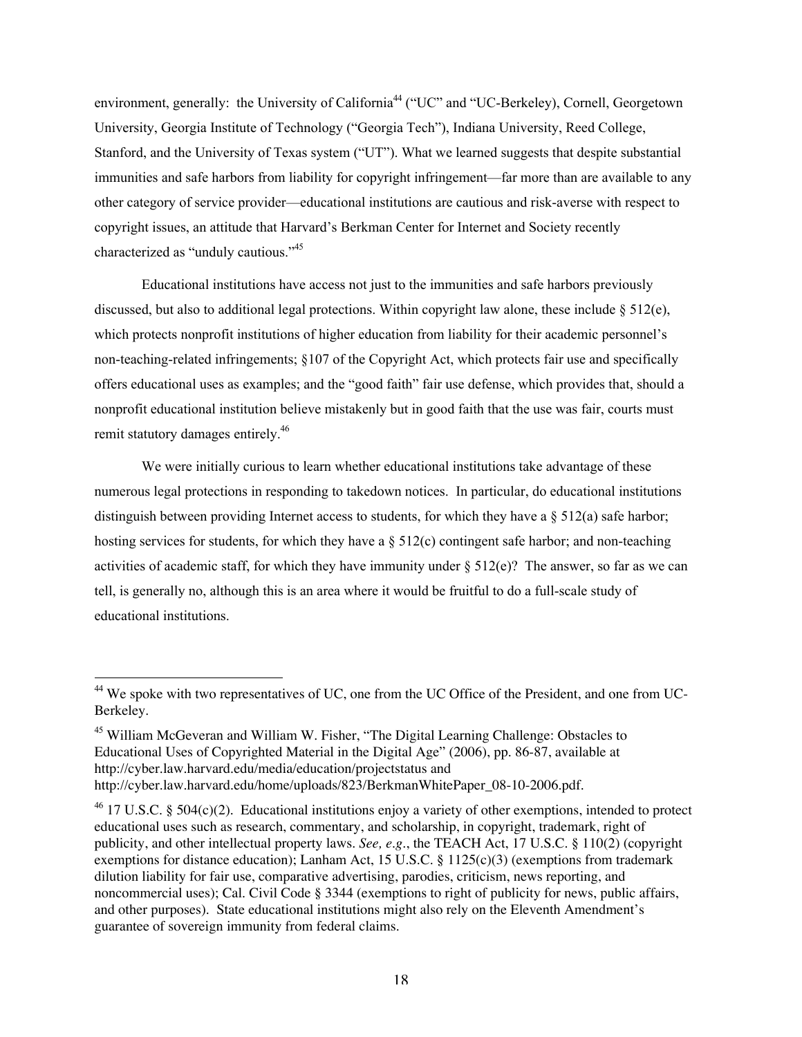environment, generally: the University of California[44] ("UC" and "UC-Berkeley), Cornell, Georgetown University, Georgia Institute of Technology ("Georgia Tech"), Indiana University, Reed College, Stanford, and the University of Texas system ("UT"). What we learned suggests that despite substantial immunities and safe harbors from liability for copyright infringement—far more than are available to any other category of service provider—educational institutions are cautious and risk-averse with respect to copyright issues, an attitude that Harvard's Berkman Center for Internet and Society recently characterized as "unduly cautious."[45]

Educational institutions have access not just to the immunities and safe harbors previously discussed, but also to additional legal protections. Within copyright law alone, these include § 512(e), which protects nonprofit institutions of higher education from liability for their academic personnel's non-teaching-related infringements; §107 of the Copyright Act, which protects fair use and specifically offers educational uses as examples; and the "good faith" fair use defense, which provides that, should a nonprofit educational institution believe mistakenly but in good faith that the use was fair, courts must remit statutory damages entirely.[46]

We were initially curious to learn whether educational institutions take advantage of these numerous legal protections in responding to takedown notices. In particular, do educational institutions distinguish between providing Internet access to students, for which they have a § 512(a) safe harbor; hosting services for students, for which they have a § 512(c) contingent safe harbor; and non-teaching activities of academic staff, for which they have immunity under § 512(e)? The answer, so far as we can tell, is generally no, although this is an area where it would be fruitful to do a full-scale study of educational institutions.

---

[44] We spoke with two representatives of UC, one from the UC Office of the President, and one from UC-Berkeley.

[45] William McGeveran and William W. Fisher, "The Digital Learning Challenge: Obstacles to Educational Uses of Copyrighted Material in the Digital Age" (2006), pp. 86-87, available at http://cyber.law.harvard.edu/media/education/projectstatus and http://cyber.law.harvard.edu/home/uploads/823/BerkmanWhitePaper_08-10-2006.pdf.

[46] 17 U.S.C. § 504(c)(2). Educational institutions enjoy a variety of other exemptions, intended to protect educational uses such as research, commentary, and scholarship, in copyright, trademark, right of publicity, and other intellectual property laws. *See, e.g*., the TEACH Act, 17 U.S.C. § 110(2) (copyright exemptions for distance education); Lanham Act, 15 U.S.C. § 1125(c)(3) (exemptions from trademark dilution liability for fair use, comparative advertising, parodies, criticism, news reporting, and noncommercial uses); Cal. Civil Code § 3344 (exemptions to right of publicity for news, public affairs, and other purposes). State educational institutions might also rely on the Eleventh Amendment's guarantee of sovereign immunity from federal claims.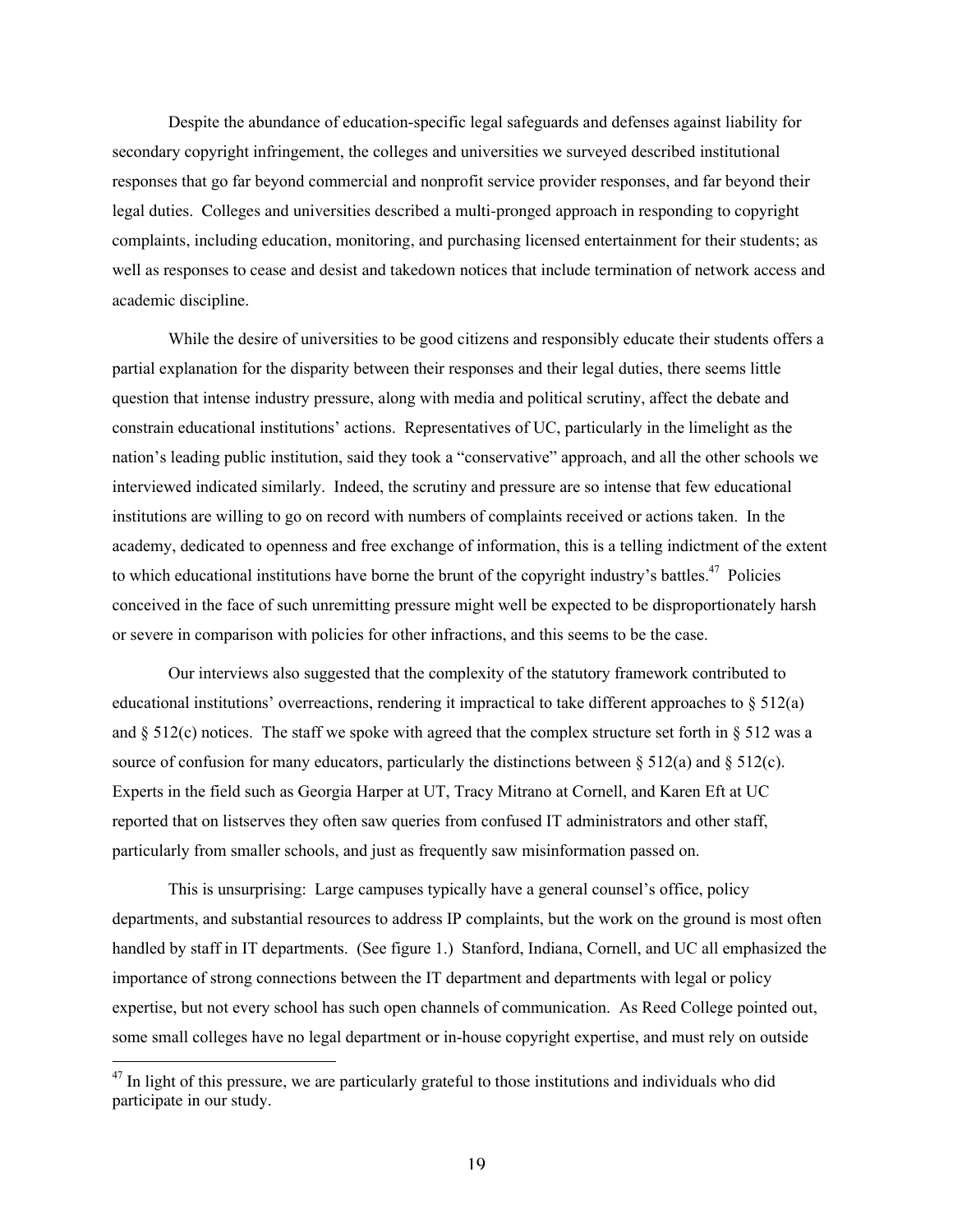Despite the abundance of education-specific legal safeguards and defenses against liability for secondary copyright infringement, the colleges and universities we surveyed described institutional responses that go far beyond commercial and nonprofit service provider responses, and far beyond their legal duties. Colleges and universities described a multi-pronged approach in responding to copyright complaints, including education, monitoring, and purchasing licensed entertainment for their students; as well as responses to cease and desist and takedown notices that include termination of network access and academic discipline.

While the desire of universities to be good citizens and responsibly educate their students offers a partial explanation for the disparity between their responses and their legal duties, there seems little question that intense industry pressure, along with media and political scrutiny, affect the debate and constrain educational institutions' actions. Representatives of UC, particularly in the limelight as the nation's leading public institution, said they took a "conservative" approach, and all the other schools we interviewed indicated similarly. Indeed, the scrutiny and pressure are so intense that few educational institutions are willing to go on record with numbers of complaints received or actions taken. In the academy, dedicated to openness and free exchange of information, this is a telling indictment of the extent to which educational institutions have borne the brunt of the copyright industry's battles.[47] Policies conceived in the face of such unremitting pressure might well be expected to be disproportionately harsh or severe in comparison with policies for other infractions, and this seems to be the case.

Our interviews also suggested that the complexity of the statutory framework contributed to educational institutions' overreactions, rendering it impractical to take different approaches to § 512(a) and § 512(c) notices. The staff we spoke with agreed that the complex structure set forth in § 512 was a source of confusion for many educators, particularly the distinctions between § 512(a) and § 512(c). Experts in the field such as Georgia Harper at UT, Tracy Mitrano at Cornell, and Karen Eft at UC reported that on listserves they often saw queries from confused IT administrators and other staff, particularly from smaller schools, and just as frequently saw misinformation passed on.

This is unsurprising: Large campuses typically have a general counsel's office, policy departments, and substantial resources to address IP complaints, but the work on the ground is most often handled by staff in IT departments. (See figure 1.) Stanford, Indiana, Cornell, and UC all emphasized the importance of strong connections between the IT department and departments with legal or policy expertise, but not every school has such open channels of communication. As Reed College pointed out, some small colleges have no legal department or in-house copyright expertise, and must rely on outside

[47] In light of this pressure, we are particularly grateful to those institutions and individuals who did participate in our study.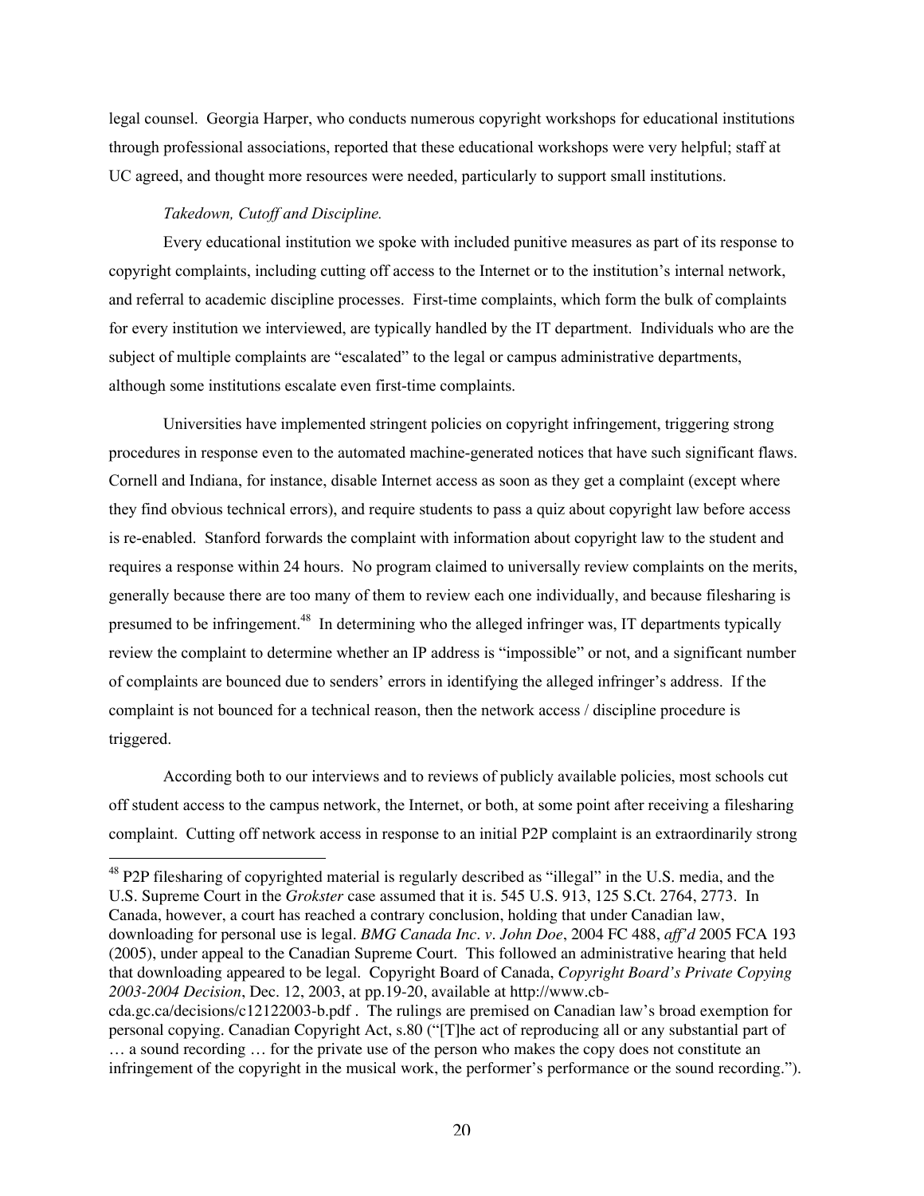legal counsel. Georgia Harper, who conducts numerous copyright workshops for educational institutions through professional associations, reported that these educational workshops were very helpful; staff at UC agreed, and thought more resources were needed, particularly to support small institutions.

*Takedown, Cutoff and Discipline.*

Every educational institution we spoke with included punitive measures as part of its response to copyright complaints, including cutting off access to the Internet or to the institution's internal network, and referral to academic discipline processes. First-time complaints, which form the bulk of complaints for every institution we interviewed, are typically handled by the IT department. Individuals who are the subject of multiple complaints are "escalated" to the legal or campus administrative departments, although some institutions escalate even first-time complaints.

Universities have implemented stringent policies on copyright infringement, triggering strong procedures in response even to the automated machine-generated notices that have such significant flaws. Cornell and Indiana, for instance, disable Internet access as soon as they get a complaint (except where they find obvious technical errors), and require students to pass a quiz about copyright law before access is re-enabled. Stanford forwards the complaint with information about copyright law to the student and requires a response within 24 hours. No program claimed to universally review complaints on the merits, generally because there are too many of them to review each one individually, and because filesharing is presumed to be infringement.[48] In determining who the alleged infringer was, IT departments typically review the complaint to determine whether an IP address is "impossible" or not, and a significant number of complaints are bounced due to senders' errors in identifying the alleged infringer's address. If the complaint is not bounced for a technical reason, then the network access / discipline procedure is triggered.

According both to our interviews and to reviews of publicly available policies, most schools cut off student access to the campus network, the Internet, or both, at some point after receiving a filesharing complaint. Cutting off network access in response to an initial P2P complaint is an extraordinarily strong

---

[48] P2P filesharing of copyrighted material is regularly described as "illegal" in the U.S. media, and the U.S. Supreme Court in the *Grokster* case assumed that it is. 545 U.S. 913, 125 S.Ct. 2764, 2773. In Canada, however, a court has reached a contrary conclusion, holding that under Canadian law, downloading for personal use is legal. *BMG Canada Inc. v. John Doe*, 2004 FC 488, *aff'd* 2005 FCA 193 (2005), under appeal to the Canadian Supreme Court. This followed an administrative hearing that held that downloading appeared to be legal. Copyright Board of Canada, *Copyright Board's Private Copying 2003-2004 Decision*, Dec. 12, 2003, at pp.19-20, available at http://www.cb-cda.gc.ca/decisions/c12122003-b.pdf . The rulings are premised on Canadian law's broad exemption for personal copying. Canadian Copyright Act, s.80 ("[T]he act of reproducing all or any substantial part of … a sound recording … for the private use of the person who makes the copy does not constitute an infringement of the copyright in the musical work, the performer's performance or the sound recording.").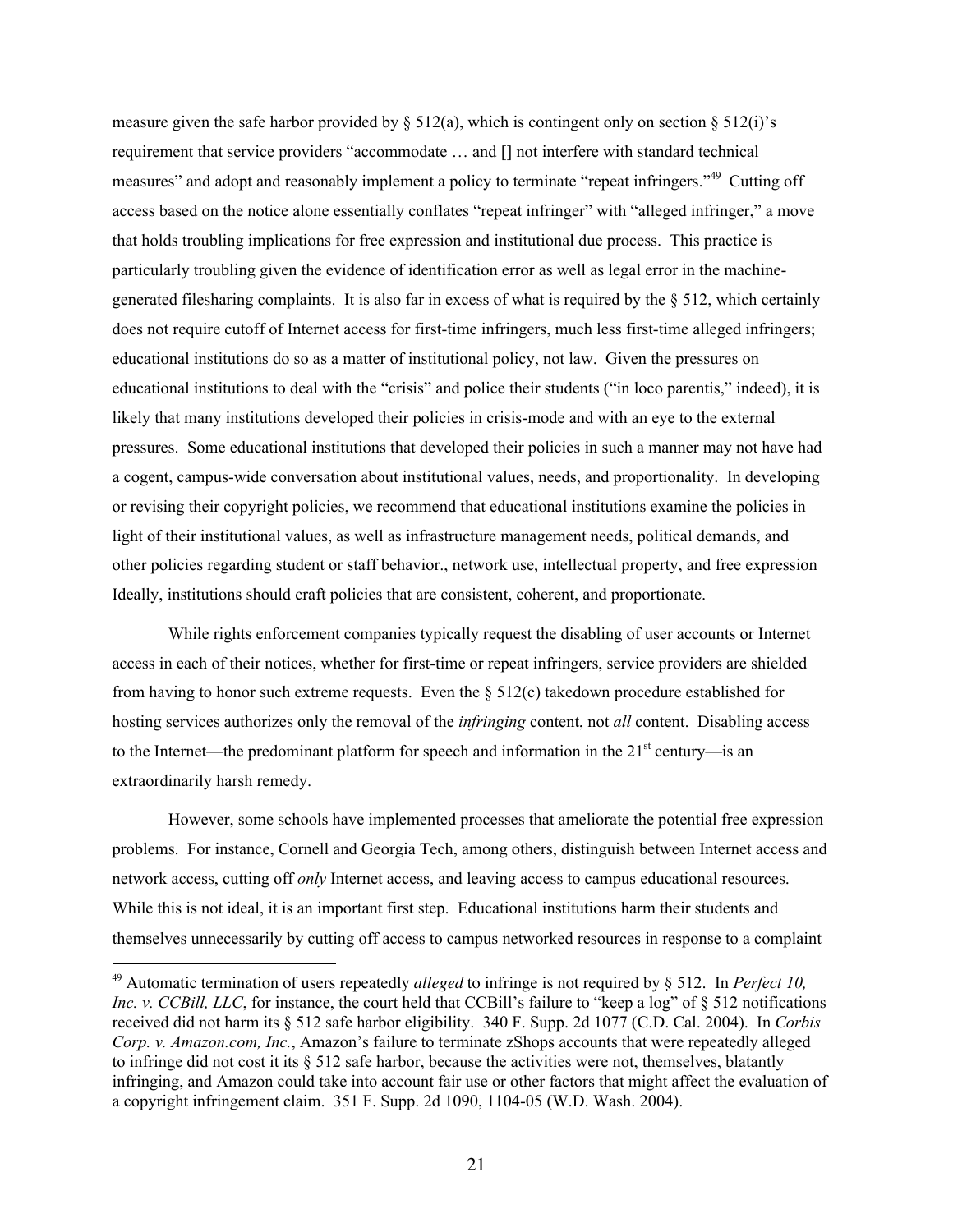measure given the safe harbor provided by § 512(a), which is contingent only on section § 512(i)'s requirement that service providers "accommodate … and [] not interfere with standard technical measures" and adopt and reasonably implement a policy to terminate "repeat infringers."[49] Cutting off access based on the notice alone essentially conflates "repeat infringer" with "alleged infringer," a move that holds troubling implications for free expression and institutional due process. This practice is particularly troubling given the evidence of identification error as well as legal error in the machine-generated filesharing complaints. It is also far in excess of what is required by the § 512, which certainly does not require cutoff of Internet access for first-time infringers, much less first-time alleged infringers; educational institutions do so as a matter of institutional policy, not law. Given the pressures on educational institutions to deal with the "crisis" and police their students ("in loco parentis," indeed), it is likely that many institutions developed their policies in crisis-mode and with an eye to the external pressures. Some educational institutions that developed their policies in such a manner may not have had a cogent, campus-wide conversation about institutional values, needs, and proportionality. In developing or revising their copyright policies, we recommend that educational institutions examine the policies in light of their institutional values, as well as infrastructure management needs, political demands, and other policies regarding student or staff behavior., network use, intellectual property, and free expression Ideally, institutions should craft policies that are consistent, coherent, and proportionate.

While rights enforcement companies typically request the disabling of user accounts or Internet access in each of their notices, whether for first-time or repeat infringers, service providers are shielded from having to honor such extreme requests. Even the § 512(c) takedown procedure established for hosting services authorizes only the removal of the *infringing* content, not *all* content. Disabling access to the Internet—the predominant platform for speech and information in the 21st century—is an extraordinarily harsh remedy.

However, some schools have implemented processes that ameliorate the potential free expression problems. For instance, Cornell and Georgia Tech, among others, distinguish between Internet access and network access, cutting off *only* Internet access, and leaving access to campus educational resources. While this is not ideal, it is an important first step. Educational institutions harm their students and themselves unnecessarily by cutting off access to campus networked resources in response to a complaint

---

[49] Automatic termination of users repeatedly *alleged* to infringe is not required by § 512. In *Perfect 10, Inc. v. CCBill, LLC*, for instance, the court held that CCBill's failure to "keep a log" of § 512 notifications received did not harm its § 512 safe harbor eligibility. 340 F. Supp. 2d 1077 (C.D. Cal. 2004). In *Corbis Corp. v. Amazon.com, Inc.*, Amazon's failure to terminate zShops accounts that were repeatedly alleged to infringe did not cost it its § 512 safe harbor, because the activities were not, themselves, blatantly infringing, and Amazon could take into account fair use or other factors that might affect the evaluation of a copyright infringement claim. 351 F. Supp. 2d 1090, 1104-05 (W.D. Wash. 2004).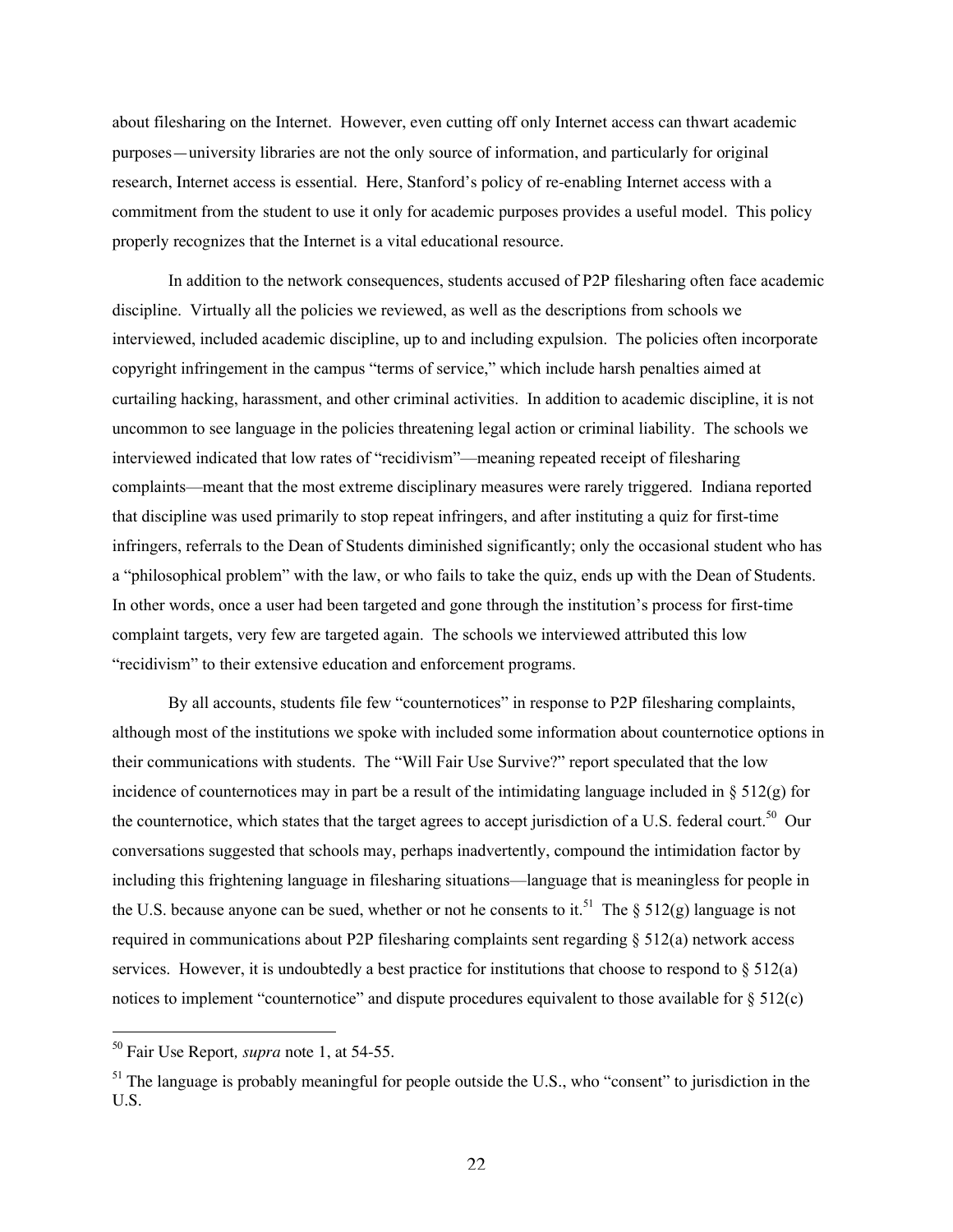about filesharing on the Internet. However, even cutting off only Internet access can thwart academic purposes—university libraries are not the only source of information, and particularly for original research, Internet access is essential. Here, Stanford's policy of re-enabling Internet access with a commitment from the student to use it only for academic purposes provides a useful model. This policy properly recognizes that the Internet is a vital educational resource.

In addition to the network consequences, students accused of P2P filesharing often face academic discipline. Virtually all the policies we reviewed, as well as the descriptions from schools we interviewed, included academic discipline, up to and including expulsion. The policies often incorporate copyright infringement in the campus "terms of service," which include harsh penalties aimed at curtailing hacking, harassment, and other criminal activities. In addition to academic discipline, it is not uncommon to see language in the policies threatening legal action or criminal liability. The schools we interviewed indicated that low rates of "recidivism"—meaning repeated receipt of filesharing complaints—meant that the most extreme disciplinary measures were rarely triggered. Indiana reported that discipline was used primarily to stop repeat infringers, and after instituting a quiz for first-time infringers, referrals to the Dean of Students diminished significantly; only the occasional student who has a "philosophical problem" with the law, or who fails to take the quiz, ends up with the Dean of Students. In other words, once a user had been targeted and gone through the institution's process for first-time complaint targets, very few are targeted again. The schools we interviewed attributed this low "recidivism" to their extensive education and enforcement programs.

By all accounts, students file few "counternotices" in response to P2P filesharing complaints, although most of the institutions we spoke with included some information about counternotice options in their communications with students. The "Will Fair Use Survive?" report speculated that the low incidence of counternotices may in part be a result of the intimidating language included in § 512(g) for the counternotice, which states that the target agrees to accept jurisdiction of a U.S. federal court.[50] Our conversations suggested that schools may, perhaps inadvertently, compound the intimidation factor by including this frightening language in filesharing situations—language that is meaningless for people in the U.S. because anyone can be sued, whether or not he consents to it.[51] The § 512(g) language is not required in communications about P2P filesharing complaints sent regarding § 512(a) network access services. However, it is undoubtedly a best practice for institutions that choose to respond to § 512(a) notices to implement "counternotice" and dispute procedures equivalent to those available for § 512(c)

---

[50] Fair Use Report*, supra* note 1, at 54-55.

[51] The language is probably meaningful for people outside the U.S., who "consent" to jurisdiction in the U.S.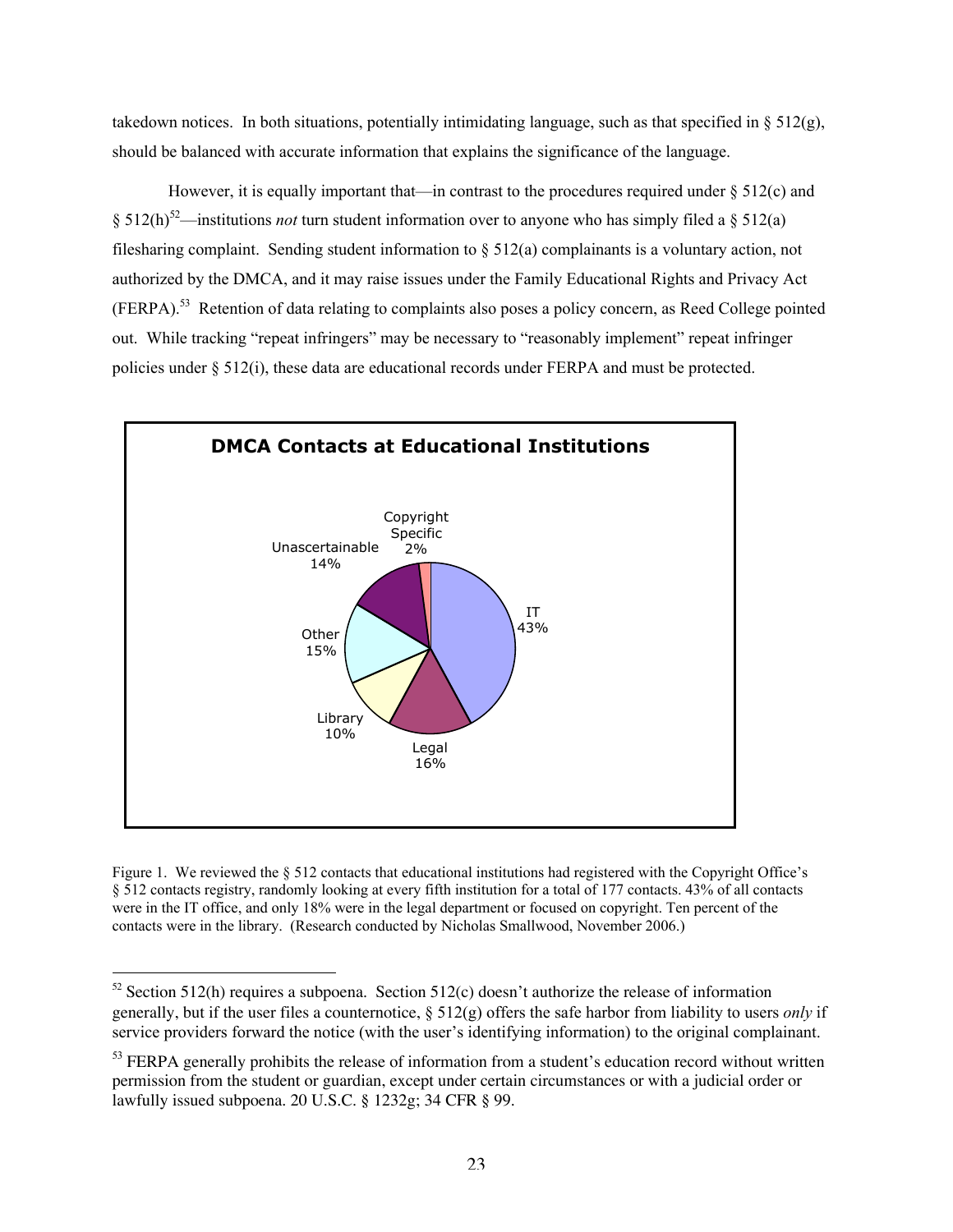takedown notices. In both situations, potentially intimidating language, such as that specified in § 512(g), should be balanced with accurate information that explains the significance of the language.

However, it is equally important that—in contrast to the procedures required under § 512(c) and § 512(h)[52]—institutions *not* turn student information over to anyone who has simply filed a § 512(a) filesharing complaint. Sending student information to § 512(a) complainants is a voluntary action, not authorized by the DMCA, and it may raise issues under the Family Educational Rights and Privacy Act (FERPA).[53] Retention of data relating to complaints also poses a policy concern, as Reed College pointed out. While tracking "repeat infringers" may be necessary to "reasonably implement" repeat infringer policies under § 512(i), these data are educational records under FERPA and must be protected.

**DMCA Contacts at Educational Institutions**

| Category | Percentage |
|---|---|
| IT | 43% |
| Legal | 16% |
| Library | 10% |
| Other | 15% |
| Unascertainable | 14% |
| Copyright Specific | 2% |

Figure 1. We reviewed the § 512 contacts that educational institutions had registered with the Copyright Office's § 512 contacts registry, randomly looking at every fifth institution for a total of 177 contacts. 43% of all contacts were in the IT office, and only 18% were in the legal department or focused on copyright. Ten percent of the contacts were in the library. (Research conducted by Nicholas Smallwood, November 2006.)

---

[52] Section 512(h) requires a subpoena. Section 512(c) doesn't authorize the release of information generally, but if the user files a counternotice, § 512(g) offers the safe harbor from liability to users *only* if service providers forward the notice (with the user's identifying information) to the original complainant.

[53] FERPA generally prohibits the release of information from a student's education record without written permission from the student or guardian, except under certain circumstances or with a judicial order or lawfully issued subpoena. 20 U.S.C. § 1232g; 34 CFR § 99.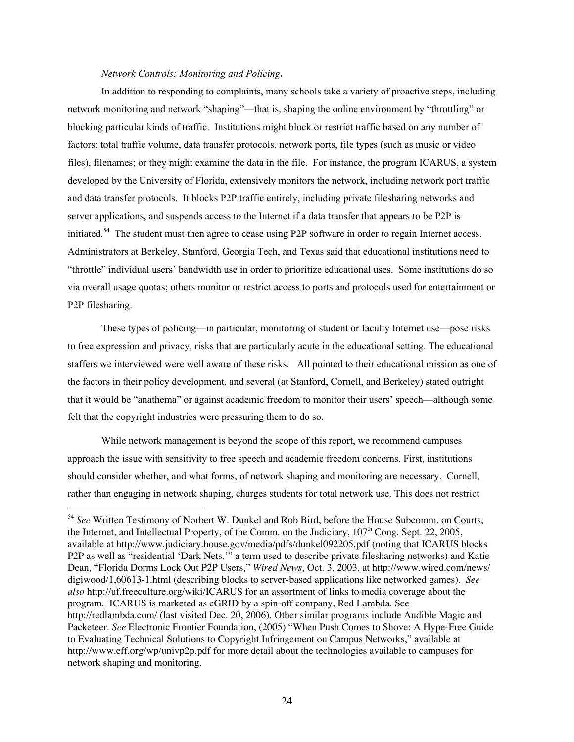*Network Controls: Monitoring and Policing***.**

In addition to responding to complaints, many schools take a variety of proactive steps, including network monitoring and network "shaping"—that is, shaping the online environment by "throttling" or blocking particular kinds of traffic. Institutions might block or restrict traffic based on any number of factors: total traffic volume, data transfer protocols, network ports, file types (such as music or video files), filenames; or they might examine the data in the file. For instance, the program ICARUS, a system developed by the University of Florida, extensively monitors the network, including network port traffic and data transfer protocols. It blocks P2P traffic entirely, including private filesharing networks and server applications, and suspends access to the Internet if a data transfer that appears to be P2P is initiated.[54] The student must then agree to cease using P2P software in order to regain Internet access. Administrators at Berkeley, Stanford, Georgia Tech, and Texas said that educational institutions need to "throttle" individual users' bandwidth use in order to prioritize educational uses. Some institutions do so via overall usage quotas; others monitor or restrict access to ports and protocols used for entertainment or P2P filesharing.

These types of policing—in particular, monitoring of student or faculty Internet use—pose risks to free expression and privacy, risks that are particularly acute in the educational setting. The educational staffers we interviewed were well aware of these risks. All pointed to their educational mission as one of the factors in their policy development, and several (at Stanford, Cornell, and Berkeley) stated outright that it would be "anathema" or against academic freedom to monitor their users' speech—although some felt that the copyright industries were pressuring them to do so.

While network management is beyond the scope of this report, we recommend campuses approach the issue with sensitivity to free speech and academic freedom concerns. First, institutions should consider whether, and what forms, of network shaping and monitoring are necessary. Cornell, rather than engaging in network shaping, charges students for total network use. This does not restrict

---

[54] *See* Written Testimony of Norbert W. Dunkel and Rob Bird, before the House Subcomm. on Courts, the Internet, and Intellectual Property, of the Comm. on the Judiciary, 107th Cong. Sept. 22, 2005, available at http://www.judiciary.house.gov/media/pdfs/dunkel092205.pdf (noting that ICARUS blocks P2P as well as "residential 'Dark Nets,'" a term used to describe private filesharing networks) and Katie Dean, "Florida Dorms Lock Out P2P Users," *Wired News*, Oct. 3, 2003, at http://www.wired.com/news/digiwood/1,60613-1.html (describing blocks to server-based applications like networked games). *See also* http://uf.freeculture.org/wiki/ICARUS for an assortment of links to media coverage about the program. ICARUS is marketed as cGRID by a spin-off company, Red Lambda. See http://redlambda.com/ (last visited Dec. 20, 2006). Other similar programs include Audible Magic and Packeteer. *See* Electronic Frontier Foundation, (2005) "When Push Comes to Shove: A Hype-Free Guide to Evaluating Technical Solutions to Copyright Infringement on Campus Networks," available at http://www.eff.org/wp/univp2p.pdf for more detail about the technologies available to campuses for network shaping and monitoring.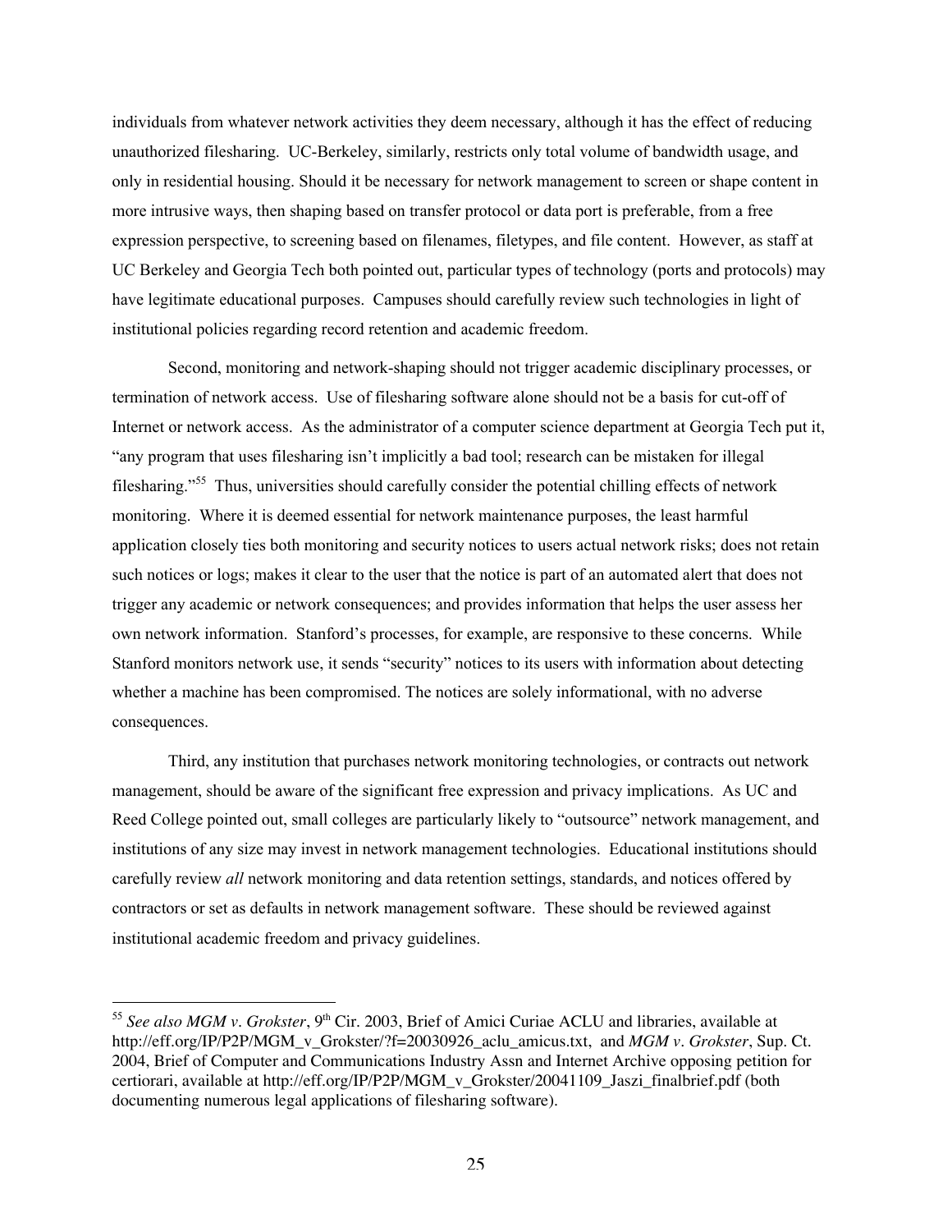individuals from whatever network activities they deem necessary, although it has the effect of reducing unauthorized filesharing. UC-Berkeley, similarly, restricts only total volume of bandwidth usage, and only in residential housing. Should it be necessary for network management to screen or shape content in more intrusive ways, then shaping based on transfer protocol or data port is preferable, from a free expression perspective, to screening based on filenames, filetypes, and file content. However, as staff at UC Berkeley and Georgia Tech both pointed out, particular types of technology (ports and protocols) may have legitimate educational purposes. Campuses should carefully review such technologies in light of institutional policies regarding record retention and academic freedom.

Second, monitoring and network-shaping should not trigger academic disciplinary processes, or termination of network access. Use of filesharing software alone should not be a basis for cut-off of Internet or network access. As the administrator of a computer science department at Georgia Tech put it, "any program that uses filesharing isn't implicitly a bad tool; research can be mistaken for illegal filesharing."[55] Thus, universities should carefully consider the potential chilling effects of network monitoring. Where it is deemed essential for network maintenance purposes, the least harmful application closely ties both monitoring and security notices to users actual network risks; does not retain such notices or logs; makes it clear to the user that the notice is part of an automated alert that does not trigger any academic or network consequences; and provides information that helps the user assess her own network information. Stanford's processes, for example, are responsive to these concerns. While Stanford monitors network use, it sends "security" notices to its users with information about detecting whether a machine has been compromised. The notices are solely informational, with no adverse consequences.

Third, any institution that purchases network monitoring technologies, or contracts out network management, should be aware of the significant free expression and privacy implications. As UC and Reed College pointed out, small colleges are particularly likely to "outsource" network management, and institutions of any size may invest in network management technologies. Educational institutions should carefully review *all* network monitoring and data retention settings, standards, and notices offered by contractors or set as defaults in network management software. These should be reviewed against institutional academic freedom and privacy guidelines.

---

[55] *See also MGM v. Grokster*, 9th Cir. 2003, Brief of Amici Curiae ACLU and libraries, available at http://eff.org/IP/P2P/MGM_v_Grokster/?f=20030926_aclu_amicus.txt, and *MGM v. Grokster*, Sup. Ct. 2004, Brief of Computer and Communications Industry Assn and Internet Archive opposing petition for certiorari, available at http://eff.org/IP/P2P/MGM_v_Grokster/20041109_Jaszi_finalbrief.pdf (both documenting numerous legal applications of filesharing software).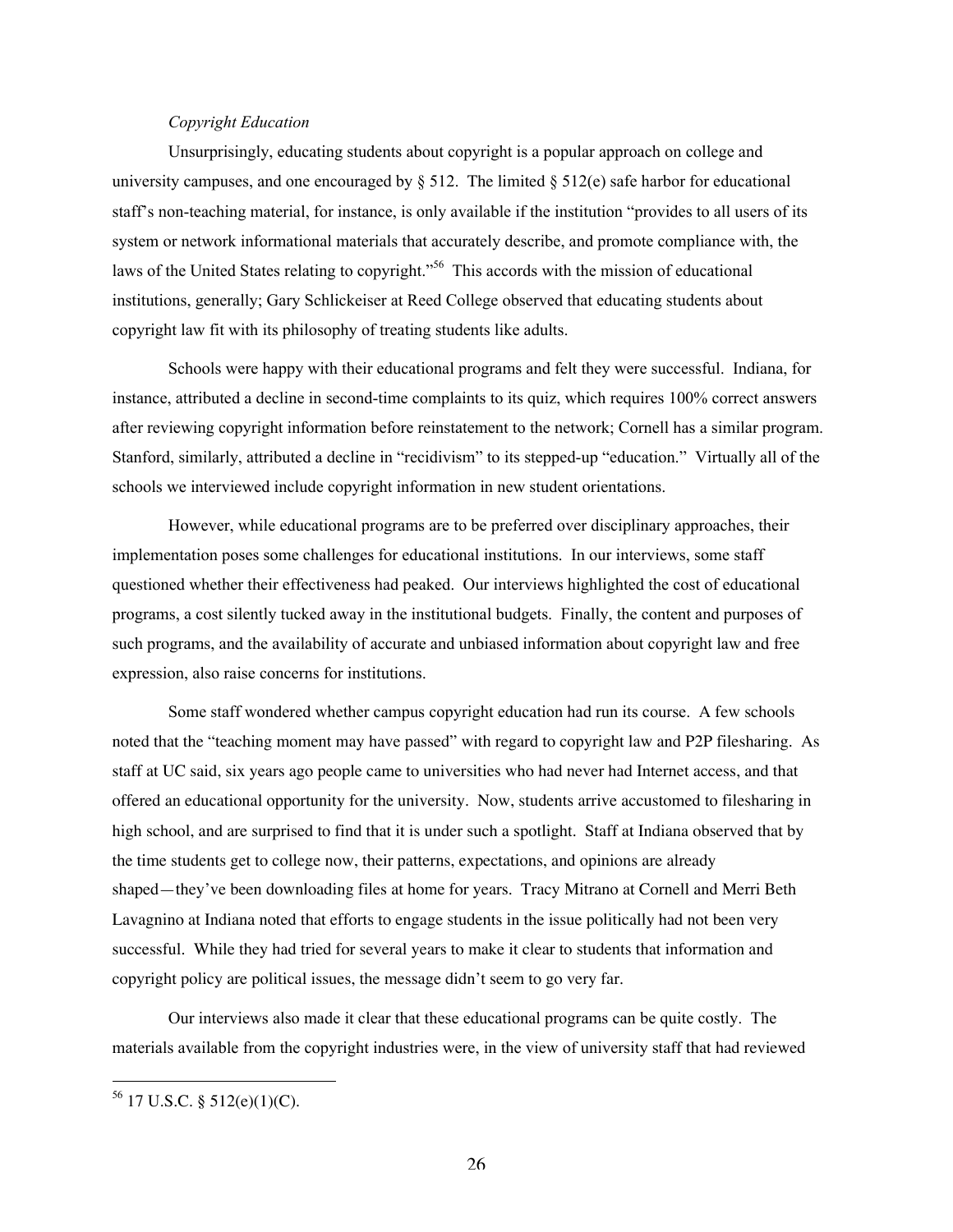*Copyright Education*

Unsurprisingly, educating students about copyright is a popular approach on college and university campuses, and one encouraged by § 512. The limited § 512(e) safe harbor for educational staff's non-teaching material, for instance, is only available if the institution "provides to all users of its system or network informational materials that accurately describe, and promote compliance with, the laws of the United States relating to copyright."[56] This accords with the mission of educational institutions, generally; Gary Schlickeiser at Reed College observed that educating students about copyright law fit with its philosophy of treating students like adults.

Schools were happy with their educational programs and felt they were successful. Indiana, for instance, attributed a decline in second-time complaints to its quiz, which requires 100% correct answers after reviewing copyright information before reinstatement to the network; Cornell has a similar program. Stanford, similarly, attributed a decline in "recidivism" to its stepped-up "education." Virtually all of the schools we interviewed include copyright information in new student orientations.

However, while educational programs are to be preferred over disciplinary approaches, their implementation poses some challenges for educational institutions. In our interviews, some staff questioned whether their effectiveness had peaked. Our interviews highlighted the cost of educational programs, a cost silently tucked away in the institutional budgets. Finally, the content and purposes of such programs, and the availability of accurate and unbiased information about copyright law and free expression, also raise concerns for institutions.

Some staff wondered whether campus copyright education had run its course. A few schools noted that the "teaching moment may have passed" with regard to copyright law and P2P filesharing. As staff at UC said, six years ago people came to universities who had never had Internet access, and that offered an educational opportunity for the university. Now, students arrive accustomed to filesharing in high school, and are surprised to find that it is under such a spotlight. Staff at Indiana observed that by the time students get to college now, their patterns, expectations, and opinions are already shaped—they've been downloading files at home for years. Tracy Mitrano at Cornell and Merri Beth Lavagnino at Indiana noted that efforts to engage students in the issue politically had not been very successful. While they had tried for several years to make it clear to students that information and copyright policy are political issues, the message didn't seem to go very far.

Our interviews also made it clear that these educational programs can be quite costly. The materials available from the copyright industries were, in the view of university staff that had reviewed

---

[56] 17 U.S.C. § 512(e)(1)(C).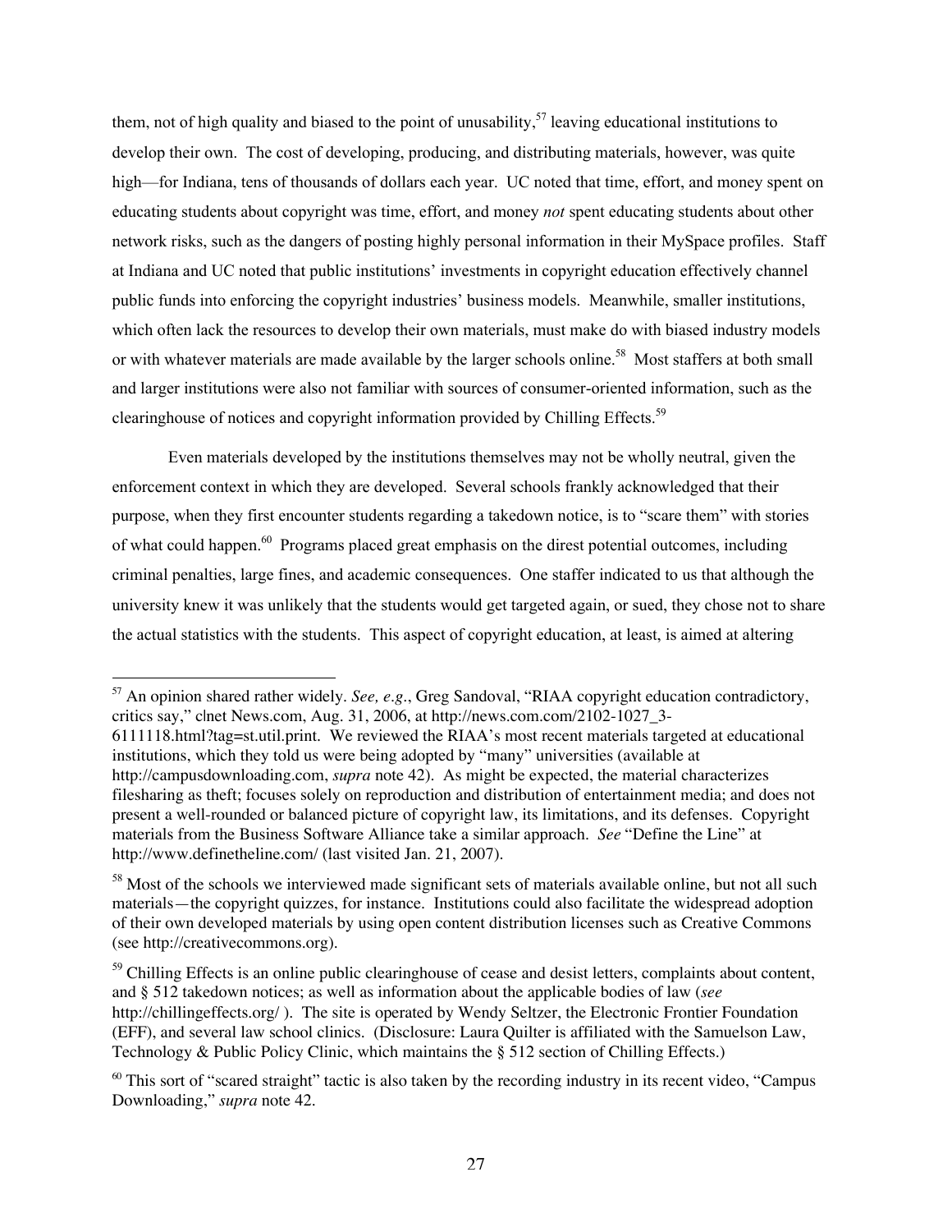them, not of high quality and biased to the point of unusability,[57] leaving educational institutions to develop their own. The cost of developing, producing, and distributing materials, however, was quite high—for Indiana, tens of thousands of dollars each year. UC noted that time, effort, and money spent on educating students about copyright was time, effort, and money *not* spent educating students about other network risks, such as the dangers of posting highly personal information in their MySpace profiles. Staff at Indiana and UC noted that public institutions' investments in copyright education effectively channel public funds into enforcing the copyright industries' business models. Meanwhile, smaller institutions, which often lack the resources to develop their own materials, must make do with biased industry models or with whatever materials are made available by the larger schools online.[58] Most staffers at both small and larger institutions were also not familiar with sources of consumer-oriented information, such as the clearinghouse of notices and copyright information provided by Chilling Effects.[59]

Even materials developed by the institutions themselves may not be wholly neutral, given the enforcement context in which they are developed. Several schools frankly acknowledged that their purpose, when they first encounter students regarding a takedown notice, is to "scare them" with stories of what could happen.[60] Programs placed great emphasis on the direst potential outcomes, including criminal penalties, large fines, and academic consequences. One staffer indicated to us that although the university knew it was unlikely that the students would get targeted again, or sued, they chose not to share the actual statistics with the students. This aspect of copyright education, at least, is aimed at altering

---

[57] An opinion shared rather widely. *See, e.g.*, Greg Sandoval, "RIAA copyright education contradictory, critics say," c|net News.com, Aug. 31, 2006, at http://news.com.com/2102-1027_3-6111118.html?tag=st.util.print. We reviewed the RIAA's most recent materials targeted at educational institutions, which they told us were being adopted by "many" universities (available at http://campusdownloading.com, *supra* note 42). As might be expected, the material characterizes filesharing as theft; focuses solely on reproduction and distribution of entertainment media; and does not present a well-rounded or balanced picture of copyright law, its limitations, and its defenses. Copyright materials from the Business Software Alliance take a similar approach. *See* "Define the Line" at http://www.definetheline.com/ (last visited Jan. 21, 2007).

[58] Most of the schools we interviewed made significant sets of materials available online, but not all such materials—the copyright quizzes, for instance. Institutions could also facilitate the widespread adoption of their own developed materials by using open content distribution licenses such as Creative Commons (see http://creativecommons.org).

[59] Chilling Effects is an online public clearinghouse of cease and desist letters, complaints about content, and § 512 takedown notices; as well as information about the applicable bodies of law (*see* http://chillingeffects.org/ ). The site is operated by Wendy Seltzer, the Electronic Frontier Foundation (EFF), and several law school clinics. (Disclosure: Laura Quilter is affiliated with the Samuelson Law, Technology & Public Policy Clinic, which maintains the § 512 section of Chilling Effects.)

[60] This sort of "scared straight" tactic is also taken by the recording industry in its recent video, "Campus Downloading," *supra* note 42.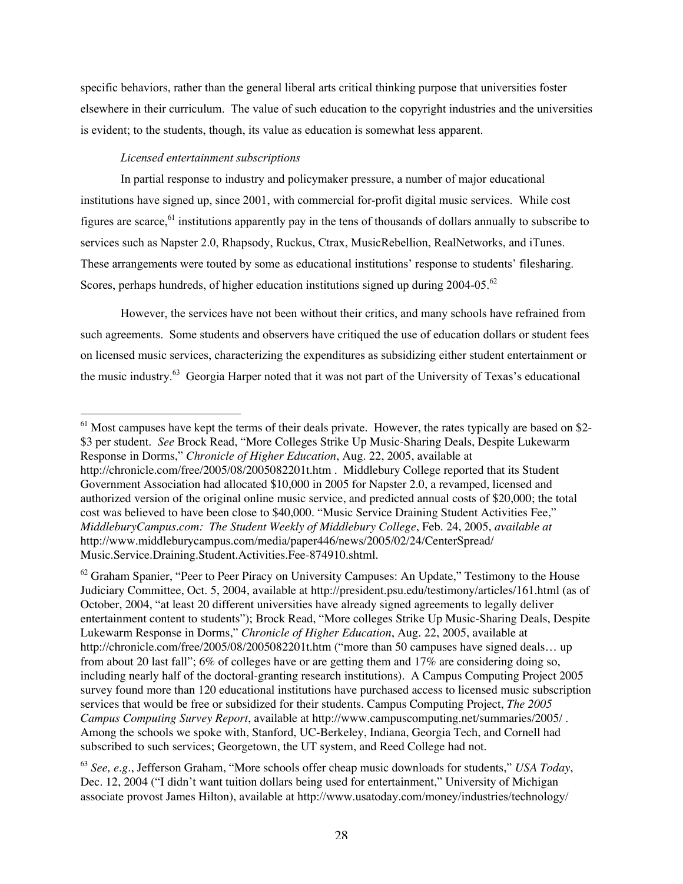specific behaviors, rather than the general liberal arts critical thinking purpose that universities foster elsewhere in their curriculum. The value of such education to the copyright industries and the universities is evident; to the students, though, its value as education is somewhat less apparent.

*Licensed entertainment subscriptions*

In partial response to industry and policymaker pressure, a number of major educational institutions have signed up, since 2001, with commercial for-profit digital music services. While cost figures are scarce,[61] institutions apparently pay in the tens of thousands of dollars annually to subscribe to services such as Napster 2.0, Rhapsody, Ruckus, Ctrax, MusicRebellion, RealNetworks, and iTunes. These arrangements were touted by some as educational institutions' response to students' filesharing. Scores, perhaps hundreds, of higher education institutions signed up during 2004-05.[62]

However, the services have not been without their critics, and many schools have refrained from such agreements. Some students and observers have critiqued the use of education dollars or student fees on licensed music services, characterizing the expenditures as subsidizing either student entertainment or the music industry.[63] Georgia Harper noted that it was not part of the University of Texas's educational

---

[61] Most campuses have kept the terms of their deals private. However, the rates typically are based on $2-$3 per student. *See* Brock Read, "More Colleges Strike Up Music-Sharing Deals, Despite Lukewarm Response in Dorms," *Chronicle of Higher Education*, Aug. 22, 2005, available at http://chronicle.com/free/2005/08/2005082201t.htm . Middlebury College reported that its Student Government Association had allocated $10,000 in 2005 for Napster 2.0, a revamped, licensed and authorized version of the original online music service, and predicted annual costs of $20,000; the total cost was believed to have been close to $40,000. "Music Service Draining Student Activities Fee," *MiddleburyCampus.com: The Student Weekly of Middlebury College*, Feb. 24, 2005, *available at* http://www.middleburycampus.com/media/paper446/news/2005/02/24/CenterSpread/Music.Service.Draining.Student.Activities.Fee-874910.shtml.

[62] Graham Spanier, "Peer to Peer Piracy on University Campuses: An Update," Testimony to the House Judiciary Committee, Oct. 5, 2004, available at http://president.psu.edu/testimony/articles/161.html (as of October, 2004, "at least 20 different universities have already signed agreements to legally deliver entertainment content to students"); Brock Read, "More colleges Strike Up Music-Sharing Deals, Despite Lukewarm Response in Dorms," *Chronicle of Higher Education*, Aug. 22, 2005, available at http://chronicle.com/free/2005/08/2005082201t.htm ("more than 50 campuses have signed deals… up from about 20 last fall"; 6% of colleges have or are getting them and 17% are considering doing so, including nearly half of the doctoral-granting research institutions). A Campus Computing Project 2005 survey found more than 120 educational institutions have purchased access to licensed music subscription services that would be free or subsidized for their students. Campus Computing Project, *The 2005 Campus Computing Survey Report*, available at http://www.campuscomputing.net/summaries/2005/ . Among the schools we spoke with, Stanford, UC-Berkeley, Indiana, Georgia Tech, and Cornell had subscribed to such services; Georgetown, the UT system, and Reed College had not.

[63] *See, e.g.*, Jefferson Graham, "More schools offer cheap music downloads for students," *USA Today*, Dec. 12, 2004 ("I didn't want tuition dollars being used for entertainment," University of Michigan associate provost James Hilton), available at http://www.usatoday.com/money/industries/technology/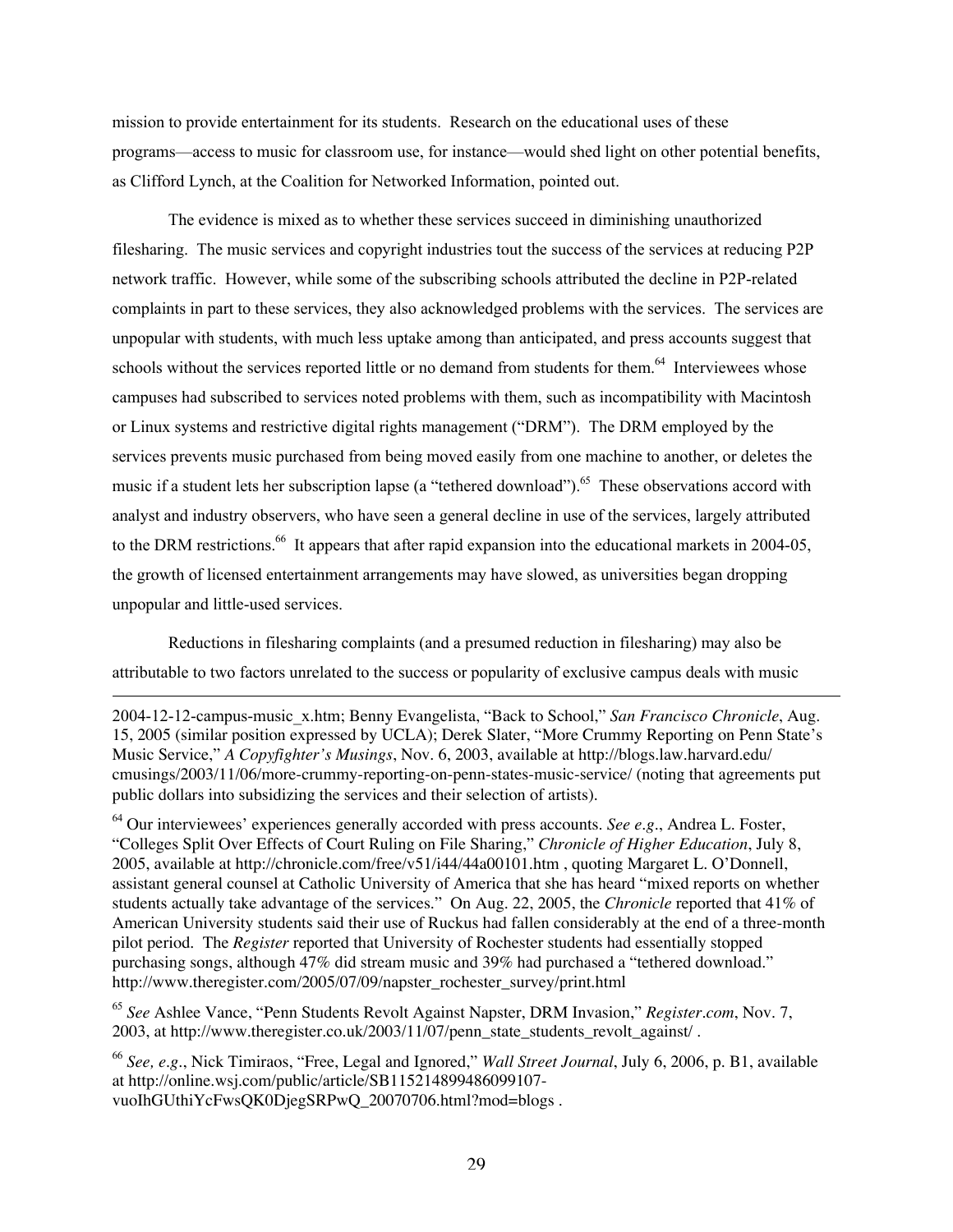mission to provide entertainment for its students. Research on the educational uses of these programs—access to music for classroom use, for instance—would shed light on other potential benefits, as Clifford Lynch, at the Coalition for Networked Information, pointed out.

The evidence is mixed as to whether these services succeed in diminishing unauthorized filesharing. The music services and copyright industries tout the success of the services at reducing P2P network traffic. However, while some of the subscribing schools attributed the decline in P2P-related complaints in part to these services, they also acknowledged problems with the services. The services are unpopular with students, with much less uptake among than anticipated, and press accounts suggest that schools without the services reported little or no demand from students for them.[64] Interviewees whose campuses had subscribed to services noted problems with them, such as incompatibility with Macintosh or Linux systems and restrictive digital rights management ("DRM"). The DRM employed by the services prevents music purchased from being moved easily from one machine to another, or deletes the music if a student lets her subscription lapse (a "tethered download").[65] These observations accord with analyst and industry observers, who have seen a general decline in use of the services, largely attributed to the DRM restrictions.[66] It appears that after rapid expansion into the educational markets in 2004-05, the growth of licensed entertainment arrangements may have slowed, as universities began dropping unpopular and little-used services.

Reductions in filesharing complaints (and a presumed reduction in filesharing) may also be attributable to two factors unrelated to the success or popularity of exclusive campus deals with music

---

2004-12-12-campus-music_x.htm; Benny Evangelista, "Back to School," *San Francisco Chronicle*, Aug. 15, 2005 (similar position expressed by UCLA); Derek Slater, "More Crummy Reporting on Penn State's Music Service," *A Copyfighter's Musings*, Nov. 6, 2003, available at http://blogs.law.harvard.edu/cmusings/2003/11/06/more-crummy-reporting-on-penn-states-music-service/ (noting that agreements put public dollars into subsidizing the services and their selection of artists).

[64] Our interviewees' experiences generally accorded with press accounts. *See e.g*., Andrea L. Foster, "Colleges Split Over Effects of Court Ruling on File Sharing," *Chronicle of Higher Education*, July 8, 2005, available at http://chronicle.com/free/v51/i44/44a00101.htm , quoting Margaret L. O'Donnell, assistant general counsel at Catholic University of America that she has heard "mixed reports on whether students actually take advantage of the services." On Aug. 22, 2005, the *Chronicle* reported that 41% of American University students said their use of Ruckus had fallen considerably at the end of a three-month pilot period. The *Register* reported that University of Rochester students had essentially stopped purchasing songs, although 47% did stream music and 39% had purchased a "tethered download." http://www.theregister.com/2005/07/09/napster_rochester_survey/print.html

[65] *See* Ashlee Vance, "Penn Students Revolt Against Napster, DRM Invasion," *Register.com*, Nov. 7, 2003, at http://www.theregister.co.uk/2003/11/07/penn_state_students_revolt_against/ .

[66] *See, e.g*., Nick Timiraos, "Free, Legal and Ignored," *Wall Street Journal*, July 6, 2006, p. B1, available at http://online.wsj.com/public/article/SB115214899486099107-vuoIhGUthiYcFwsQK0DjegSRPwQ_20070706.html?mod=blogs .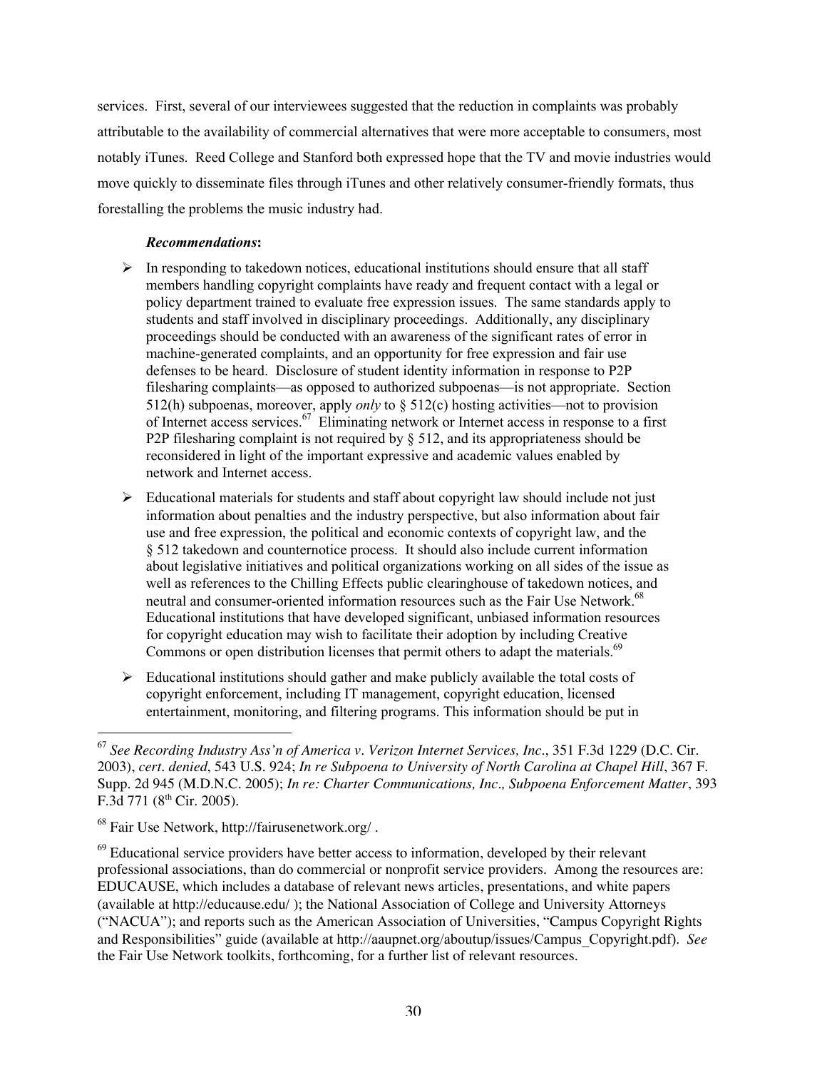services. First, several of our interviewees suggested that the reduction in complaints was probably attributable to the availability of commercial alternatives that were more acceptable to consumers, most notably iTunes. Reed College and Stanford both expressed hope that the TV and movie industries would move quickly to disseminate files through iTunes and other relatively consumer-friendly formats, thus forestalling the problems the music industry had.

***Recommendations*:**

- In responding to takedown notices, educational institutions should ensure that all staff members handling copyright complaints have ready and frequent contact with a legal or policy department trained to evaluate free expression issues. The same standards apply to students and staff involved in disciplinary proceedings. Additionally, any disciplinary proceedings should be conducted with an awareness of the significant rates of error in machine-generated complaints, and an opportunity for free expression and fair use defenses to be heard. Disclosure of student identity information in response to P2P filesharing complaints—as opposed to authorized subpoenas—is not appropriate. Section 512(h) subpoenas, moreover, apply *only* to § 512(c) hosting activities—not to provision of Internet access services.[67] Eliminating network or Internet access in response to a first P2P filesharing complaint is not required by § 512, and its appropriateness should be reconsidered in light of the important expressive and academic values enabled by network and Internet access.
- Educational materials for students and staff about copyright law should include not just information about penalties and the industry perspective, but also information about fair use and free expression, the political and economic contexts of copyright law, and the § 512 takedown and counternotice process. It should also include current information about legislative initiatives and political organizations working on all sides of the issue as well as references to the Chilling Effects public clearinghouse of takedown notices, and neutral and consumer-oriented information resources such as the Fair Use Network.[68] Educational institutions that have developed significant, unbiased information resources for copyright education may wish to facilitate their adoption by including Creative Commons or open distribution licenses that permit others to adapt the materials.[69]
- Educational institutions should gather and make publicly available the total costs of copyright enforcement, including IT management, copyright education, licensed entertainment, monitoring, and filtering programs. This information should be put in

---

[67] *See Recording Industry Ass'n of America v. Verizon Internet Services, Inc.*, 351 F.3d 1229 (D.C. Cir. 2003), *cert. denied*, 543 U.S. 924; *In re Subpoena to University of North Carolina at Chapel Hill*, 367 F. Supp. 2d 945 (M.D.N.C. 2005); *In re: Charter Communications, Inc., Subpoena Enforcement Matter*, 393 F.3d 771 (8th Cir. 2005).

[68] Fair Use Network, http://fairusenetwork.org/ .

[69] Educational service providers have better access to information, developed by their relevant professional associations, than do commercial or nonprofit service providers. Among the resources are: EDUCAUSE, which includes a database of relevant news articles, presentations, and white papers (available at http://educause.edu/ ); the National Association of College and University Attorneys ("NACUA"); and reports such as the American Association of Universities, "Campus Copyright Rights and Responsibilities" guide (available at http://aaupnet.org/aboutup/issues/Campus_Copyright.pdf). *See* the Fair Use Network toolkits, forthcoming, for a further list of relevant resources.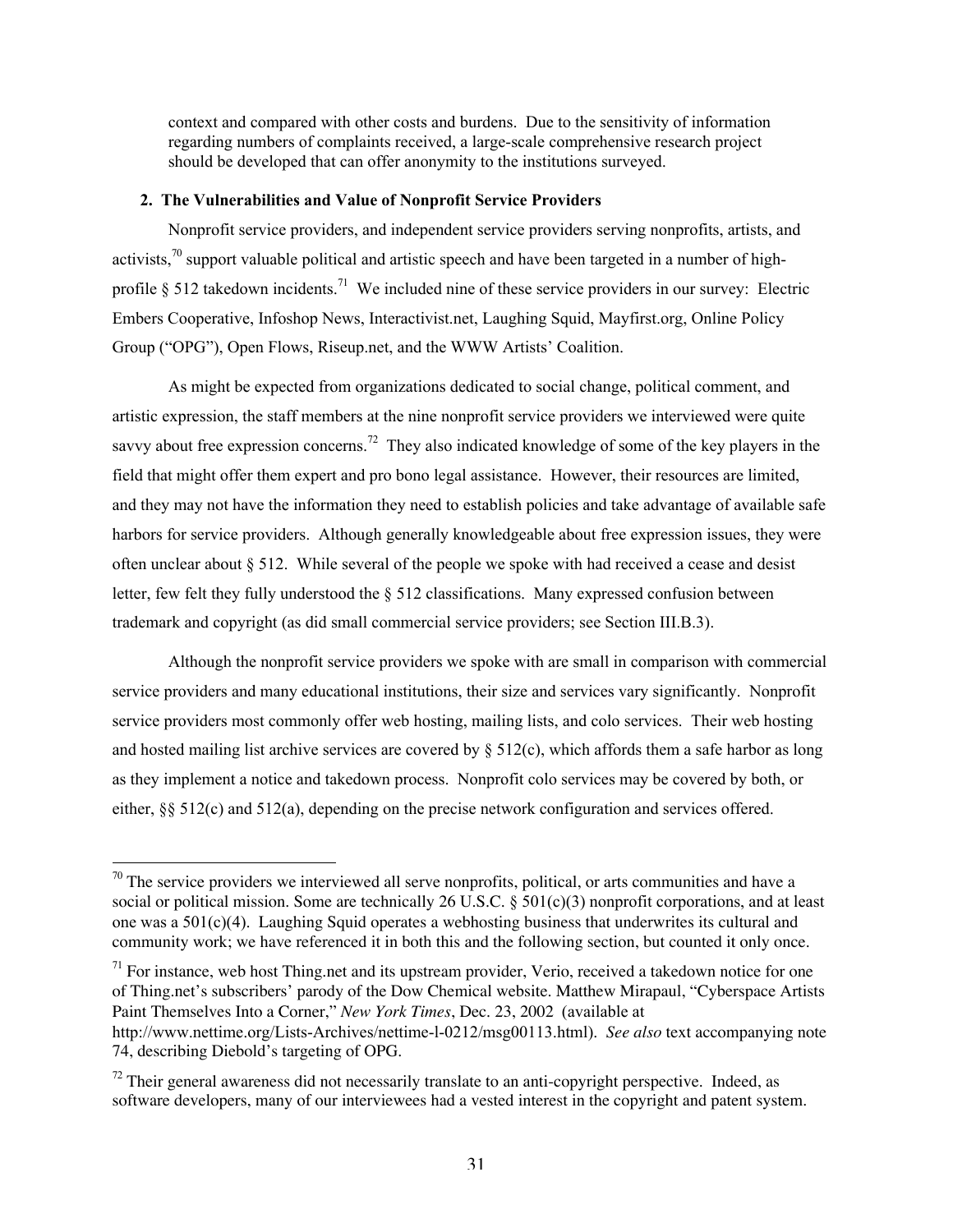context and compared with other costs and burdens. Due to the sensitivity of information regarding numbers of complaints received, a large-scale comprehensive research project should be developed that can offer anonymity to the institutions surveyed.

### 2. The Vulnerabilities and Value of Nonprofit Service Providers

Nonprofit service providers, and independent service providers serving nonprofits, artists, and activists,[70] support valuable political and artistic speech and have been targeted in a number of high-profile § 512 takedown incidents.[71] We included nine of these service providers in our survey: Electric Embers Cooperative, Infoshop News, Interactivist.net, Laughing Squid, Mayfirst.org, Online Policy Group ("OPG"), Open Flows, Riseup.net, and the WWW Artists' Coalition.

As might be expected from organizations dedicated to social change, political comment, and artistic expression, the staff members at the nine nonprofit service providers we interviewed were quite savvy about free expression concerns.[72] They also indicated knowledge of some of the key players in the field that might offer them expert and pro bono legal assistance. However, their resources are limited, and they may not have the information they need to establish policies and take advantage of available safe harbors for service providers. Although generally knowledgeable about free expression issues, they were often unclear about § 512. While several of the people we spoke with had received a cease and desist letter, few felt they fully understood the § 512 classifications. Many expressed confusion between trademark and copyright (as did small commercial service providers; see Section III.B.3).

Although the nonprofit service providers we spoke with are small in comparison with commercial service providers and many educational institutions, their size and services vary significantly. Nonprofit service providers most commonly offer web hosting, mailing lists, and colo services. Their web hosting and hosted mailing list archive services are covered by § 512(c), which affords them a safe harbor as long as they implement a notice and takedown process. Nonprofit colo services may be covered by both, or either, §§ 512(c) and 512(a), depending on the precise network configuration and services offered.

---

[70] The service providers we interviewed all serve nonprofits, political, or arts communities and have a social or political mission. Some are technically 26 U.S.C. § 501(c)(3) nonprofit corporations, and at least one was a 501(c)(4). Laughing Squid operates a webhosting business that underwrites its cultural and community work; we have referenced it in both this and the following section, but counted it only once.

[71] For instance, web host Thing.net and its upstream provider, Verio, received a takedown notice for one of Thing.net's subscribers' parody of the Dow Chemical website. Matthew Mirapaul, "Cyberspace Artists Paint Themselves Into a Corner," *New York Times*, Dec. 23, 2002 (available at http://www.nettime.org/Lists-Archives/nettime-l-0212/msg00113.html). *See also* text accompanying note 74, describing Diebold's targeting of OPG.

[72] Their general awareness did not necessarily translate to an anti-copyright perspective. Indeed, as software developers, many of our interviewees had a vested interest in the copyright and patent system.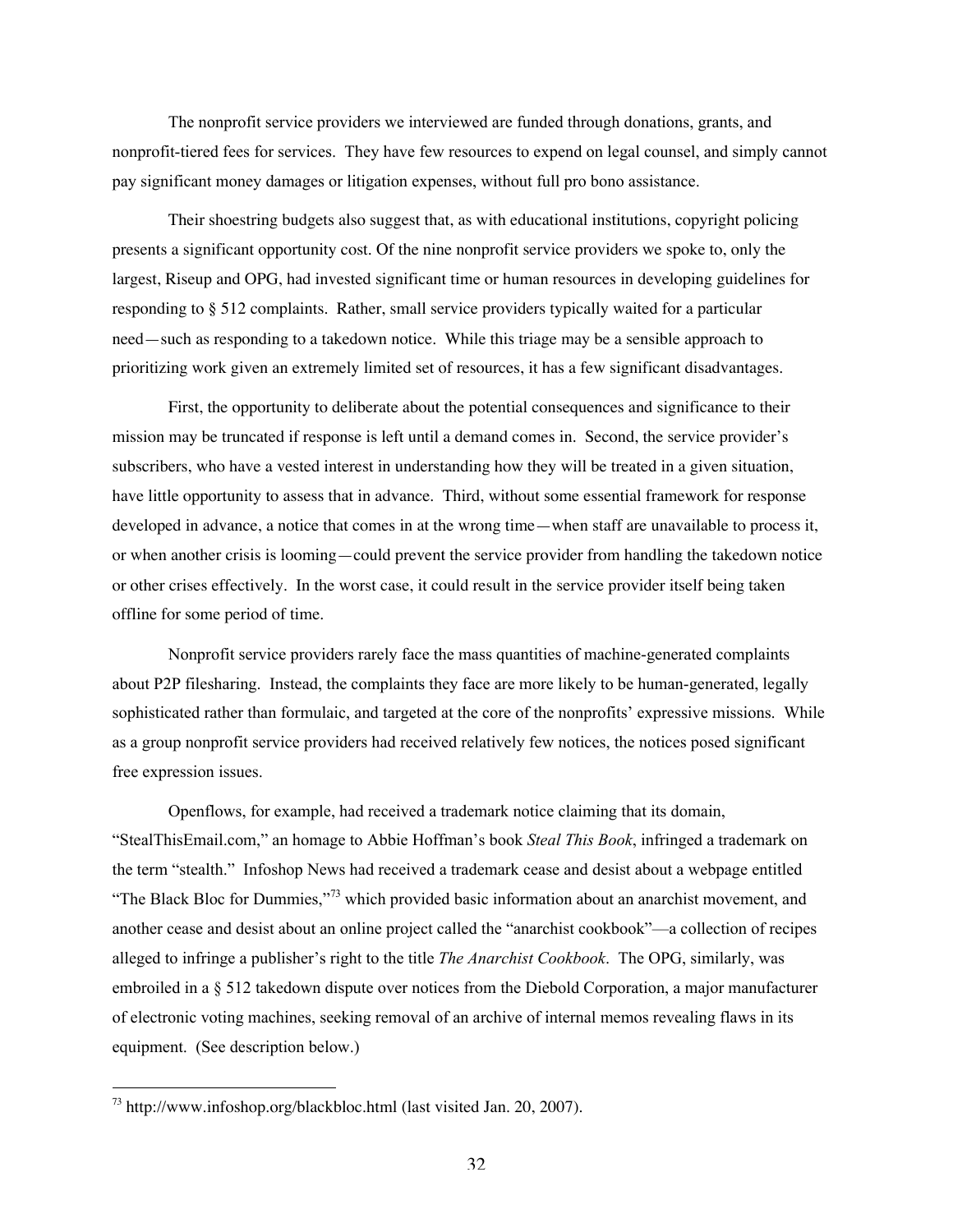The nonprofit service providers we interviewed are funded through donations, grants, and nonprofit-tiered fees for services. They have few resources to expend on legal counsel, and simply cannot pay significant money damages or litigation expenses, without full pro bono assistance.

Their shoestring budgets also suggest that, as with educational institutions, copyright policing presents a significant opportunity cost. Of the nine nonprofit service providers we spoke to, only the largest, Riseup and OPG, had invested significant time or human resources in developing guidelines for responding to § 512 complaints. Rather, small service providers typically waited for a particular need—such as responding to a takedown notice. While this triage may be a sensible approach to prioritizing work given an extremely limited set of resources, it has a few significant disadvantages.

First, the opportunity to deliberate about the potential consequences and significance to their mission may be truncated if response is left until a demand comes in. Second, the service provider's subscribers, who have a vested interest in understanding how they will be treated in a given situation, have little opportunity to assess that in advance. Third, without some essential framework for response developed in advance, a notice that comes in at the wrong time—when staff are unavailable to process it, or when another crisis is looming—could prevent the service provider from handling the takedown notice or other crises effectively. In the worst case, it could result in the service provider itself being taken offline for some period of time.

Nonprofit service providers rarely face the mass quantities of machine-generated complaints about P2P filesharing. Instead, the complaints they face are more likely to be human-generated, legally sophisticated rather than formulaic, and targeted at the core of the nonprofits' expressive missions. While as a group nonprofit service providers had received relatively few notices, the notices posed significant free expression issues.

Openflows, for example, had received a trademark notice claiming that its domain, "StealThisEmail.com," an homage to Abbie Hoffman's book *Steal This Book*, infringed a trademark on the term "stealth." Infoshop News had received a trademark cease and desist about a webpage entitled "The Black Bloc for Dummies,"[73] which provided basic information about an anarchist movement, and another cease and desist about an online project called the "anarchist cookbook"—a collection of recipes alleged to infringe a publisher's right to the title *The Anarchist Cookbook*. The OPG, similarly, was embroiled in a § 512 takedown dispute over notices from the Diebold Corporation, a major manufacturer of electronic voting machines, seeking removal of an archive of internal memos revealing flaws in its equipment. (See description below.)

---

[73] http://www.infoshop.org/blackbloc.html (last visited Jan. 20, 2007).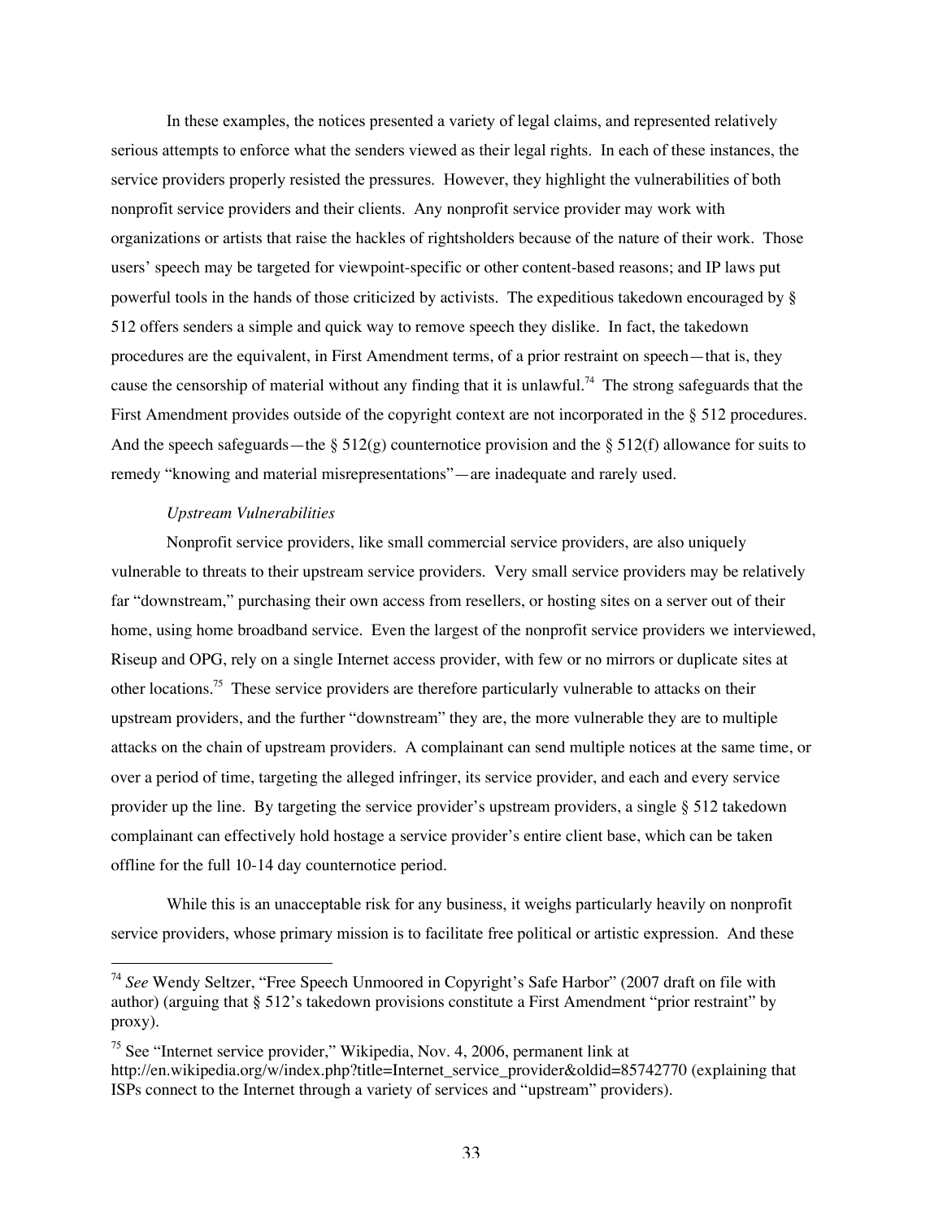In these examples, the notices presented a variety of legal claims, and represented relatively serious attempts to enforce what the senders viewed as their legal rights. In each of these instances, the service providers properly resisted the pressures. However, they highlight the vulnerabilities of both nonprofit service providers and their clients. Any nonprofit service provider may work with organizations or artists that raise the hackles of rightsholders because of the nature of their work. Those users' speech may be targeted for viewpoint-specific or other content-based reasons; and IP laws put powerful tools in the hands of those criticized by activists. The expeditious takedown encouraged by § 512 offers senders a simple and quick way to remove speech they dislike. In fact, the takedown procedures are the equivalent, in First Amendment terms, of a prior restraint on speech—that is, they cause the censorship of material without any finding that it is unlawful.[74] The strong safeguards that the First Amendment provides outside of the copyright context are not incorporated in the § 512 procedures. And the speech safeguards—the § 512(g) counternotice provision and the § 512(f) allowance for suits to remedy "knowing and material misrepresentations"—are inadequate and rarely used.

*Upstream Vulnerabilities*

Nonprofit service providers, like small commercial service providers, are also uniquely vulnerable to threats to their upstream service providers. Very small service providers may be relatively far "downstream," purchasing their own access from resellers, or hosting sites on a server out of their home, using home broadband service. Even the largest of the nonprofit service providers we interviewed, Riseup and OPG, rely on a single Internet access provider, with few or no mirrors or duplicate sites at other locations.[75] These service providers are therefore particularly vulnerable to attacks on their upstream providers, and the further "downstream" they are, the more vulnerable they are to multiple attacks on the chain of upstream providers. A complainant can send multiple notices at the same time, or over a period of time, targeting the alleged infringer, its service provider, and each and every service provider up the line. By targeting the service provider's upstream providers, a single § 512 takedown complainant can effectively hold hostage a service provider's entire client base, which can be taken offline for the full 10-14 day counternotice period.

While this is an unacceptable risk for any business, it weighs particularly heavily on nonprofit service providers, whose primary mission is to facilitate free political or artistic expression. And these

---

[74] *See* Wendy Seltzer, "Free Speech Unmoored in Copyright's Safe Harbor" (2007 draft on file with author) (arguing that § 512's takedown provisions constitute a First Amendment "prior restraint" by proxy).

[75] See "Internet service provider," Wikipedia, Nov. 4, 2006, permanent link at http://en.wikipedia.org/w/index.php?title=Internet_service_provider&oldid=85742770 (explaining that ISPs connect to the Internet through a variety of services and "upstream" providers).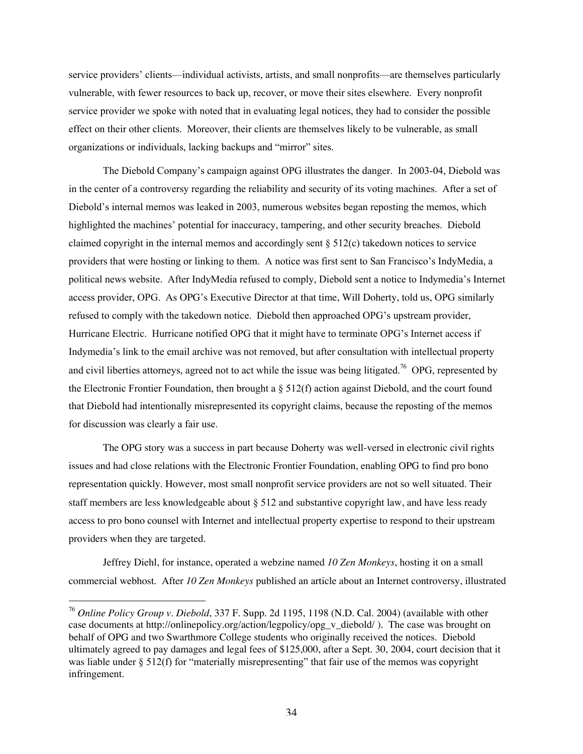service providers' clients—individual activists, artists, and small nonprofits—are themselves particularly vulnerable, with fewer resources to back up, recover, or move their sites elsewhere. Every nonprofit service provider we spoke with noted that in evaluating legal notices, they had to consider the possible effect on their other clients. Moreover, their clients are themselves likely to be vulnerable, as small organizations or individuals, lacking backups and "mirror" sites.

The Diebold Company's campaign against OPG illustrates the danger. In 2003-04, Diebold was in the center of a controversy regarding the reliability and security of its voting machines. After a set of Diebold's internal memos was leaked in 2003, numerous websites began reposting the memos, which highlighted the machines' potential for inaccuracy, tampering, and other security breaches. Diebold claimed copyright in the internal memos and accordingly sent § 512(c) takedown notices to service providers that were hosting or linking to them. A notice was first sent to San Francisco's IndyMedia, a political news website. After IndyMedia refused to comply, Diebold sent a notice to Indymedia's Internet access provider, OPG. As OPG's Executive Director at that time, Will Doherty, told us, OPG similarly refused to comply with the takedown notice. Diebold then approached OPG's upstream provider, Hurricane Electric. Hurricane notified OPG that it might have to terminate OPG's Internet access if Indymedia's link to the email archive was not removed, but after consultation with intellectual property and civil liberties attorneys, agreed not to act while the issue was being litigated.[76] OPG, represented by the Electronic Frontier Foundation, then brought a § 512(f) action against Diebold, and the court found that Diebold had intentionally misrepresented its copyright claims, because the reposting of the memos for discussion was clearly a fair use.

The OPG story was a success in part because Doherty was well-versed in electronic civil rights issues and had close relations with the Electronic Frontier Foundation, enabling OPG to find pro bono representation quickly. However, most small nonprofit service providers are not so well situated. Their staff members are less knowledgeable about § 512 and substantive copyright law, and have less ready access to pro bono counsel with Internet and intellectual property expertise to respond to their upstream providers when they are targeted.

Jeffrey Diehl, for instance, operated a webzine named *10 Zen Monkeys*, hosting it on a small commercial webhost. After *10 Zen Monkeys* published an article about an Internet controversy, illustrated

---

[76] *Online Policy Group v. Diebold*, 337 F. Supp. 2d 1195, 1198 (N.D. Cal. 2004) (available with other case documents at http://onlinepolicy.org/action/legpolicy/opg_v_diebold/ ). The case was brought on behalf of OPG and two Swarthmore College students who originally received the notices. Diebold ultimately agreed to pay damages and legal fees of $125,000, after a Sept. 30, 2004, court decision that it was liable under § 512(f) for "materially misrepresenting" that fair use of the memos was copyright infringement.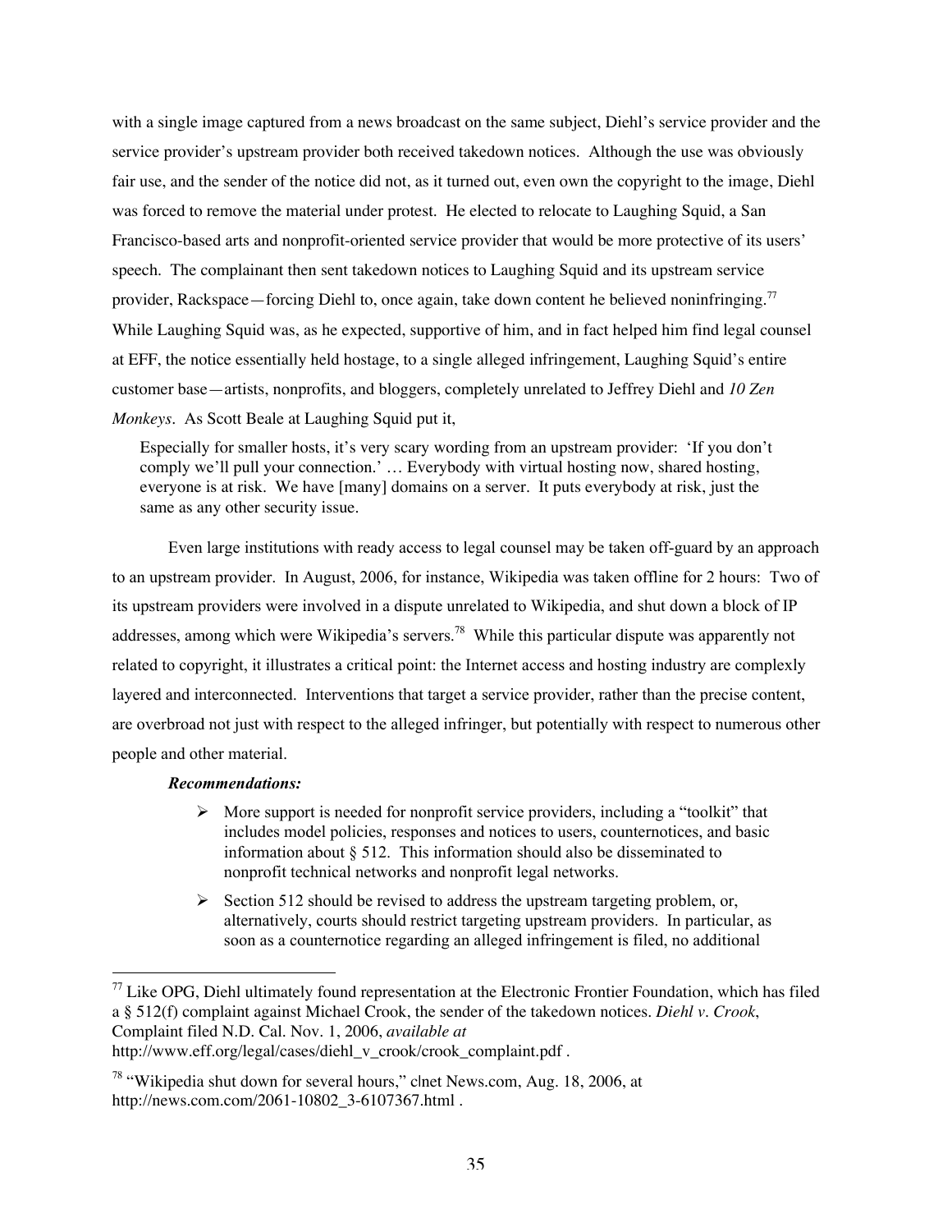with a single image captured from a news broadcast on the same subject, Diehl's service provider and the service provider's upstream provider both received takedown notices. Although the use was obviously fair use, and the sender of the notice did not, as it turned out, even own the copyright to the image, Diehl was forced to remove the material under protest. He elected to relocate to Laughing Squid, a San Francisco-based arts and nonprofit-oriented service provider that would be more protective of its users' speech. The complainant then sent takedown notices to Laughing Squid and its upstream service provider, Rackspace—forcing Diehl to, once again, take down content he believed noninfringing.[77] While Laughing Squid was, as he expected, supportive of him, and in fact helped him find legal counsel at EFF, the notice essentially held hostage, to a single alleged infringement, Laughing Squid's entire customer base—artists, nonprofits, and bloggers, completely unrelated to Jeffrey Diehl and *10 Zen Monkeys*. As Scott Beale at Laughing Squid put it,

> Especially for smaller hosts, it's very scary wording from an upstream provider: 'If you don't comply we'll pull your connection.' … Everybody with virtual hosting now, shared hosting, everyone is at risk. We have [many] domains on a server. It puts everybody at risk, just the same as any other security issue.

Even large institutions with ready access to legal counsel may be taken off-guard by an approach to an upstream provider. In August, 2006, for instance, Wikipedia was taken offline for 2 hours: Two of its upstream providers were involved in a dispute unrelated to Wikipedia, and shut down a block of IP addresses, among which were Wikipedia's servers.[78] While this particular dispute was apparently not related to copyright, it illustrates a critical point: the Internet access and hosting industry are complexly layered and interconnected. Interventions that target a service provider, rather than the precise content, are overbroad not just with respect to the alleged infringer, but potentially with respect to numerous other people and other material.

***Recommendations:***

- More support is needed for nonprofit service providers, including a "toolkit" that includes model policies, responses and notices to users, counternotices, and basic information about § 512. This information should also be disseminated to nonprofit technical networks and nonprofit legal networks.
- Section 512 should be revised to address the upstream targeting problem, or, alternatively, courts should restrict targeting upstream providers. In particular, as soon as a counternotice regarding an alleged infringement is filed, no additional

[77] Like OPG, Diehl ultimately found representation at the Electronic Frontier Foundation, which has filed a § 512(f) complaint against Michael Crook, the sender of the takedown notices. *Diehl v. Crook*, Complaint filed N.D. Cal. Nov. 1, 2006, *available at* http://www.eff.org/legal/cases/diehl_v_crook/crook_complaint.pdf .

[78] "Wikipedia shut down for several hours," c|net News.com, Aug. 18, 2006, at http://news.com.com/2061-10802_3-6107367.html .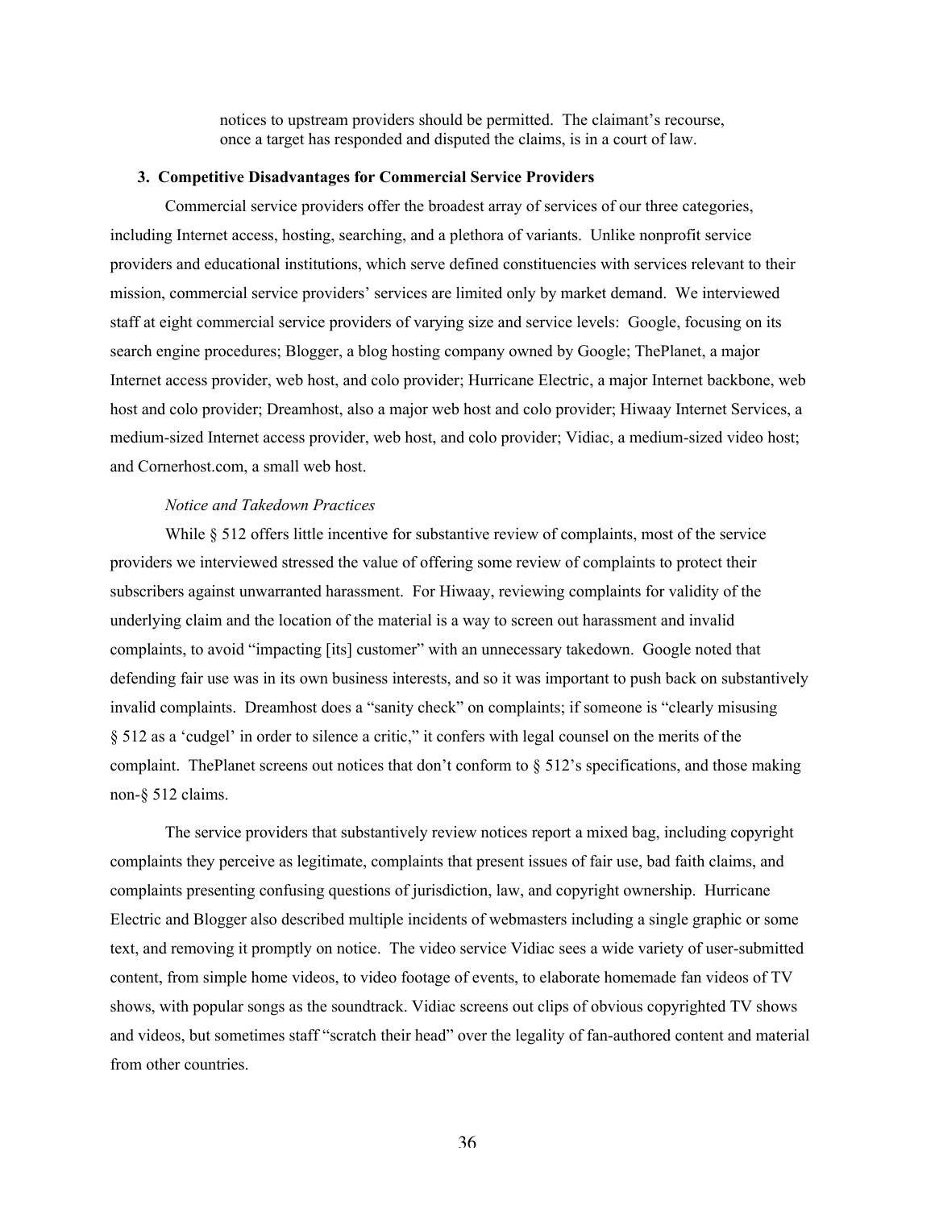> notices to upstream providers should be permitted. The claimant's recourse, once a target has responded and disputed the claims, is in a court of law.

### 3. Competitive Disadvantages for Commercial Service Providers

Commercial service providers offer the broadest array of services of our three categories, including Internet access, hosting, searching, and a plethora of variants. Unlike nonprofit service providers and educational institutions, which serve defined constituencies with services relevant to their mission, commercial service providers' services are limited only by market demand. We interviewed staff at eight commercial service providers of varying size and service levels: Google, focusing on its search engine procedures; Blogger, a blog hosting company owned by Google; ThePlanet, a major Internet access provider, web host, and colo provider; Hurricane Electric, a major Internet backbone, web host and colo provider; Dreamhost, also a major web host and colo provider; Hiwaay Internet Services, a medium-sized Internet access provider, web host, and colo provider; Vidiac, a medium-sized video host; and Cornerhost.com, a small web host.

*Notice and Takedown Practices*

While § 512 offers little incentive for substantive review of complaints, most of the service providers we interviewed stressed the value of offering some review of complaints to protect their subscribers against unwarranted harassment. For Hiwaay, reviewing complaints for validity of the underlying claim and the location of the material is a way to screen out harassment and invalid complaints, to avoid "impacting [its] customer" with an unnecessary takedown. Google noted that defending fair use was in its own business interests, and so it was important to push back on substantively invalid complaints. Dreamhost does a "sanity check" on complaints; if someone is "clearly misusing § 512 as a 'cudgel' in order to silence a critic," it confers with legal counsel on the merits of the complaint. ThePlanet screens out notices that don't conform to § 512's specifications, and those making non-§ 512 claims.

The service providers that substantively review notices report a mixed bag, including copyright complaints they perceive as legitimate, complaints that present issues of fair use, bad faith claims, and complaints presenting confusing questions of jurisdiction, law, and copyright ownership. Hurricane Electric and Blogger also described multiple incidents of webmasters including a single graphic or some text, and removing it promptly on notice. The video service Vidiac sees a wide variety of user-submitted content, from simple home videos, to video footage of events, to elaborate homemade fan videos of TV shows, with popular songs as the soundtrack. Vidiac screens out clips of obvious copyrighted TV shows and videos, but sometimes staff "scratch their head" over the legality of fan-authored content and material from other countries.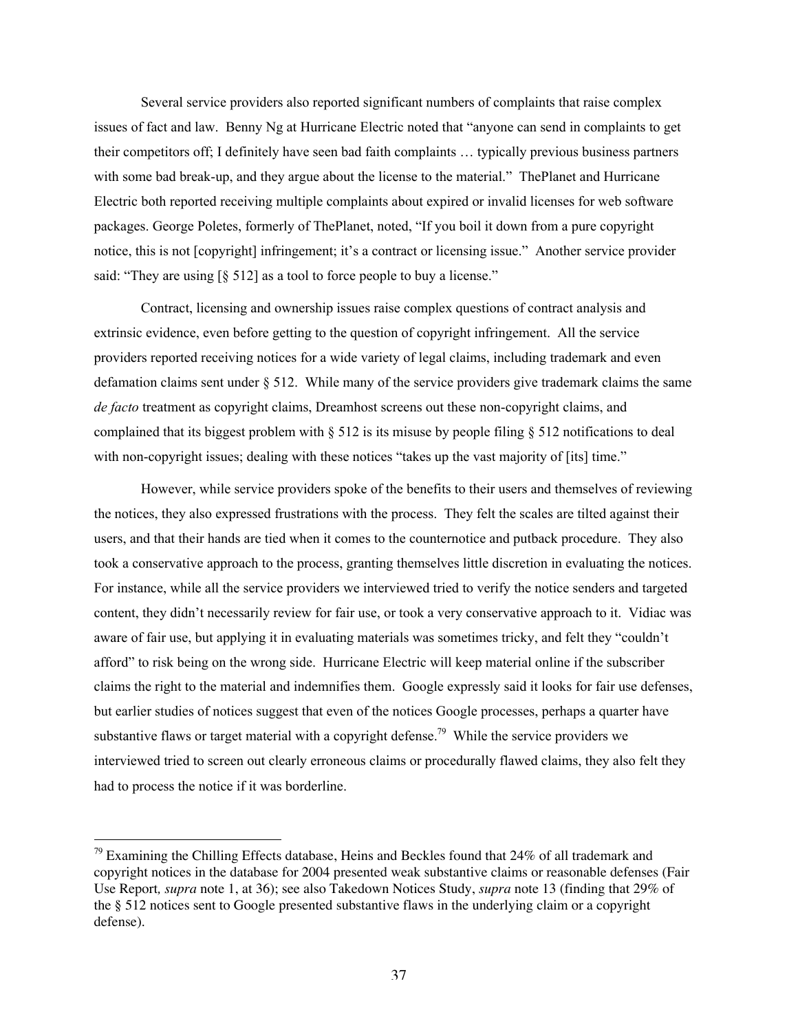Several service providers also reported significant numbers of complaints that raise complex issues of fact and law. Benny Ng at Hurricane Electric noted that "anyone can send in complaints to get their competitors off; I definitely have seen bad faith complaints … typically previous business partners with some bad break-up, and they argue about the license to the material." ThePlanet and Hurricane Electric both reported receiving multiple complaints about expired or invalid licenses for web software packages. George Poletes, formerly of ThePlanet, noted, "If you boil it down from a pure copyright notice, this is not [copyright] infringement; it's a contract or licensing issue." Another service provider said: "They are using [§ 512] as a tool to force people to buy a license."

Contract, licensing and ownership issues raise complex questions of contract analysis and extrinsic evidence, even before getting to the question of copyright infringement. All the service providers reported receiving notices for a wide variety of legal claims, including trademark and even defamation claims sent under § 512. While many of the service providers give trademark claims the same *de facto* treatment as copyright claims, Dreamhost screens out these non-copyright claims, and complained that its biggest problem with § 512 is its misuse by people filing § 512 notifications to deal with non-copyright issues; dealing with these notices "takes up the vast majority of [its] time."

However, while service providers spoke of the benefits to their users and themselves of reviewing the notices, they also expressed frustrations with the process. They felt the scales are tilted against their users, and that their hands are tied when it comes to the counternotice and putback procedure. They also took a conservative approach to the process, granting themselves little discretion in evaluating the notices. For instance, while all the service providers we interviewed tried to verify the notice senders and targeted content, they didn't necessarily review for fair use, or took a very conservative approach to it. Vidiac was aware of fair use, but applying it in evaluating materials was sometimes tricky, and felt they "couldn't afford" to risk being on the wrong side. Hurricane Electric will keep material online if the subscriber claims the right to the material and indemnifies them. Google expressly said it looks for fair use defenses, but earlier studies of notices suggest that even of the notices Google processes, perhaps a quarter have substantive flaws or target material with a copyright defense.[79] While the service providers we interviewed tried to screen out clearly erroneous claims or procedurally flawed claims, they also felt they had to process the notice if it was borderline.

---

[79] Examining the Chilling Effects database, Heins and Beckles found that 24% of all trademark and copyright notices in the database for 2004 presented weak substantive claims or reasonable defenses (Fair Use Report*, supra* note 1, at 36); see also Takedown Notices Study, *supra* note 13 (finding that 29% of the § 512 notices sent to Google presented substantive flaws in the underlying claim or a copyright defense).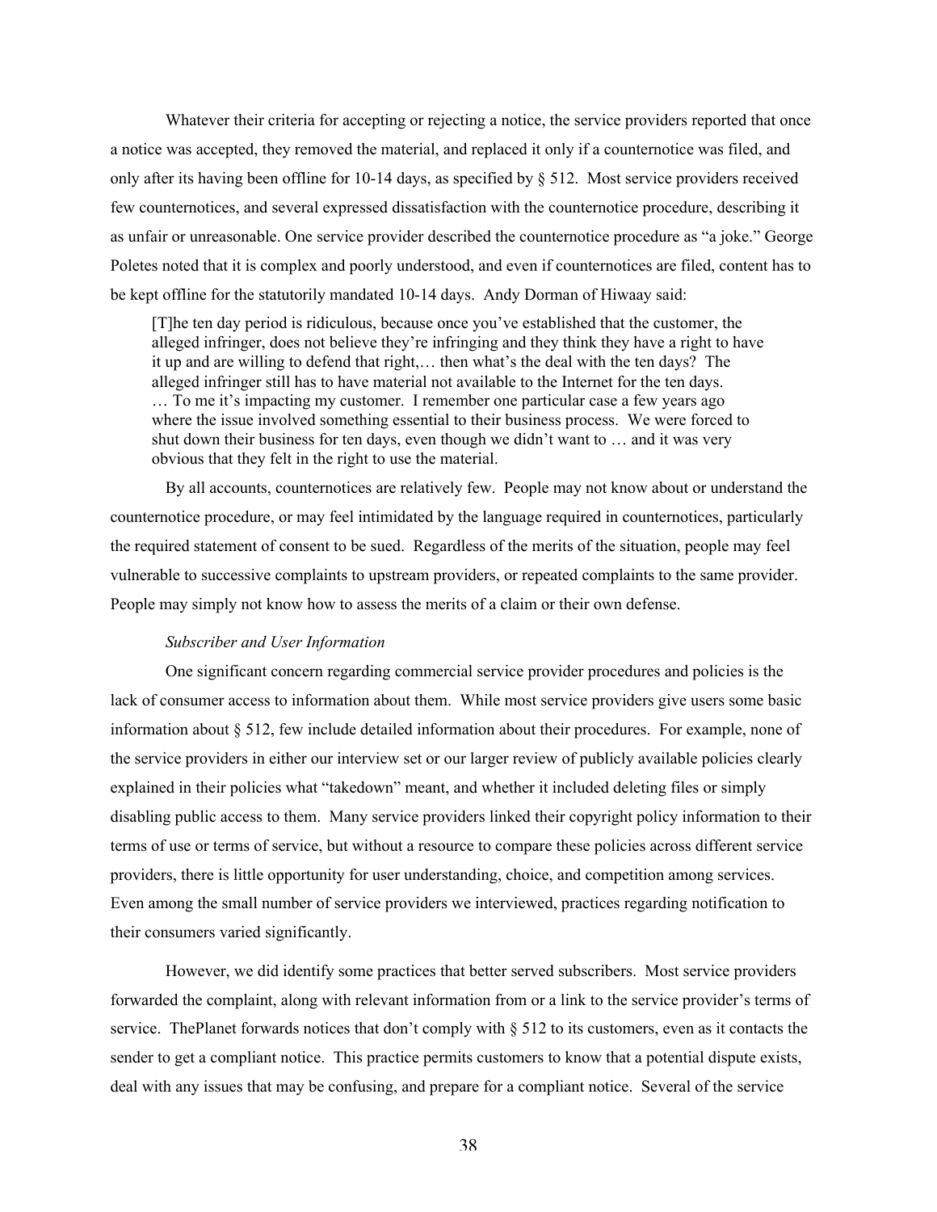Whatever their criteria for accepting or rejecting a notice, the service providers reported that once a notice was accepted, they removed the material, and replaced it only if a counternotice was filed, and only after its having been offline for 10-14 days, as specified by § 512. Most service providers received few counternotices, and several expressed dissatisfaction with the counternotice procedure, describing it as unfair or unreasonable. One service provider described the counternotice procedure as "a joke." George Poletes noted that it is complex and poorly understood, and even if counternotices are filed, content has to be kept offline for the statutorily mandated 10-14 days. Andy Dorman of Hiwaay said:

> [T]he ten day period is ridiculous, because once you've established that the customer, the alleged infringer, does not believe they're infringing and they think they have a right to have it up and are willing to defend that right,… then what's the deal with the ten days? The alleged infringer still has to have material not available to the Internet for the ten days. … To me it's impacting my customer. I remember one particular case a few years ago where the issue involved something essential to their business process. We were forced to shut down their business for ten days, even though we didn't want to … and it was very obvious that they felt in the right to use the material.

By all accounts, counternotices are relatively few. People may not know about or understand the counternotice procedure, or may feel intimidated by the language required in counternotices, particularly the required statement of consent to be sued. Regardless of the merits of the situation, people may feel vulnerable to successive complaints to upstream providers, or repeated complaints to the same provider. People may simply not know how to assess the merits of a claim or their own defense.

*Subscriber and User Information*

One significant concern regarding commercial service provider procedures and policies is the lack of consumer access to information about them. While most service providers give users some basic information about § 512, few include detailed information about their procedures. For example, none of the service providers in either our interview set or our larger review of publicly available policies clearly explained in their policies what "takedown" meant, and whether it included deleting files or simply disabling public access to them. Many service providers linked their copyright policy information to their terms of use or terms of service, but without a resource to compare these policies across different service providers, there is little opportunity for user understanding, choice, and competition among services. Even among the small number of service providers we interviewed, practices regarding notification to their consumers varied significantly.

However, we did identify some practices that better served subscribers. Most service providers forwarded the complaint, along with relevant information from or a link to the service provider's terms of service. ThePlanet forwards notices that don't comply with § 512 to its customers, even as it contacts the sender to get a compliant notice. This practice permits customers to know that a potential dispute exists, deal with any issues that may be confusing, and prepare for a compliant notice. Several of the service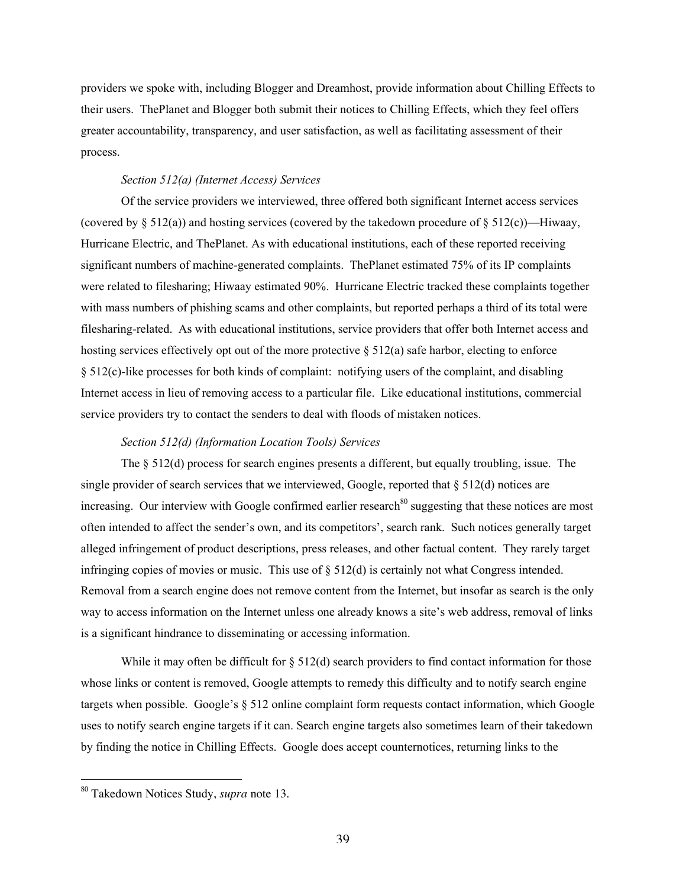providers we spoke with, including Blogger and Dreamhost, provide information about Chilling Effects to their users. ThePlanet and Blogger both submit their notices to Chilling Effects, which they feel offers greater accountability, transparency, and user satisfaction, as well as facilitating assessment of their process.

*Section 512(a) (Internet Access) Services*

Of the service providers we interviewed, three offered both significant Internet access services (covered by § 512(a)) and hosting services (covered by the takedown procedure of § 512(c))—Hiwaay, Hurricane Electric, and ThePlanet. As with educational institutions, each of these reported receiving significant numbers of machine-generated complaints. ThePlanet estimated 75% of its IP complaints were related to filesharing; Hiwaay estimated 90%. Hurricane Electric tracked these complaints together with mass numbers of phishing scams and other complaints, but reported perhaps a third of its total were filesharing-related. As with educational institutions, service providers that offer both Internet access and hosting services effectively opt out of the more protective § 512(a) safe harbor, electing to enforce § 512(c)-like processes for both kinds of complaint: notifying users of the complaint, and disabling Internet access in lieu of removing access to a particular file. Like educational institutions, commercial service providers try to contact the senders to deal with floods of mistaken notices.

*Section 512(d) (Information Location Tools) Services*

The § 512(d) process for search engines presents a different, but equally troubling, issue. The single provider of search services that we interviewed, Google, reported that § 512(d) notices are increasing. Our interview with Google confirmed earlier research[80] suggesting that these notices are most often intended to affect the sender's own, and its competitors', search rank. Such notices generally target alleged infringement of product descriptions, press releases, and other factual content. They rarely target infringing copies of movies or music. This use of § 512(d) is certainly not what Congress intended. Removal from a search engine does not remove content from the Internet, but insofar as search is the only way to access information on the Internet unless one already knows a site's web address, removal of links is a significant hindrance to disseminating or accessing information.

While it may often be difficult for § 512(d) search providers to find contact information for those whose links or content is removed, Google attempts to remedy this difficulty and to notify search engine targets when possible. Google's § 512 online complaint form requests contact information, which Google uses to notify search engine targets if it can. Search engine targets also sometimes learn of their takedown by finding the notice in Chilling Effects. Google does accept counternotices, returning links to the

[80] Takedown Notices Study, *supra* note 13.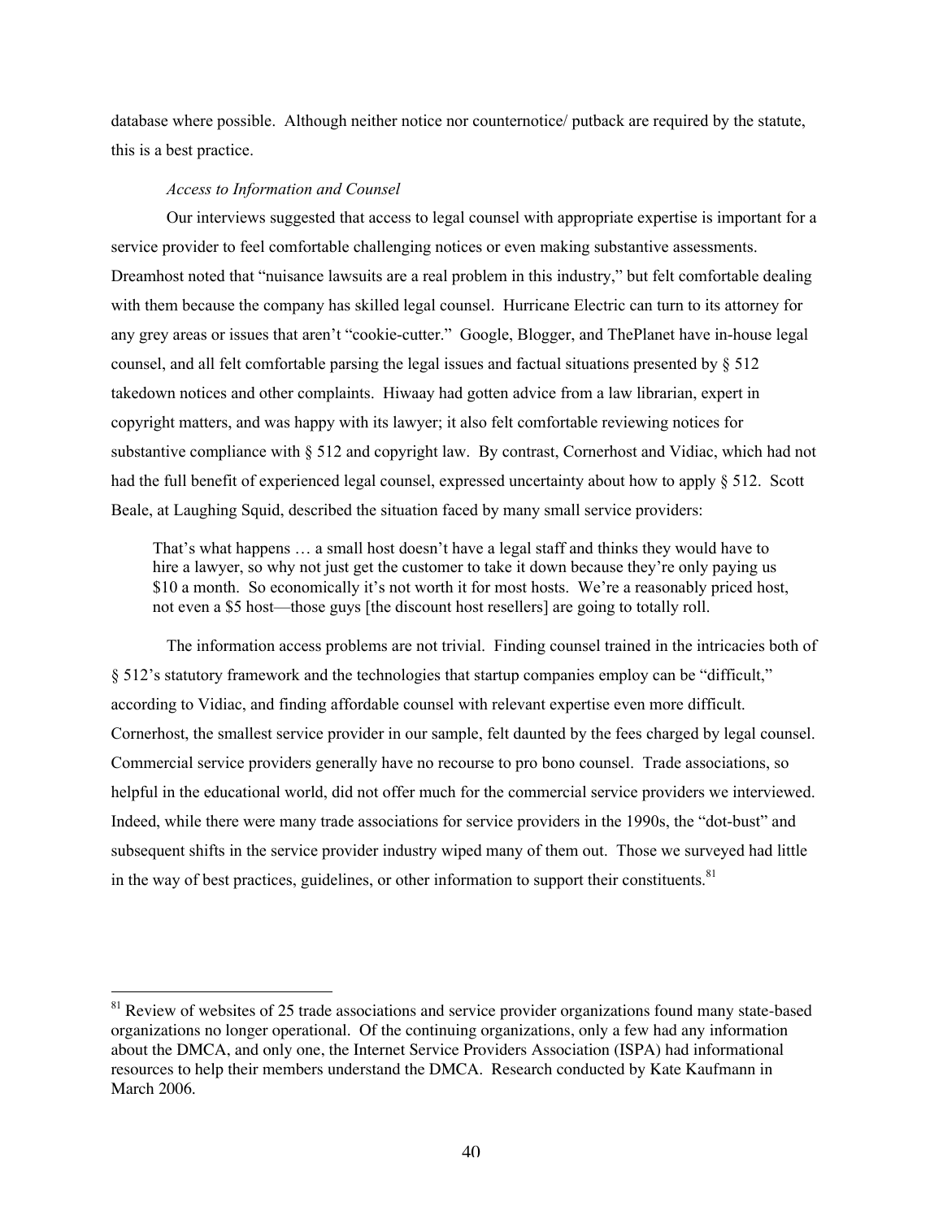database where possible. Although neither notice nor counternotice/ putback are required by the statute, this is a best practice.

*Access to Information and Counsel*

Our interviews suggested that access to legal counsel with appropriate expertise is important for a service provider to feel comfortable challenging notices or even making substantive assessments. Dreamhost noted that "nuisance lawsuits are a real problem in this industry," but felt comfortable dealing with them because the company has skilled legal counsel. Hurricane Electric can turn to its attorney for any grey areas or issues that aren't "cookie-cutter." Google, Blogger, and ThePlanet have in-house legal counsel, and all felt comfortable parsing the legal issues and factual situations presented by § 512 takedown notices and other complaints. Hiwaay had gotten advice from a law librarian, expert in copyright matters, and was happy with its lawyer; it also felt comfortable reviewing notices for substantive compliance with § 512 and copyright law. By contrast, Cornerhost and Vidiac, which had not had the full benefit of experienced legal counsel, expressed uncertainty about how to apply § 512. Scott Beale, at Laughing Squid, described the situation faced by many small service providers:

> That's what happens … a small host doesn't have a legal staff and thinks they would have to hire a lawyer, so why not just get the customer to take it down because they're only paying us \$10 a month. So economically it's not worth it for most hosts. We're a reasonably priced host, not even a \$5 host—those guys [the discount host resellers] are going to totally roll.

The information access problems are not trivial. Finding counsel trained in the intricacies both of § 512's statutory framework and the technologies that startup companies employ can be "difficult," according to Vidiac, and finding affordable counsel with relevant expertise even more difficult. Cornerhost, the smallest service provider in our sample, felt daunted by the fees charged by legal counsel. Commercial service providers generally have no recourse to pro bono counsel. Trade associations, so helpful in the educational world, did not offer much for the commercial service providers we interviewed. Indeed, while there were many trade associations for service providers in the 1990s, the "dot-bust" and subsequent shifts in the service provider industry wiped many of them out. Those we surveyed had little in the way of best practices, guidelines, or other information to support their constituents.[81]

[81] Review of websites of 25 trade associations and service provider organizations found many state-based organizations no longer operational. Of the continuing organizations, only a few had any information about the DMCA, and only one, the Internet Service Providers Association (ISPA) had informational resources to help their members understand the DMCA. Research conducted by Kate Kaufmann in March 2006.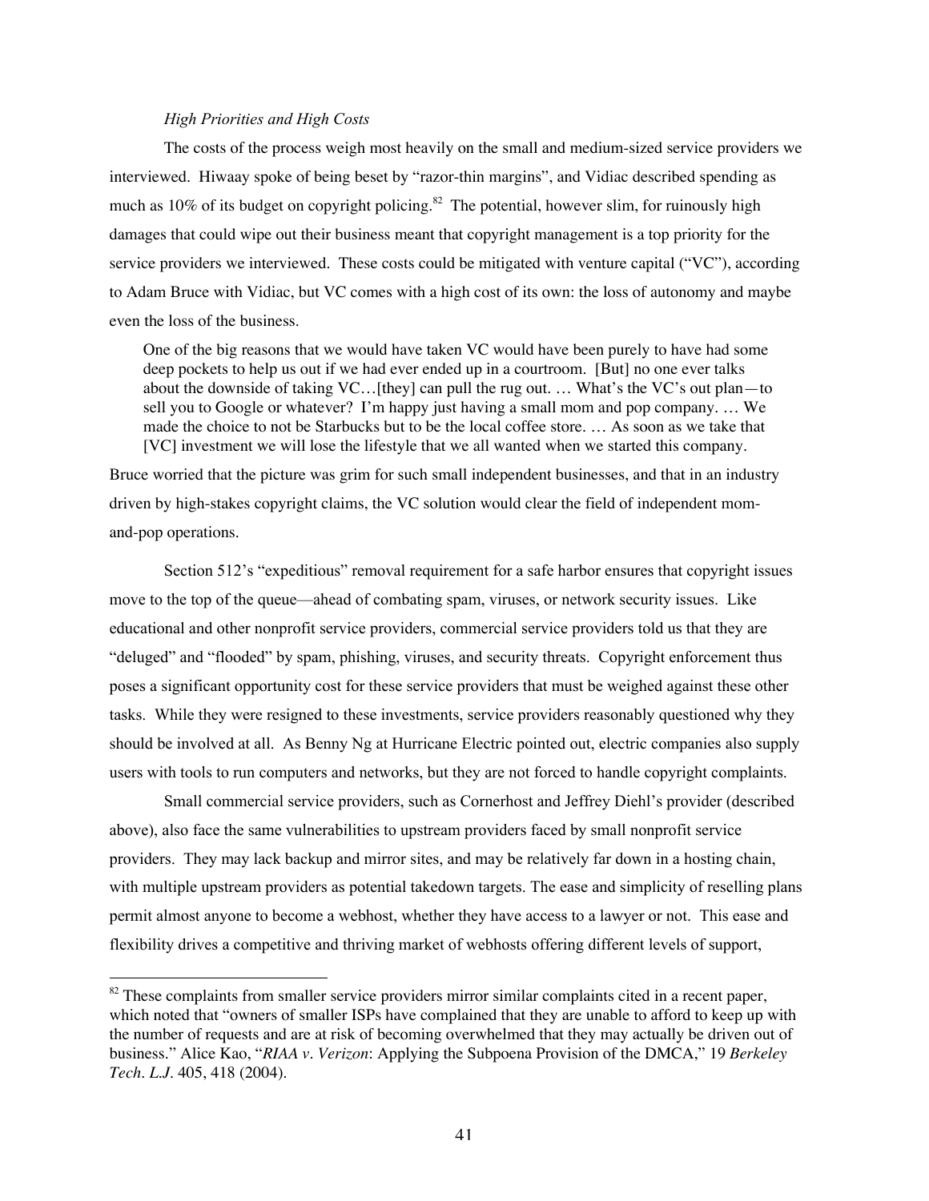*High Priorities and High Costs*

The costs of the process weigh most heavily on the small and medium-sized service providers we interviewed. Hiwaay spoke of being beset by "razor-thin margins", and Vidiac described spending as much as 10% of its budget on copyright policing.[82] The potential, however slim, for ruinously high damages that could wipe out their business meant that copyright management is a top priority for the service providers we interviewed. These costs could be mitigated with venture capital ("VC"), according to Adam Bruce with Vidiac, but VC comes with a high cost of its own: the loss of autonomy and maybe even the loss of the business.

> One of the big reasons that we would have taken VC would have been purely to have had some deep pockets to help us out if we had ever ended up in a courtroom. [But] no one ever talks about the downside of taking VC…[they] can pull the rug out. … What's the VC's out plan—to sell you to Google or whatever? I'm happy just having a small mom and pop company. … We made the choice to not be Starbucks but to be the local coffee store. … As soon as we take that [VC] investment we will lose the lifestyle that we all wanted when we started this company.

Bruce worried that the picture was grim for such small independent businesses, and that in an industry driven by high-stakes copyright claims, the VC solution would clear the field of independent mom-and-pop operations.

Section 512's "expeditious" removal requirement for a safe harbor ensures that copyright issues move to the top of the queue—ahead of combating spam, viruses, or network security issues. Like educational and other nonprofit service providers, commercial service providers told us that they are "deluged" and "flooded" by spam, phishing, viruses, and security threats. Copyright enforcement thus poses a significant opportunity cost for these service providers that must be weighed against these other tasks. While they were resigned to these investments, service providers reasonably questioned why they should be involved at all. As Benny Ng at Hurricane Electric pointed out, electric companies also supply users with tools to run computers and networks, but they are not forced to handle copyright complaints.

Small commercial service providers, such as Cornerhost and Jeffrey Diehl's provider (described above), also face the same vulnerabilities to upstream providers faced by small nonprofit service providers. They may lack backup and mirror sites, and may be relatively far down in a hosting chain, with multiple upstream providers as potential takedown targets. The ease and simplicity of reselling plans permit almost anyone to become a webhost, whether they have access to a lawyer or not. This ease and flexibility drives a competitive and thriving market of webhosts offering different levels of support,

---

[82] These complaints from smaller service providers mirror similar complaints cited in a recent paper, which noted that "owners of smaller ISPs have complained that they are unable to afford to keep up with the number of requests and are at risk of becoming overwhelmed that they may actually be driven out of business." Alice Kao, "*RIAA v. Verizon*: Applying the Subpoena Provision of the DMCA," 19 *Berkeley Tech. L.J.* 405, 418 (2004).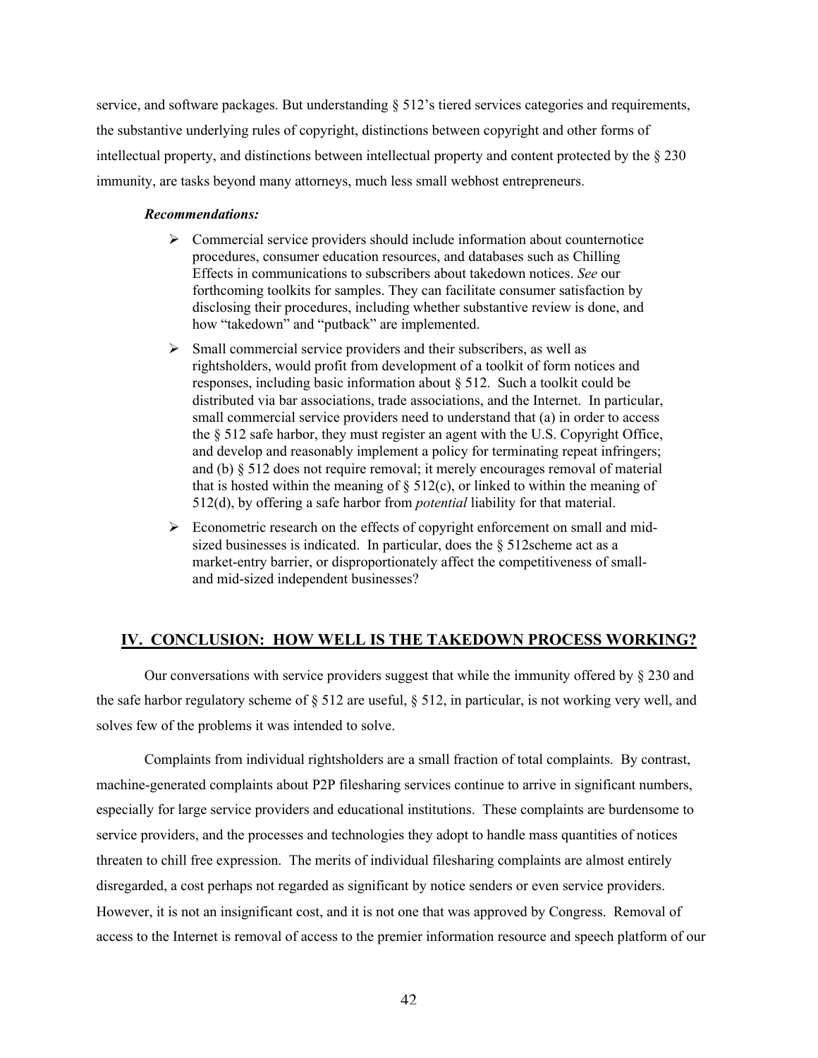service, and software packages. But understanding § 512's tiered services categories and requirements, the substantive underlying rules of copyright, distinctions between copyright and other forms of intellectual property, and distinctions between intellectual property and content protected by the § 230 immunity, are tasks beyond many attorneys, much less small webhost entrepreneurs.

***Recommendations:***

- Commercial service providers should include information about counternotice procedures, consumer education resources, and databases such as Chilling Effects in communications to subscribers about takedown notices. *See* our forthcoming toolkits for samples. They can facilitate consumer satisfaction by disclosing their procedures, including whether substantive review is done, and how "takedown" and "putback" are implemented.
- Small commercial service providers and their subscribers, as well as rightsholders, would profit from development of a toolkit of form notices and responses, including basic information about § 512. Such a toolkit could be distributed via bar associations, trade associations, and the Internet. In particular, small commercial service providers need to understand that (a) in order to access the § 512 safe harbor, they must register an agent with the U.S. Copyright Office, and develop and reasonably implement a policy for terminating repeat infringers; and (b) § 512 does not require removal; it merely encourages removal of material that is hosted within the meaning of § 512(c), or linked to within the meaning of 512(d), by offering a safe harbor from *potential* liability for that material.
- Econometric research on the effects of copyright enforcement on small and mid-sized businesses is indicated. In particular, does the § 512scheme act as a market-entry barrier, or disproportionately affect the competitiveness of small- and mid-sized independent businesses?

## IV. CONCLUSION: HOW WELL IS THE TAKEDOWN PROCESS WORKING?

Our conversations with service providers suggest that while the immunity offered by § 230 and the safe harbor regulatory scheme of § 512 are useful, § 512, in particular, is not working very well, and solves few of the problems it was intended to solve.

Complaints from individual rightsholders are a small fraction of total complaints. By contrast, machine-generated complaints about P2P filesharing services continue to arrive in significant numbers, especially for large service providers and educational institutions. These complaints are burdensome to service providers, and the processes and technologies they adopt to handle mass quantities of notices threaten to chill free expression. The merits of individual filesharing complaints are almost entirely disregarded, a cost perhaps not regarded as significant by notice senders or even service providers. However, it is not an insignificant cost, and it is not one that was approved by Congress. Removal of access to the Internet is removal of access to the premier information resource and speech platform of our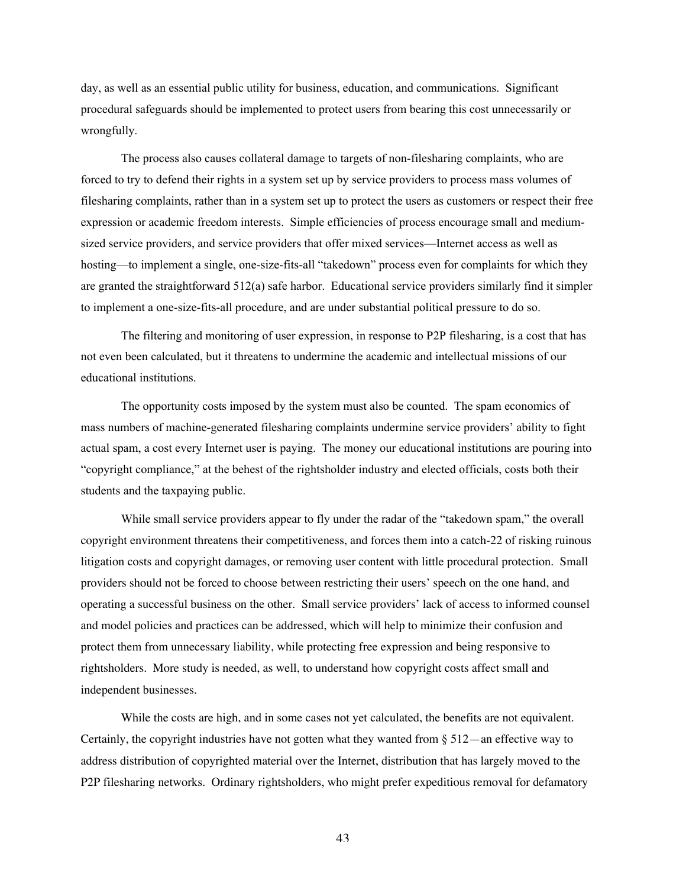day, as well as an essential public utility for business, education, and communications. Significant procedural safeguards should be implemented to protect users from bearing this cost unnecessarily or wrongfully.

The process also causes collateral damage to targets of non-filesharing complaints, who are forced to try to defend their rights in a system set up by service providers to process mass volumes of filesharing complaints, rather than in a system set up to protect the users as customers or respect their free expression or academic freedom interests. Simple efficiencies of process encourage small and medium-sized service providers, and service providers that offer mixed services—Internet access as well as hosting—to implement a single, one-size-fits-all "takedown" process even for complaints for which they are granted the straightforward 512(a) safe harbor. Educational service providers similarly find it simpler to implement a one-size-fits-all procedure, and are under substantial political pressure to do so.

The filtering and monitoring of user expression, in response to P2P filesharing, is a cost that has not even been calculated, but it threatens to undermine the academic and intellectual missions of our educational institutions.

The opportunity costs imposed by the system must also be counted. The spam economics of mass numbers of machine-generated filesharing complaints undermine service providers' ability to fight actual spam, a cost every Internet user is paying. The money our educational institutions are pouring into "copyright compliance," at the behest of the rightsholder industry and elected officials, costs both their students and the taxpaying public.

While small service providers appear to fly under the radar of the "takedown spam," the overall copyright environment threatens their competitiveness, and forces them into a catch-22 of risking ruinous litigation costs and copyright damages, or removing user content with little procedural protection. Small providers should not be forced to choose between restricting their users' speech on the one hand, and operating a successful business on the other. Small service providers' lack of access to informed counsel and model policies and practices can be addressed, which will help to minimize their confusion and protect them from unnecessary liability, while protecting free expression and being responsive to rightsholders. More study is needed, as well, to understand how copyright costs affect small and independent businesses.

While the costs are high, and in some cases not yet calculated, the benefits are not equivalent. Certainly, the copyright industries have not gotten what they wanted from § 512—an effective way to address distribution of copyrighted material over the Internet, distribution that has largely moved to the P2P filesharing networks. Ordinary rightsholders, who might prefer expeditious removal for defamatory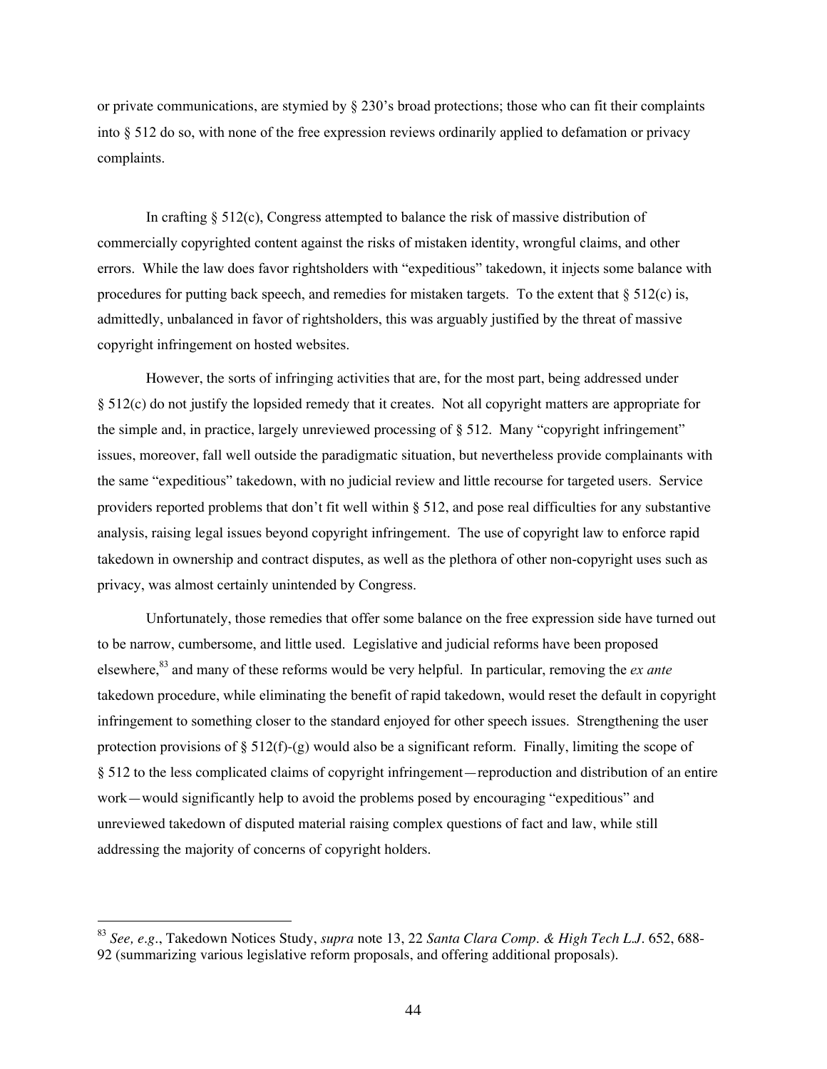or private communications, are stymied by § 230's broad protections; those who can fit their complaints into § 512 do so, with none of the free expression reviews ordinarily applied to defamation or privacy complaints.

In crafting § 512(c), Congress attempted to balance the risk of massive distribution of commercially copyrighted content against the risks of mistaken identity, wrongful claims, and other errors. While the law does favor rightsholders with "expeditious" takedown, it injects some balance with procedures for putting back speech, and remedies for mistaken targets. To the extent that § 512(c) is, admittedly, unbalanced in favor of rightsholders, this was arguably justified by the threat of massive copyright infringement on hosted websites.

However, the sorts of infringing activities that are, for the most part, being addressed under § 512(c) do not justify the lopsided remedy that it creates. Not all copyright matters are appropriate for the simple and, in practice, largely unreviewed processing of § 512. Many "copyright infringement" issues, moreover, fall well outside the paradigmatic situation, but nevertheless provide complainants with the same "expeditious" takedown, with no judicial review and little recourse for targeted users. Service providers reported problems that don't fit well within § 512, and pose real difficulties for any substantive analysis, raising legal issues beyond copyright infringement. The use of copyright law to enforce rapid takedown in ownership and contract disputes, as well as the plethora of other non-copyright uses such as privacy, was almost certainly unintended by Congress.

Unfortunately, those remedies that offer some balance on the free expression side have turned out to be narrow, cumbersome, and little used. Legislative and judicial reforms have been proposed elsewhere,[83] and many of these reforms would be very helpful. In particular, removing the *ex ante* takedown procedure, while eliminating the benefit of rapid takedown, would reset the default in copyright infringement to something closer to the standard enjoyed for other speech issues. Strengthening the user protection provisions of § 512(f)-(g) would also be a significant reform. Finally, limiting the scope of § 512 to the less complicated claims of copyright infringement—reproduction and distribution of an entire work—would significantly help to avoid the problems posed by encouraging "expeditious" and unreviewed takedown of disputed material raising complex questions of fact and law, while still addressing the majority of concerns of copyright holders.

---

[83] *See, e.g*., Takedown Notices Study, *supra* note 13, 22 *Santa Clara Comp. & High Tech L.J*. 652, 688-92 (summarizing various legislative reform proposals, and offering additional proposals).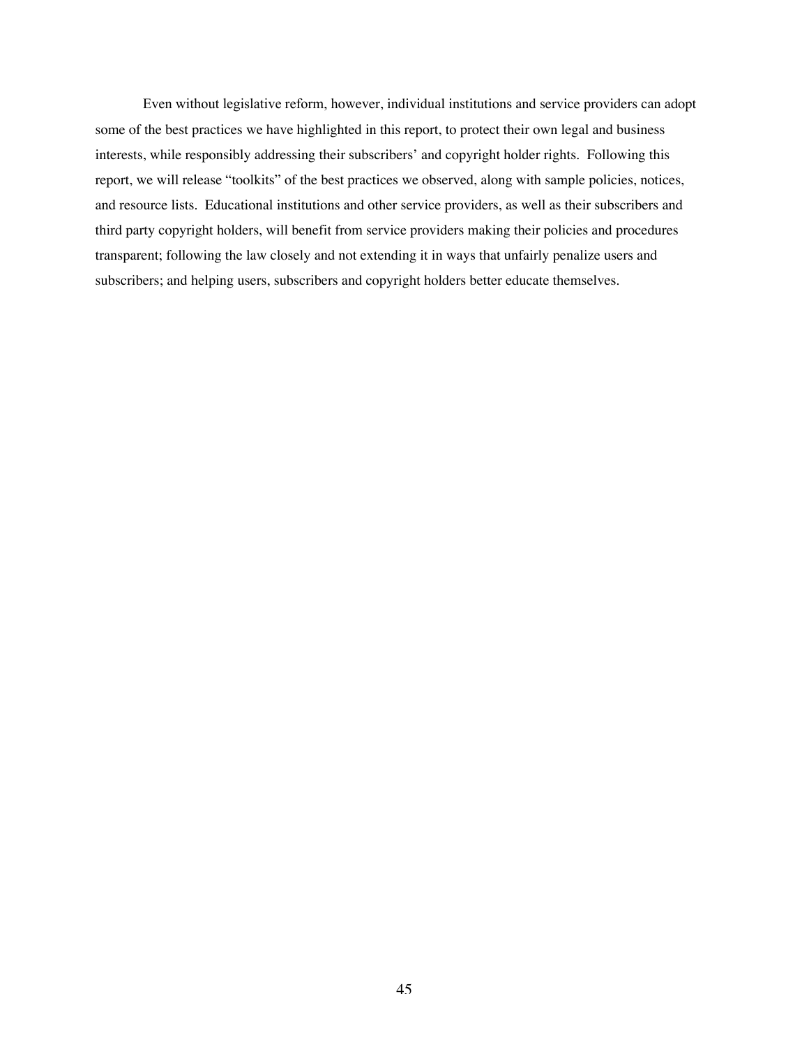Even without legislative reform, however, individual institutions and service providers can adopt some of the best practices we have highlighted in this report, to protect their own legal and business interests, while responsibly addressing their subscribers' and copyright holder rights. Following this report, we will release "toolkits" of the best practices we observed, along with sample policies, notices, and resource lists. Educational institutions and other service providers, as well as their subscribers and third party copyright holders, will benefit from service providers making their policies and procedures transparent; following the law closely and not extending it in ways that unfairly penalize users and subscribers; and helping users, subscribers and copyright holders better educate themselves.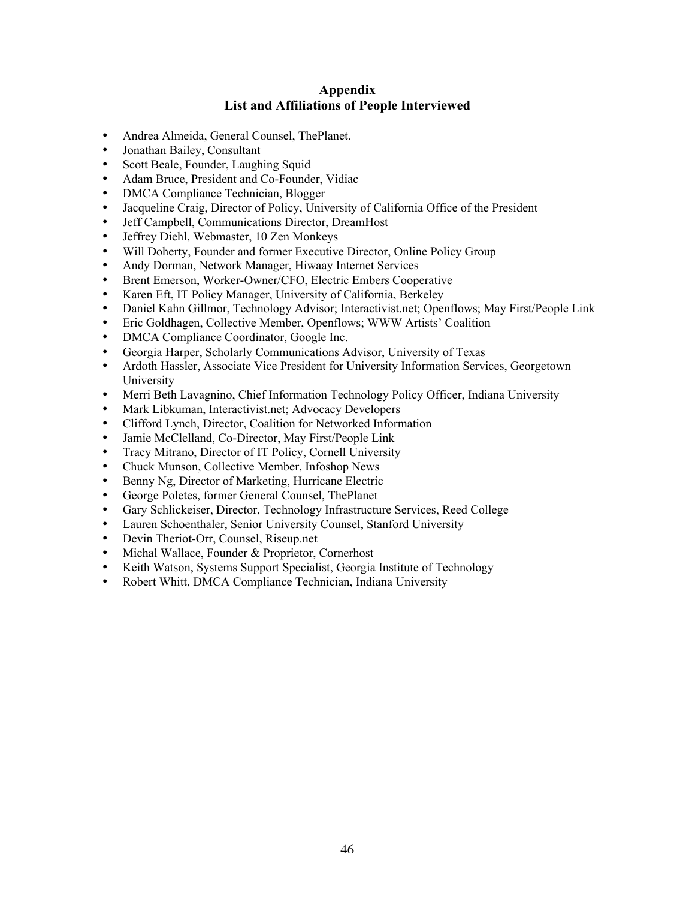## Appendix
## List and Affiliations of People Interviewed

- Andrea Almeida, General Counsel, ThePlanet.
- Jonathan Bailey, Consultant
- Scott Beale, Founder, Laughing Squid
- Adam Bruce, President and Co-Founder, Vidiac
- DMCA Compliance Technician, Blogger
- Jacqueline Craig, Director of Policy, University of California Office of the President
- Jeff Campbell, Communications Director, DreamHost
- Jeffrey Diehl, Webmaster, 10 Zen Monkeys
- Will Doherty, Founder and former Executive Director, Online Policy Group
- Andy Dorman, Network Manager, Hiwaay Internet Services
- Brent Emerson, Worker-Owner/CFO, Electric Embers Cooperative
- Karen Eft, IT Policy Manager, University of California, Berkeley
- Daniel Kahn Gillmor, Technology Advisor; Interactivist.net; Openflows; May First/People Link
- Eric Goldhagen, Collective Member, Openflows; WWW Artists' Coalition
- DMCA Compliance Coordinator, Google Inc.
- Georgia Harper, Scholarly Communications Advisor, University of Texas
- Ardoth Hassler, Associate Vice President for University Information Services, Georgetown University
- Merri Beth Lavagnino, Chief Information Technology Policy Officer, Indiana University
- Mark Libkuman, Interactivist.net; Advocacy Developers
- Clifford Lynch, Director, Coalition for Networked Information
- Jamie McClelland, Co-Director, May First/People Link
- Tracy Mitrano, Director of IT Policy, Cornell University
- Chuck Munson, Collective Member, Infoshop News
- Benny Ng, Director of Marketing, Hurricane Electric
- George Poletes, former General Counsel, ThePlanet
- Gary Schlickeiser, Director, Technology Infrastructure Services, Reed College
- Lauren Schoenthaler, Senior University Counsel, Stanford University
- Devin Theriot-Orr, Counsel, Riseup.net
- Michal Wallace, Founder & Proprietor, Cornerhost
- Keith Watson, Systems Support Specialist, Georgia Institute of Technology
- Robert Whitt, DMCA Compliance Technician, Indiana University